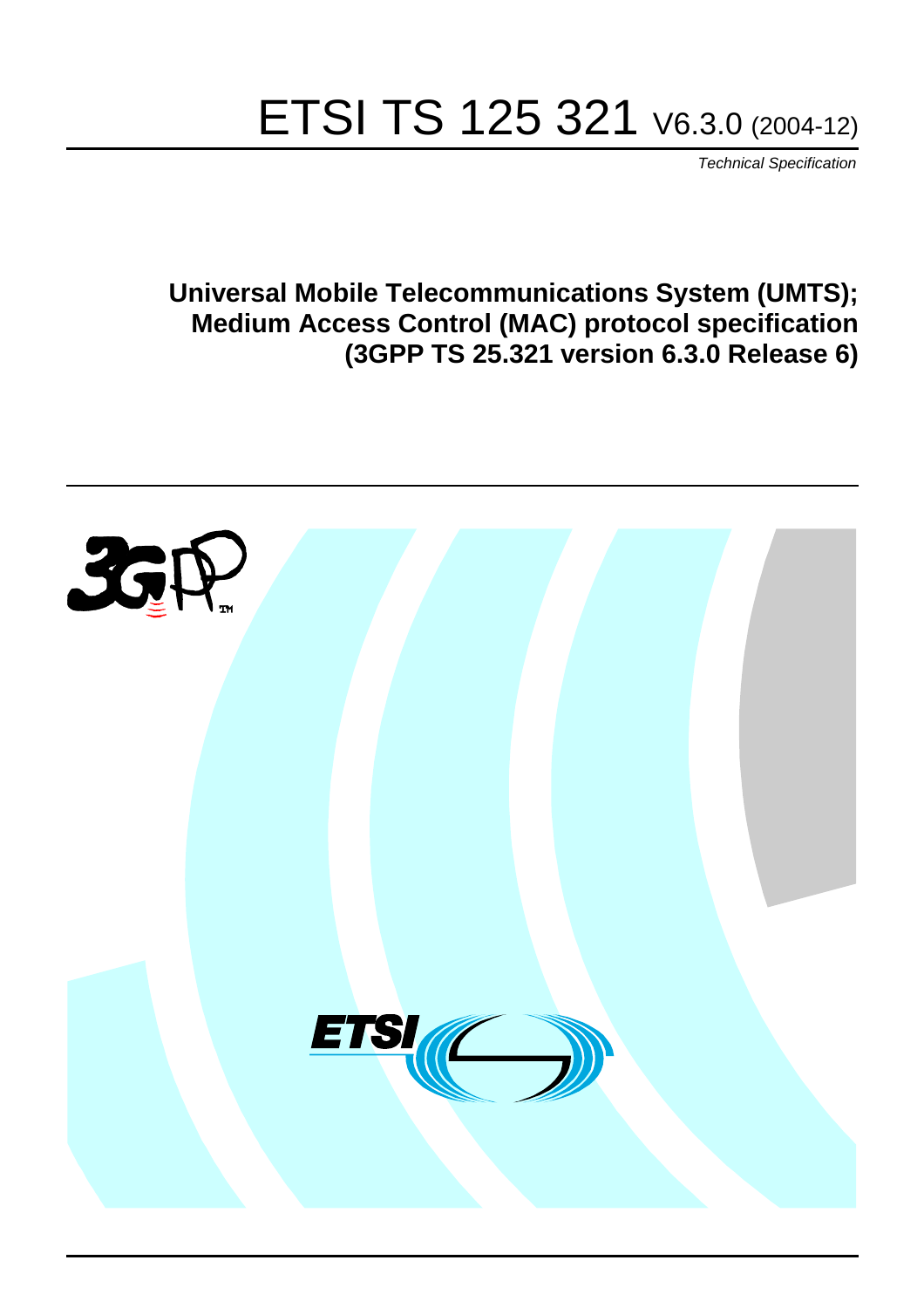# ETSI TS 125 321 V6.3.0 (2004-12)

*Technical Specification*

**Universal Mobile Telecommunications System (UMTS); Medium Access Control (MAC) protocol specification (3GPP TS 25.321 version 6.3.0 Release 6)**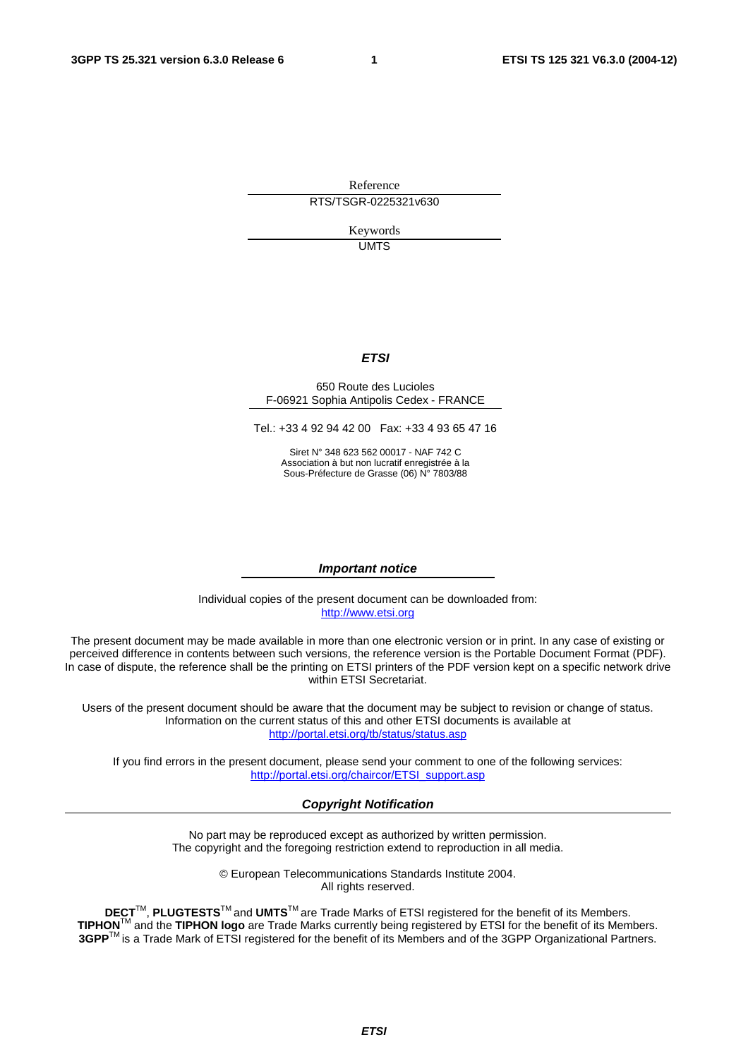Reference

RTS/TSGR-0225321v630

Keywords

UMTS

***ETSI***

650 Route des Lucioles
F-06921 Sophia Antipolis Cedex - FRANCE

Tel.: +33 4 92 94 42 00 Fax: +33 4 93 65 47 16

Siret N° 348 623 562 00017 - NAF 742 C
Association à but non lucratif enregistrée à la
Sous-Préfecture de Grasse (06) N° 7803/88

***Important notice***

Individual copies of the present document can be downloaded from:
http://www.etsi.org

The present document may be made available in more than one electronic version or in print. In any case of existing or perceived difference in contents between such versions, the reference version is the Portable Document Format (PDF). In case of dispute, the reference shall be the printing on ETSI printers of the PDF version kept on a specific network drive within ETSI Secretariat.

Users of the present document should be aware that the document may be subject to revision or change of status. Information on the current status of this and other ETSI documents is available at
http://portal.etsi.org/tb/status/status.asp

If you find errors in the present document, please send your comment to one of the following services:
http://portal.etsi.org/chaircor/ETSI_support.asp

***Copyright Notification***

No part may be reproduced except as authorized by written permission.
The copyright and the foregoing restriction extend to reproduction in all media.

© European Telecommunications Standards Institute 2004.
All rights reserved.

**DECT**™, **PLUGTESTS**™ and **UMTS**™ are Trade Marks of ETSI registered for the benefit of its Members.
**TIPHON**™ and the **TIPHON logo** are Trade Marks currently being registered by ETSI for the benefit of its Members.
**3GPP**™ is a Trade Mark of ETSI registered for the benefit of its Members and of the 3GPP Organizational Partners.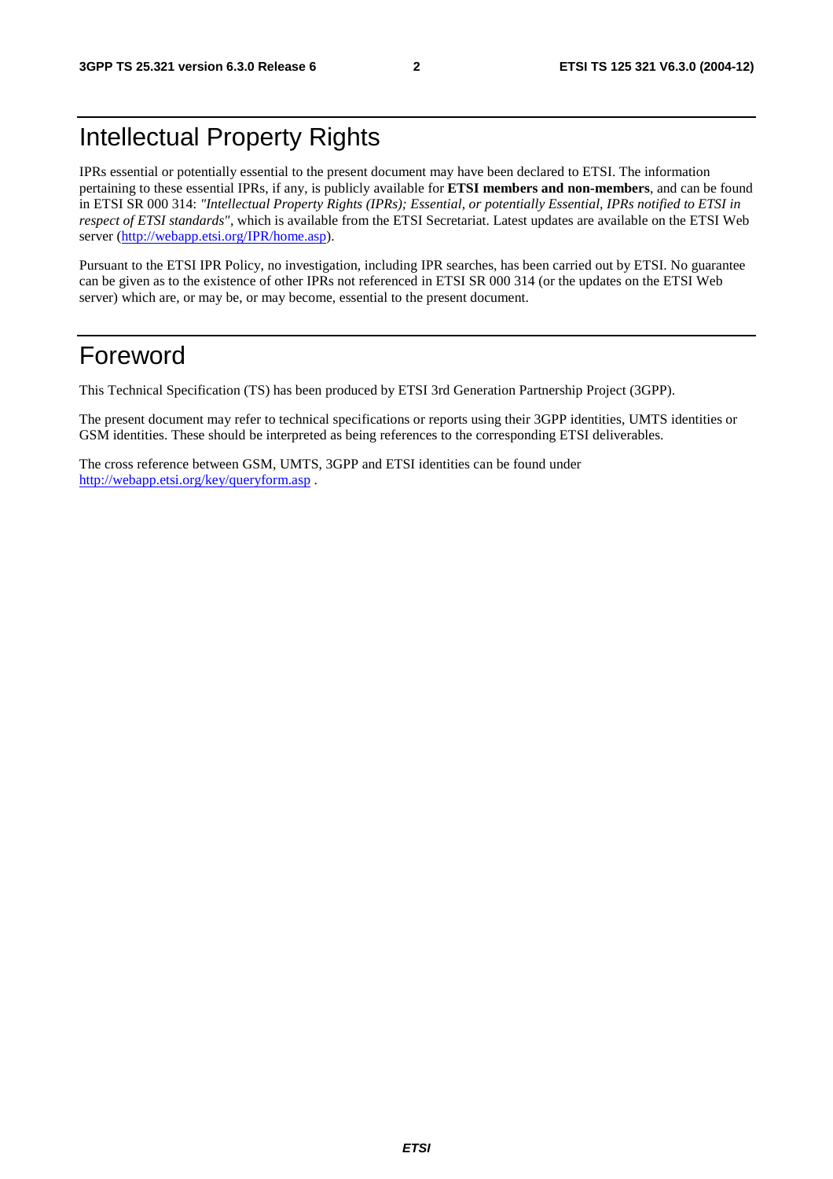# Intellectual Property Rights

IPRs essential or potentially essential to the present document may have been declared to ETSI. The information pertaining to these essential IPRs, if any, is publicly available for **ETSI members and non-members**, and can be found in ETSI SR 000 314: *"Intellectual Property Rights (IPRs); Essential, or potentially Essential, IPRs notified to ETSI in respect of ETSI standards"*, which is available from the ETSI Secretariat. Latest updates are available on the ETSI Web server (http://webapp.etsi.org/IPR/home.asp).

Pursuant to the ETSI IPR Policy, no investigation, including IPR searches, has been carried out by ETSI. No guarantee can be given as to the existence of other IPRs not referenced in ETSI SR 000 314 (or the updates on the ETSI Web server) which are, or may be, or may become, essential to the present document.

# Foreword

This Technical Specification (TS) has been produced by ETSI 3rd Generation Partnership Project (3GPP).

The present document may refer to technical specifications or reports using their 3GPP identities, UMTS identities or GSM identities. These should be interpreted as being references to the corresponding ETSI deliverables.

The cross reference between GSM, UMTS, 3GPP and ETSI identities can be found under http://webapp.etsi.org/key/queryform.asp .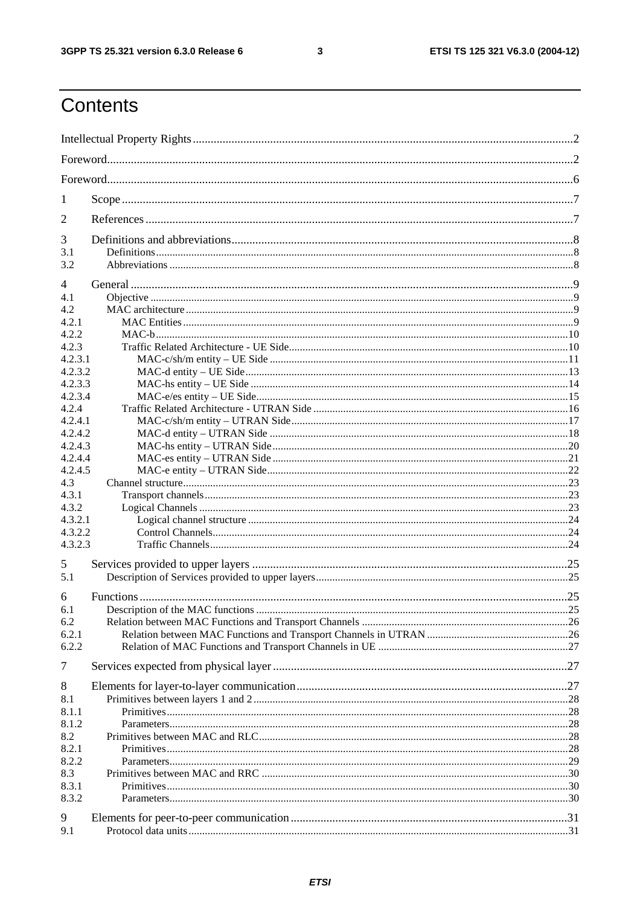# Contents

Intellectual Property Rights ..........2
Foreword..........2
Foreword..........6
1 Scope ..........7
2 References ..........7
3 Definitions and abbreviations..........8
3.1 Definitions..........8
3.2 Abbreviations ..........8
4 General ..........9
4.1 Objective ..........9
4.2 MAC architecture..........9
4.2.1 MAC Entities ..........9
4.2.2 MAC-b..........10
4.2.3 Traffic Related Architecture - UE Side..........10
4.2.3.1 MAC-c/sh/m entity – UE Side ..........11
4.2.3.2 MAC-d entity – UE Side..........13
4.2.3.3 MAC-hs entity – UE Side ..........14
4.2.3.4 MAC-e/es entity – UE Side..........15
4.2.4 Traffic Related Architecture - UTRAN Side ..........16
4.2.4.1 MAC-c/sh/m entity – UTRAN Side..........17
4.2.4.2 MAC-d entity – UTRAN Side ..........18
4.2.4.3 MAC-hs entity – UTRAN Side..........20
4.2.4.4 MAC-es entity – UTRAN Side ..........21
4.2.4.5 MAC-e entity – UTRAN Side..........22
4.3 Channel structure..........23
4.3.1 Transport channels..........23
4.3.2 Logical Channels ..........23
4.3.2.1 Logical channel structure ..........24
4.3.2.2 Control Channels..........24
4.3.2.3 Traffic Channels..........24
5 Services provided to upper layers ..........25
5.1 Description of Services provided to upper layers..........25
6 Functions..........25
6.1 Description of the MAC functions ..........25
6.2 Relation between MAC Functions and Transport Channels ..........26
6.2.1 Relation between MAC Functions and Transport Channels in UTRAN ..........26
6.2.2 Relation of MAC Functions and Transport Channels in UE ..........27
7 Services expected from physical layer ..........27
8 Elements for layer-to-layer communication..........27
8.1 Primitives between layers 1 and 2..........28
8.1.1 Primitives..........28
8.1.2 Parameters..........28
8.2 Primitives between MAC and RLC..........28
8.2.1 Primitives..........28
8.2.2 Parameters..........29
8.3 Primitives between MAC and RRC ..........30
8.3.1 Primitives..........30
8.3.2 Parameters..........30
9 Elements for peer-to-peer communication..........31
9.1 Protocol data units..........31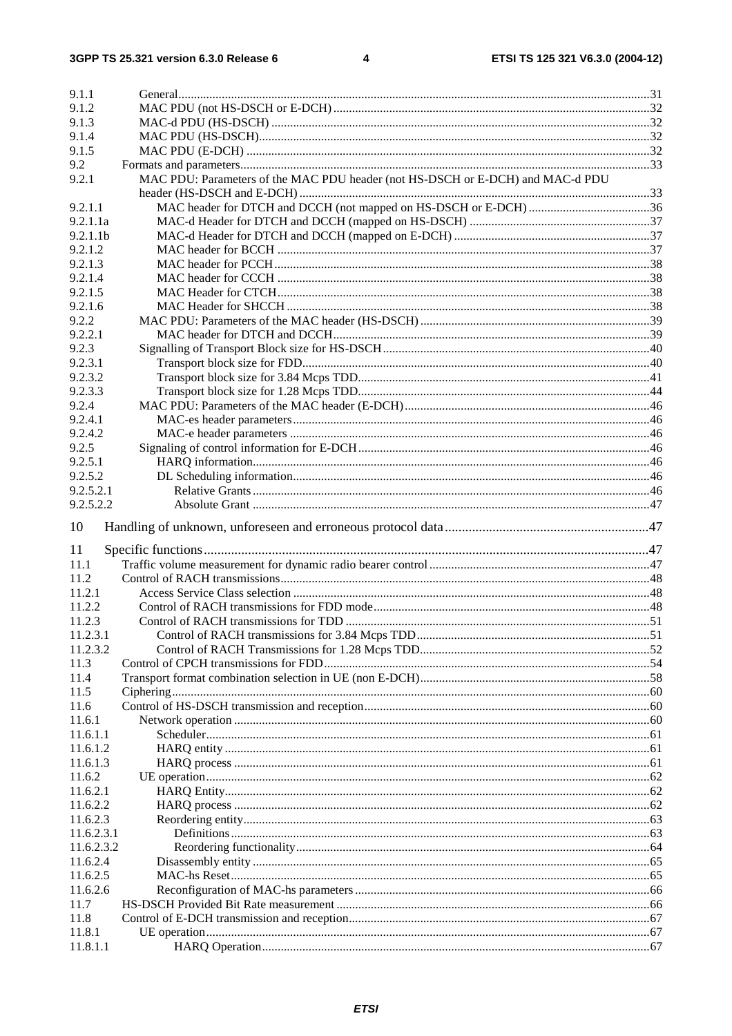9.1.1 General......31
9.1.2 MAC PDU (not HS-DSCH or E-DCH)......32
9.1.3 MAC-d PDU (HS-DSCH)......32
9.1.4 MAC PDU (HS-DSCH)......32
9.1.5 MAC PDU (E-DCH)......32
9.2 Formats and parameters......33
9.2.1 MAC PDU: Parameters of the MAC PDU header (not HS-DSCH or E-DCH) and MAC-d PDU header (HS-DSCH and E-DCH)......33
9.2.1.1 MAC header for DTCH and DCCH (not mapped on HS-DSCH or E-DCH)......36
9.2.1.1a MAC-d Header for DTCH and DCCH (mapped on HS-DSCH)......37
9.2.1.1b MAC-d Header for DTCH and DCCH (mapped on E-DCH)......37
9.2.1.2 MAC header for BCCH......37
9.2.1.3 MAC header for PCCH......38
9.2.1.4 MAC header for CCCH......38
9.2.1.5 MAC Header for CTCH......38
9.2.1.6 MAC Header for SHCCH......38
9.2.2 MAC PDU: Parameters of the MAC header (HS-DSCH)......39
9.2.2.1 MAC header for DTCH and DCCH......39
9.2.3 Signalling of Transport Block size for HS-DSCH......40
9.2.3.1 Transport block size for FDD......40
9.2.3.2 Transport block size for 3.84 Mcps TDD......41
9.2.3.3 Transport block size for 1.28 Mcps TDD......44
9.2.4 MAC PDU: Parameters of the MAC header (E-DCH)......46
9.2.4.1 MAC-es header parameters......46
9.2.4.2 MAC-e header parameters......46
9.2.5 Signaling of control information for E-DCH......46
9.2.5.1 HARQ information......46
9.2.5.2 DL Scheduling information......46
9.2.5.2.1 Relative Grants......46
9.2.5.2.2 Absolute Grant......47

10 Handling of unknown, unforeseen and erroneous protocol data......47

11 Specific functions......47
11.1 Traffic volume measurement for dynamic radio bearer control......47
11.2 Control of RACH transmissions......48
11.2.1 Access Service Class selection......48
11.2.2 Control of RACH transmissions for FDD mode......48
11.2.3 Control of RACH transmissions for TDD......51
11.2.3.1 Control of RACH transmissions for 3.84 Mcps TDD......51
11.2.3.2 Control of RACH Transmissions for 1.28 Mcps TDD......52
11.3 Control of CPCH transmissions for FDD......54
11.4 Transport format combination selection in UE (non E-DCH)......58
11.5 Ciphering......60
11.6 Control of HS-DSCH transmission and reception......60
11.6.1 Network operation......60
11.6.1.1 Scheduler......61
11.6.1.2 HARQ entity......61
11.6.1.3 HARQ process......61
11.6.2 UE operation......62
11.6.2.1 HARQ Entity......62
11.6.2.2 HARQ process......62
11.6.2.3 Reordering entity......63
11.6.2.3.1 Definitions......63
11.6.2.3.2 Reordering functionality......64
11.6.2.4 Disassembly entity......65
11.6.2.5 MAC-hs Reset......65
11.6.2.6 Reconfiguration of MAC-hs parameters......66
11.7 HS-DSCH Provided Bit Rate measurement......66
11.8 Control of E-DCH transmission and reception......67
11.8.1 UE operation......67
11.8.1.1 HARQ Operation......67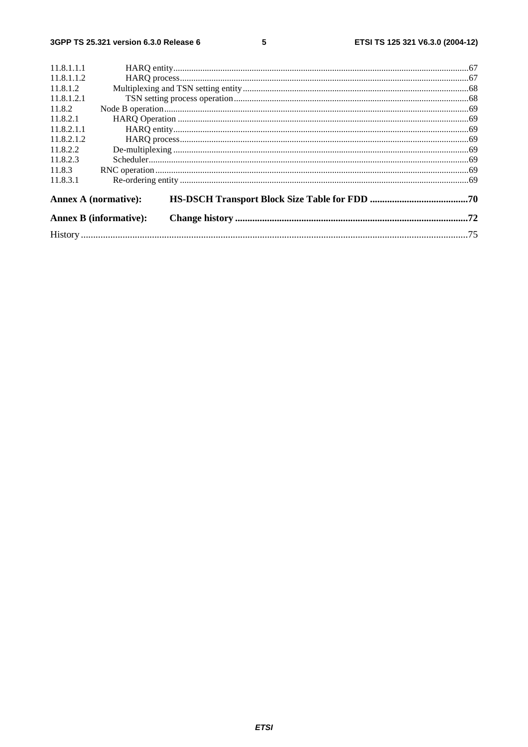11.8.1.1.1 HARQ entity....................................................................................................................................67
11.8.1.1.2 HARQ process.................................................................................................................................67
11.8.1.2 Multiplexing and TSN setting entity.....................................................................................................68
11.8.1.2.1 TSN setting process operation.........................................................................................................68
11.8.2 Node B operation.......................................................................................................................................69
11.8.2.1 HARQ Operation ...................................................................................................................................69
11.8.2.1.1 HARQ entity....................................................................................................................................69
11.8.2.1.2 HARQ process.................................................................................................................................69
11.8.2.2 De-multiplexing .....................................................................................................................................69
11.8.2.3 Scheduler................................................................................................................................................69
11.8.3 RNC operation...........................................................................................................................................69
11.8.3.1 Re-ordering entity ..................................................................................................................................69

**Annex A (normative): HS-DSCH Transport Block Size Table for FDD .........................................70**

**Annex B (informative): Change history ...............................................................................................72**

History ..............................................................................................................................................................75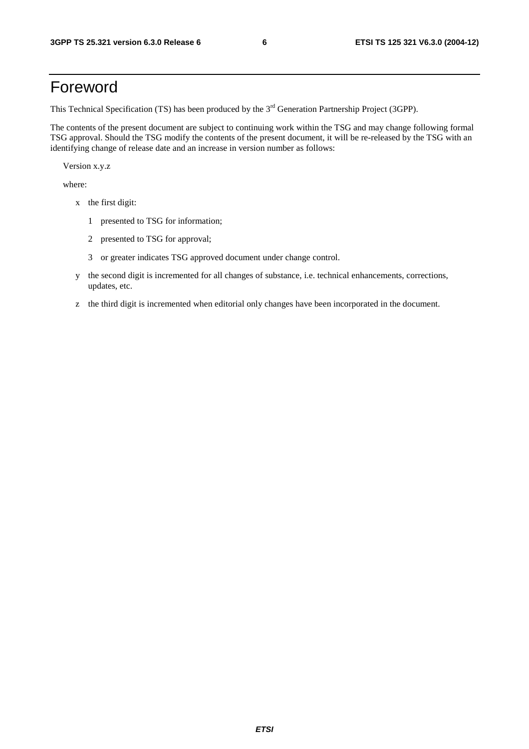# Foreword

This Technical Specification (TS) has been produced by the 3rd Generation Partnership Project (3GPP).

The contents of the present document are subject to continuing work within the TSG and may change following formal TSG approval. Should the TSG modify the contents of the present document, it will be re-released by the TSG with an identifying change of release date and an increase in version number as follows:

Version x.y.z

where:

- x the first digit:
  - 1 presented to TSG for information;
  - 2 presented to TSG for approval;
  - 3 or greater indicates TSG approved document under change control.
- y the second digit is incremented for all changes of substance, i.e. technical enhancements, corrections, updates, etc.
- z the third digit is incremented when editorial only changes have been incorporated in the document.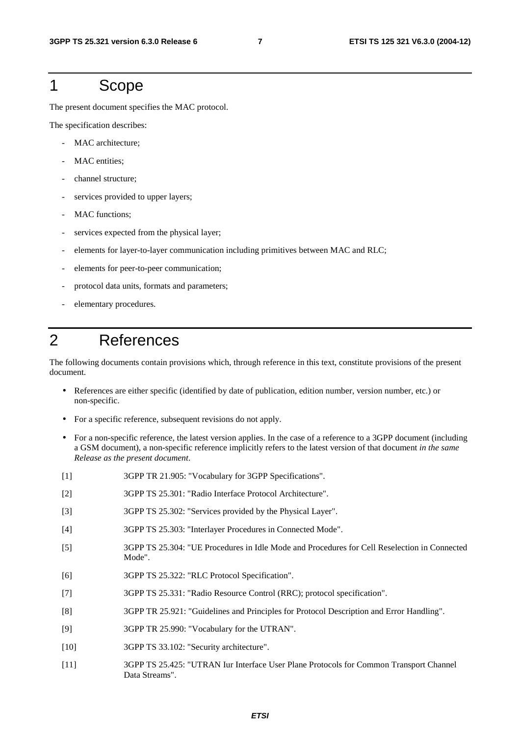# 1 Scope

The present document specifies the MAC protocol.

The specification describes:

- MAC architecture;
- MAC entities;
- channel structure;
- services provided to upper layers;
- MAC functions;
- services expected from the physical layer;
- elements for layer-to-layer communication including primitives between MAC and RLC;
- elements for peer-to-peer communication;
- protocol data units, formats and parameters;
- elementary procedures.

# 2 References

The following documents contain provisions which, through reference in this text, constitute provisions of the present document.

- References are either specific (identified by date of publication, edition number, version number, etc.) or non-specific.
- For a specific reference, subsequent revisions do not apply.
- For a non-specific reference, the latest version applies. In the case of a reference to a 3GPP document (including a GSM document), a non-specific reference implicitly refers to the latest version of that document *in the same Release as the present document*.

[1] 3GPP TR 21.905: "Vocabulary for 3GPP Specifications".

[2] 3GPP TS 25.301: "Radio Interface Protocol Architecture".

[3] 3GPP TS 25.302: "Services provided by the Physical Layer".

[4] 3GPP TS 25.303: "Interlayer Procedures in Connected Mode".

[5] 3GPP TS 25.304: "UE Procedures in Idle Mode and Procedures for Cell Reselection in Connected Mode".

[6] 3GPP TS 25.322: "RLC Protocol Specification".

[7] 3GPP TS 25.331: "Radio Resource Control (RRC); protocol specification".

[8] 3GPP TR 25.921: "Guidelines and Principles for Protocol Description and Error Handling".

[9] 3GPP TR 25.990: "Vocabulary for the UTRAN".

[10] 3GPP TS 33.102: "Security architecture".

[11] 3GPP TS 25.425: "UTRAN Iur Interface User Plane Protocols for Common Transport Channel Data Streams".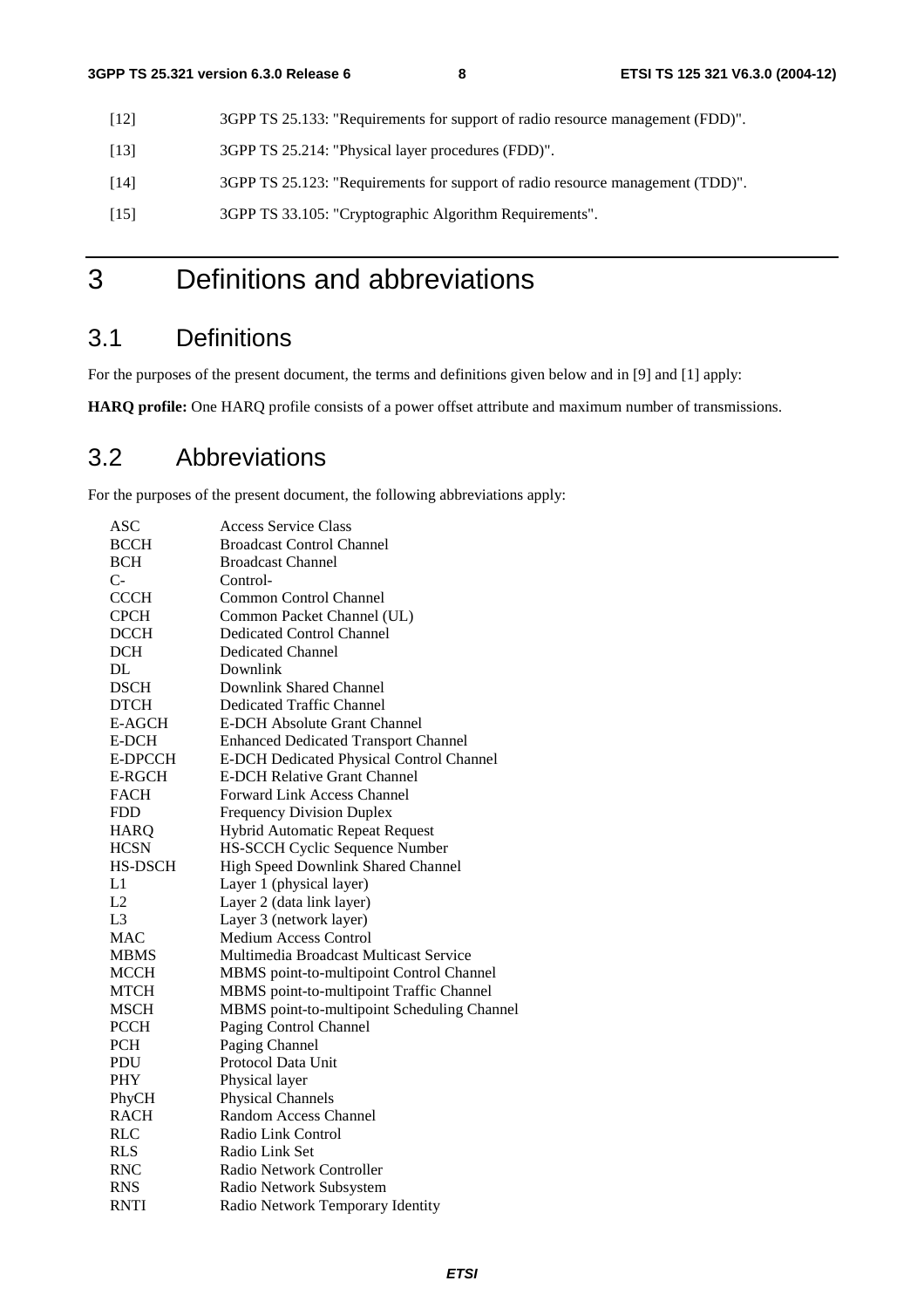[12] 3GPP TS 25.133: "Requirements for support of radio resource management (FDD)".

[13] 3GPP TS 25.214: "Physical layer procedures (FDD)".

[14] 3GPP TS 25.123: "Requirements for support of radio resource management (TDD)".

[15] 3GPP TS 33.105: "Cryptographic Algorithm Requirements".

# 3 Definitions and abbreviations

## 3.1 Definitions

For the purposes of the present document, the terms and definitions given below and in [9] and [1] apply:

**HARQ profile:** One HARQ profile consists of a power offset attribute and maximum number of transmissions.

## 3.2 Abbreviations

For the purposes of the present document, the following abbreviations apply:

| | |
|---|---|
| ASC | Access Service Class |
| BCCH | Broadcast Control Channel |
| BCH | Broadcast Channel |
| C- | Control- |
| CCCH | Common Control Channel |
| CPCH | Common Packet Channel (UL) |
| DCCH | Dedicated Control Channel |
| DCH | Dedicated Channel |
| DL | Downlink |
| DSCH | Downlink Shared Channel |
| DTCH | Dedicated Traffic Channel |
| E-AGCH | E-DCH Absolute Grant Channel |
| E-DCH | Enhanced Dedicated Transport Channel |
| E-DPCCH | E-DCH Dedicated Physical Control Channel |
| E-RGCH | E-DCH Relative Grant Channel |
| FACH | Forward Link Access Channel |
| FDD | Frequency Division Duplex |
| HARQ | Hybrid Automatic Repeat Request |
| HCSN | HS-SCCH Cyclic Sequence Number |
| HS-DSCH | High Speed Downlink Shared Channel |
| L1 | Layer 1 (physical layer) |
| L2 | Layer 2 (data link layer) |
| L3 | Layer 3 (network layer) |
| MAC | Medium Access Control |
| MBMS | Multimedia Broadcast Multicast Service |
| MCCH | MBMS point-to-multipoint Control Channel |
| MTCH | MBMS point-to-multipoint Traffic Channel |
| MSCH | MBMS point-to-multipoint Scheduling Channel |
| PCCH | Paging Control Channel |
| PCH | Paging Channel |
| PDU | Protocol Data Unit |
| PHY | Physical layer |
| PhyCH | Physical Channels |
| RACH | Random Access Channel |
| RLC | Radio Link Control |
| RLS | Radio Link Set |
| RNC | Radio Network Controller |
| RNS | Radio Network Subsystem |
| RNTI | Radio Network Temporary Identity |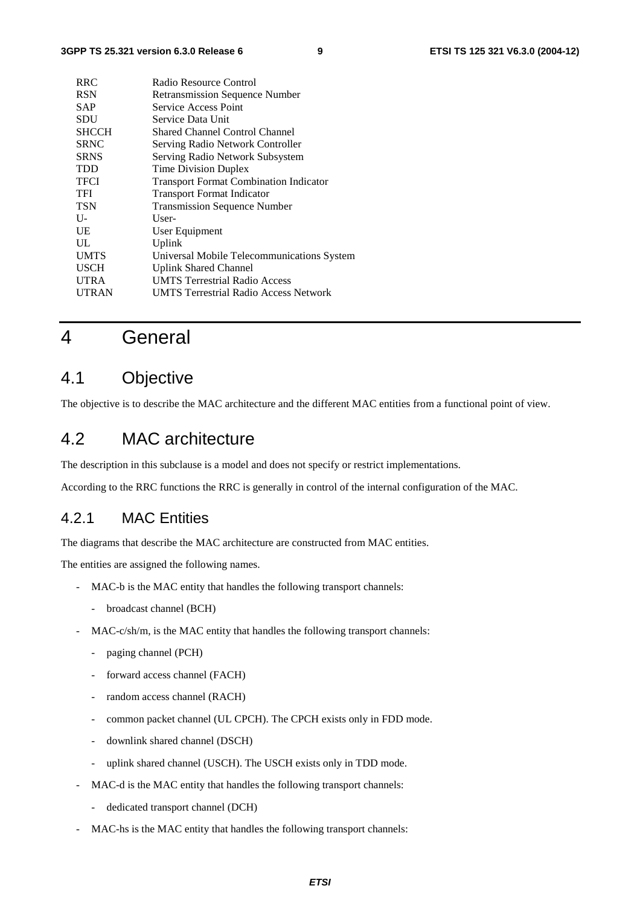| | |
|---|---|
| RRC | Radio Resource Control |
| RSN | Retransmission Sequence Number |
| SAP | Service Access Point |
| SDU | Service Data Unit |
| SHCCH | Shared Channel Control Channel |
| SRNC | Serving Radio Network Controller |
| SRNS | Serving Radio Network Subsystem |
| TDD | Time Division Duplex |
| TFCI | Transport Format Combination Indicator |
| TFI | Transport Format Indicator |
| TSN | Transmission Sequence Number |
| U- | User- |
| UE | User Equipment |
| UL | Uplink |
| UMTS | Universal Mobile Telecommunications System |
| USCH | Uplink Shared Channel |
| UTRA | UMTS Terrestrial Radio Access |
| UTRAN | UMTS Terrestrial Radio Access Network |

# 4 General

## 4.1 Objective

The objective is to describe the MAC architecture and the different MAC entities from a functional point of view.

## 4.2 MAC architecture

The description in this subclause is a model and does not specify or restrict implementations.

According to the RRC functions the RRC is generally in control of the internal configuration of the MAC.

### 4.2.1 MAC Entities

The diagrams that describe the MAC architecture are constructed from MAC entities.

The entities are assigned the following names.

- MAC-b is the MAC entity that handles the following transport channels:
  - broadcast channel (BCH)
- MAC-c/sh/m, is the MAC entity that handles the following transport channels:
  - paging channel (PCH)
  - forward access channel (FACH)
  - random access channel (RACH)
  - common packet channel (UL CPCH). The CPCH exists only in FDD mode.
  - downlink shared channel (DSCH)
  - uplink shared channel (USCH). The USCH exists only in TDD mode.
- MAC-d is the MAC entity that handles the following transport channels:
  - dedicated transport channel (DCH)
- MAC-hs is the MAC entity that handles the following transport channels: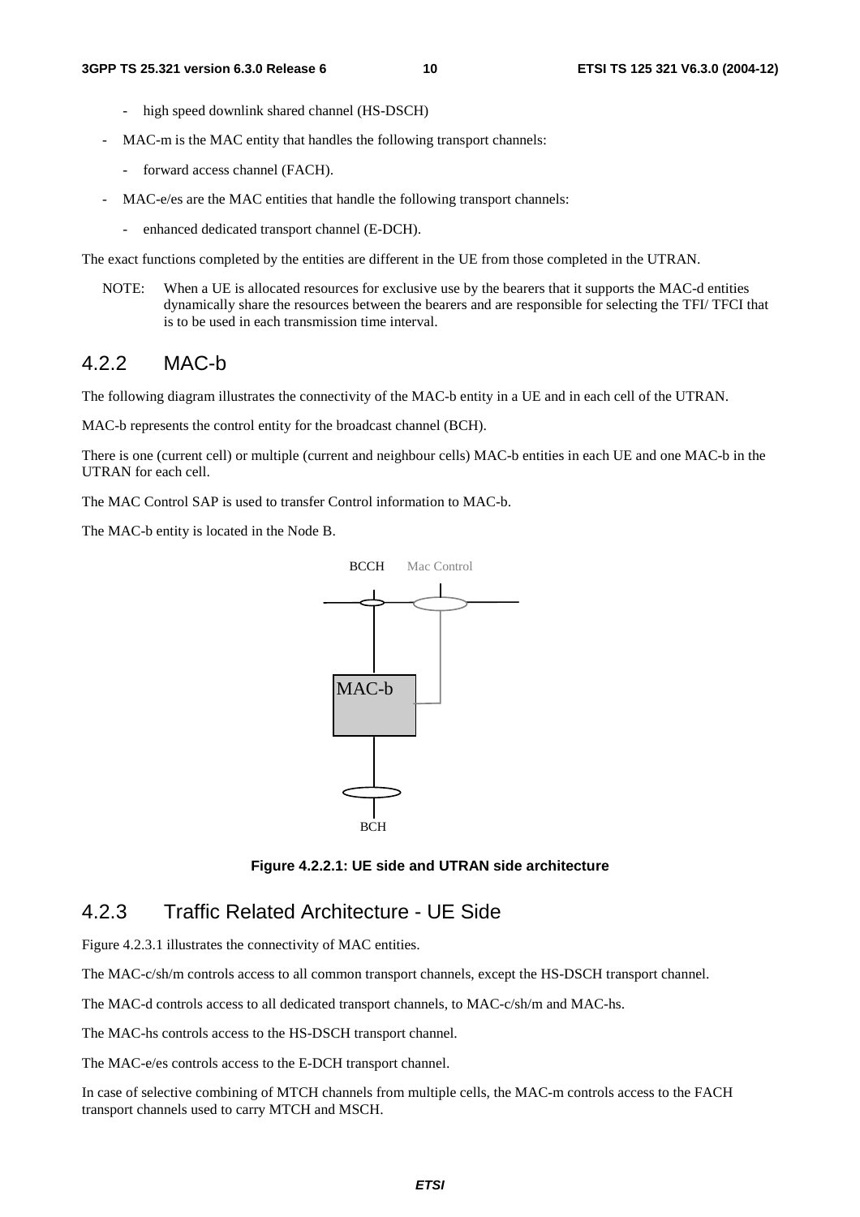- high speed downlink shared channel (HS-DSCH)

- MAC-m is the MAC entity that handles the following transport channels:
  - forward access channel (FACH).
- MAC-e/es are the MAC entities that handle the following transport channels:
  - enhanced dedicated transport channel (E-DCH).

The exact functions completed by the entities are different in the UE from those completed in the UTRAN.

NOTE: When a UE is allocated resources for exclusive use by the bearers that it supports the MAC-d entities dynamically share the resources between the bearers and are responsible for selecting the TFI/ TFCI that is to be used in each transmission time interval.

### 4.2.2 MAC-b

The following diagram illustrates the connectivity of the MAC-b entity in a UE and in each cell of the UTRAN.

MAC-b represents the control entity for the broadcast channel (BCH).

There is one (current cell) or multiple (current and neighbour cells) MAC-b entities in each UE and one MAC-b in the UTRAN for each cell.

The MAC Control SAP is used to transfer Control information to MAC-b.

The MAC-b entity is located in the Node B.

BCCH Mac Control

MAC-b

BCH

**Figure 4.2.2.1: UE side and UTRAN side architecture**

### 4.2.3 Traffic Related Architecture - UE Side

Figure 4.2.3.1 illustrates the connectivity of MAC entities.

The MAC-c/sh/m controls access to all common transport channels, except the HS-DSCH transport channel.

The MAC-d controls access to all dedicated transport channels, to MAC-c/sh/m and MAC-hs.

The MAC-hs controls access to the HS-DSCH transport channel.

The MAC-e/es controls access to the E-DCH transport channel.

In case of selective combining of MTCH channels from multiple cells, the MAC-m controls access to the FACH transport channels used to carry MTCH and MSCH.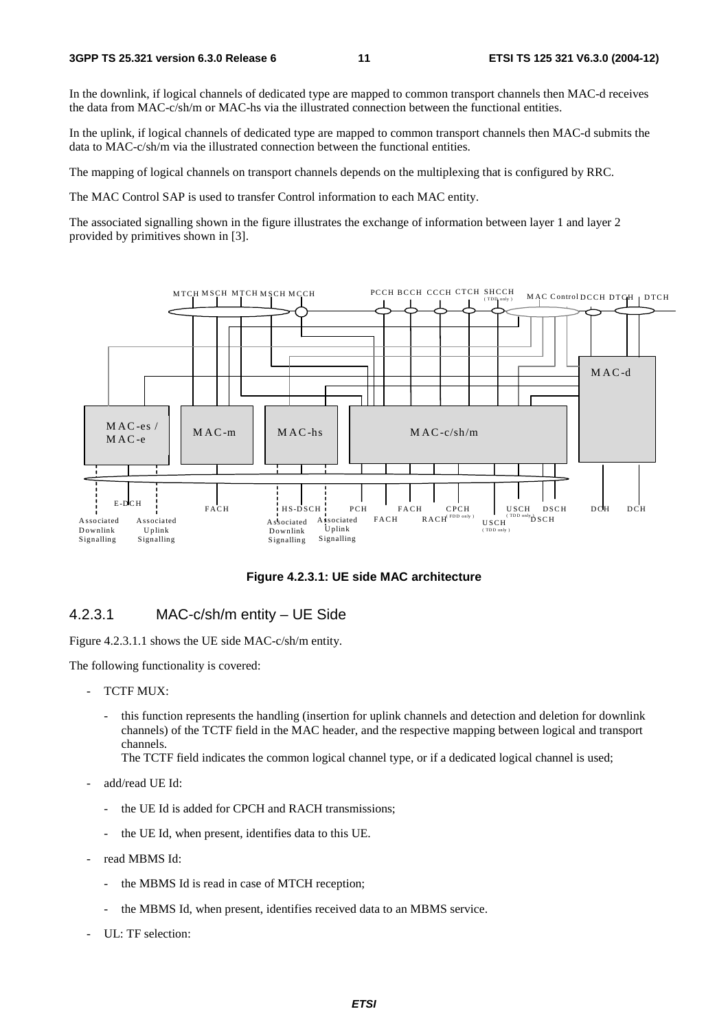In the downlink, if logical channels of dedicated type are mapped to common transport channels then MAC-d receives the data from MAC-c/sh/m or MAC-hs via the illustrated connection between the functional entities.

In the uplink, if logical channels of dedicated type are mapped to common transport channels then MAC-d submits the data to MAC-c/sh/m via the illustrated connection between the functional entities.

The mapping of logical channels on transport channels depends on the multiplexing that is configured by RRC.

The MAC Control SAP is used to transfer Control information to each MAC entity.

The associated signalling shown in the figure illustrates the exchange of information between layer 1 and layer 2 provided by primitives shown in [3].

**Figure 4.2.3.1: UE side MAC architecture**

### 4.2.3.1 MAC-c/sh/m entity – UE Side

Figure 4.2.3.1.1 shows the UE side MAC-c/sh/m entity.

The following functionality is covered:

- TCTF MUX:
  - this function represents the handling (insertion for uplink channels and detection and deletion for downlink channels) of the TCTF field in the MAC header, and the respective mapping between logical and transport channels.
    The TCTF field indicates the common logical channel type, or if a dedicated logical channel is used;
- add/read UE Id:
  - the UE Id is added for CPCH and RACH transmissions;
  - the UE Id, when present, identifies data to this UE.
- read MBMS Id:
  - the MBMS Id is read in case of MTCH reception;
  - the MBMS Id, when present, identifies received data to an MBMS service.
- UL: TF selection: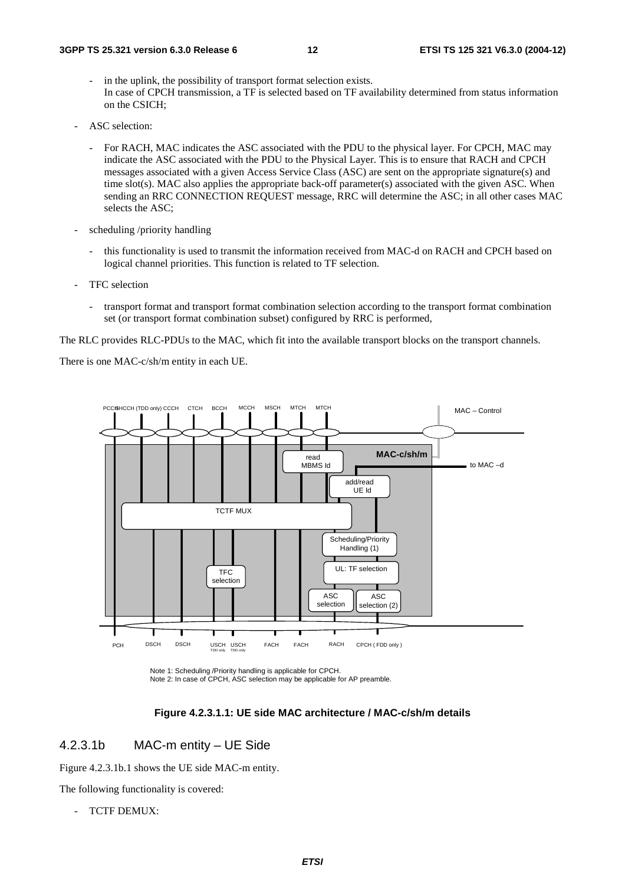- in the uplink, the possibility of transport format selection exists.
  In case of CPCH transmission, a TF is selected based on TF availability determined from status information on the CSICH;

- ASC selection:

  - For RACH, MAC indicates the ASC associated with the PDU to the physical layer. For CPCH, MAC may indicate the ASC associated with the PDU to the Physical Layer. This is to ensure that RACH and CPCH messages associated with a given Access Service Class (ASC) are sent on the appropriate signature(s) and time slot(s). MAC also applies the appropriate back-off parameter(s) associated with the given ASC. When sending an RRC CONNECTION REQUEST message, RRC will determine the ASC; in all other cases MAC selects the ASC;

- scheduling /priority handling

  - this functionality is used to transmit the information received from MAC-d on RACH and CPCH based on logical channel priorities. This function is related to TF selection.

- TFC selection

  - transport format and transport format combination selection according to the transport format combination set (or transport format combination subset) configured by RRC is performed,

The RLC provides RLC-PDUs to the MAC, which fit into the available transport blocks on the transport channels.

There is one MAC-c/sh/m entity in each UE.

Note 1: Scheduling /Priority handling is applicable for CPCH.
Note 2: In case of CPCH, ASC selection may be applicable for AP preamble.

**Figure 4.2.3.1.1: UE side MAC architecture / MAC-c/sh/m details**

### 4.2.3.1b MAC-m entity – UE Side

Figure 4.2.3.1b.1 shows the UE side MAC-m entity.

The following functionality is covered:

- TCTF DEMUX: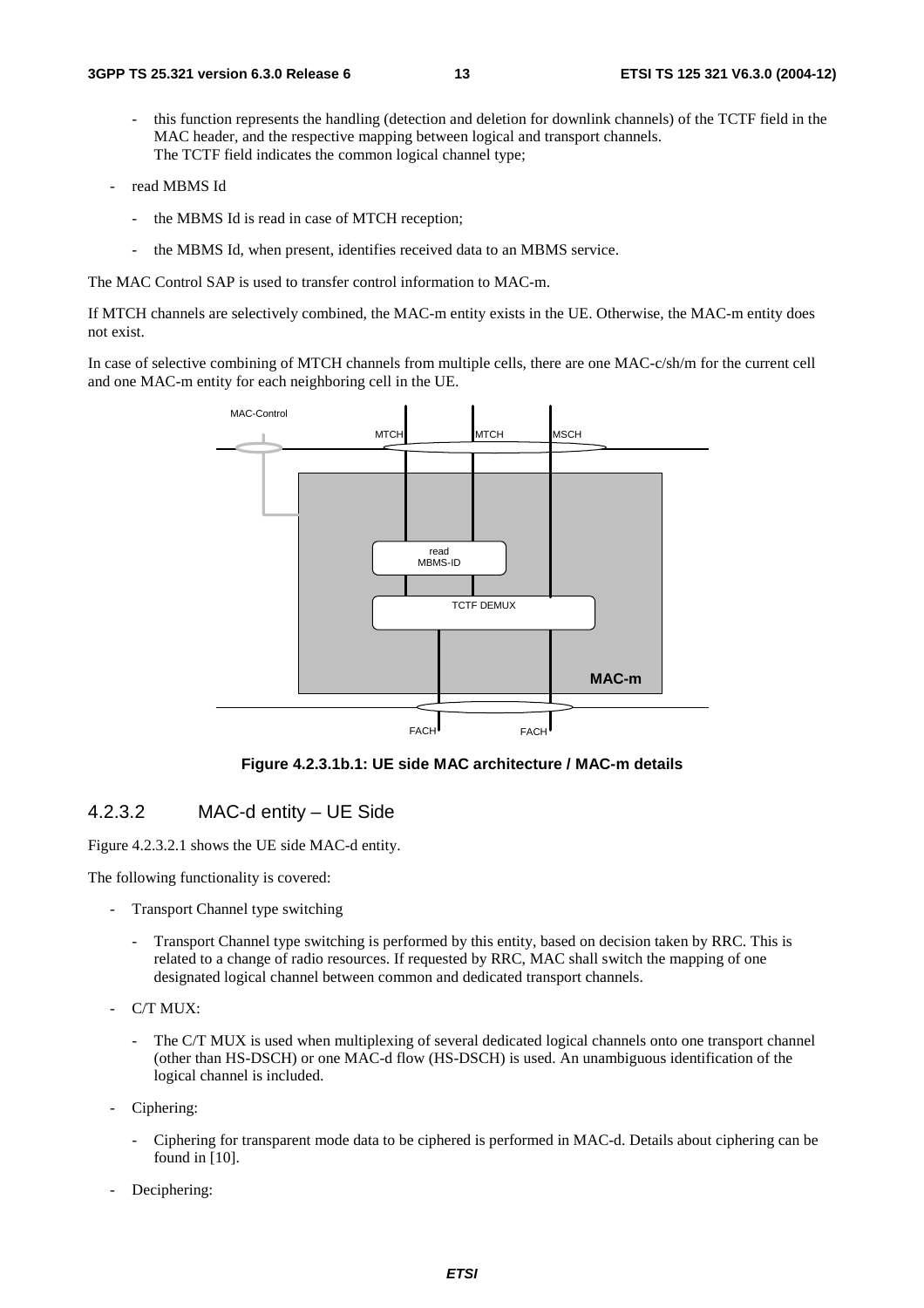- this function represents the handling (detection and deletion for downlink channels) of the TCTF field in the MAC header, and the respective mapping between logical and transport channels.
    The TCTF field indicates the common logical channel type;

- read MBMS Id

    - the MBMS Id is read in case of MTCH reception;

    - the MBMS Id, when present, identifies received data to an MBMS service.

The MAC Control SAP is used to transfer control information to MAC-m.

If MTCH channels are selectively combined, the MAC-m entity exists in the UE. Otherwise, the MAC-m entity does not exist.

In case of selective combining of MTCH channels from multiple cells, there are one MAC-c/sh/m for the current cell and one MAC-m entity for each neighboring cell in the UE.

**Figure 4.2.3.1b.1: UE side MAC architecture / MAC-m details**

### 4.2.3.2 MAC-d entity – UE Side

Figure 4.2.3.2.1 shows the UE side MAC-d entity.

The following functionality is covered:

- Transport Channel type switching

    - Transport Channel type switching is performed by this entity, based on decision taken by RRC. This is related to a change of radio resources. If requested by RRC, MAC shall switch the mapping of one designated logical channel between common and dedicated transport channels.

- C/T MUX:

    - The C/T MUX is used when multiplexing of several dedicated logical channels onto one transport channel (other than HS-DSCH) or one MAC-d flow (HS-DSCH) is used. An unambiguous identification of the logical channel is included.

- Ciphering:

    - Ciphering for transparent mode data to be ciphered is performed in MAC-d. Details about ciphering can be found in [10].

- Deciphering: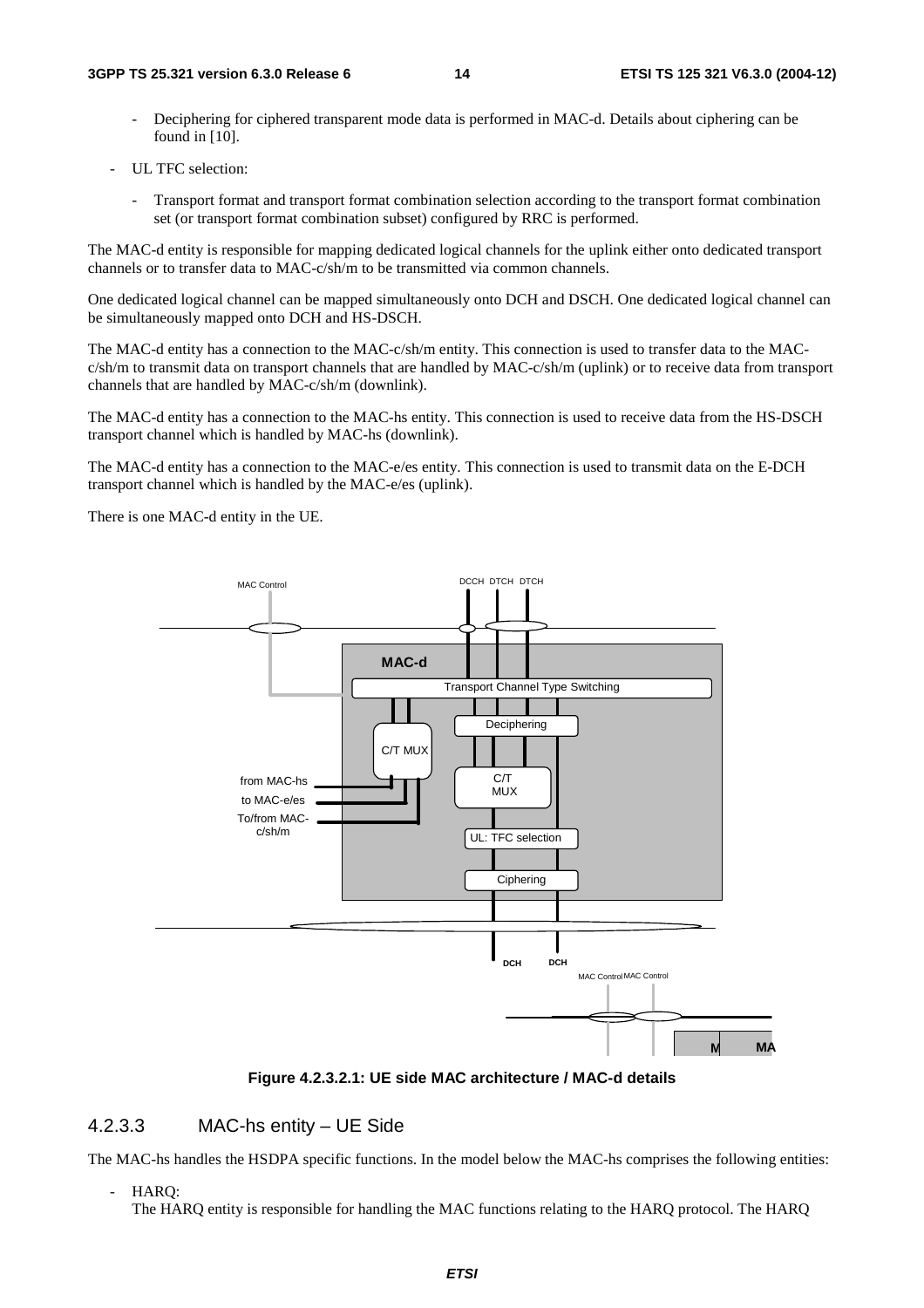- Deciphering for ciphered transparent mode data is performed in MAC-d. Details about ciphering can be found in [10].

- UL TFC selection:

  - Transport format and transport format combination selection according to the transport format combination set (or transport format combination subset) configured by RRC is performed.

The MAC-d entity is responsible for mapping dedicated logical channels for the uplink either onto dedicated transport channels or to transfer data to MAC-c/sh/m to be transmitted via common channels.

One dedicated logical channel can be mapped simultaneously onto DCH and DSCH. One dedicated logical channel can be simultaneously mapped onto DCH and HS-DSCH.

The MAC-d entity has a connection to the MAC-c/sh/m entity. This connection is used to transfer data to the MAC-c/sh/m to transmit data on transport channels that are handled by MAC-c/sh/m (uplink) or to receive data from transport channels that are handled by MAC-c/sh/m (downlink).

The MAC-d entity has a connection to the MAC-hs entity. This connection is used to receive data from the HS-DSCH transport channel which is handled by MAC-hs (downlink).

The MAC-d entity has a connection to the MAC-e/es entity. This connection is used to transmit data on the E-DCH transport channel which is handled by the MAC-e/es (uplink).

There is one MAC-d entity in the UE.

**Figure 4.2.3.2.1: UE side MAC architecture / MAC-d details**

### 4.2.3.3 MAC-hs entity – UE Side

The MAC-hs handles the HSDPA specific functions. In the model below the MAC-hs comprises the following entities:

- HARQ:
  The HARQ entity is responsible for handling the MAC functions relating to the HARQ protocol. The HARQ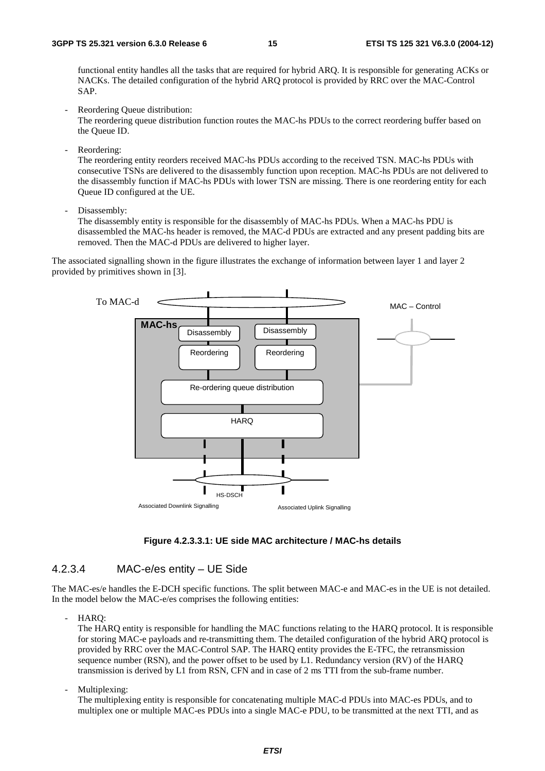functional entity handles all the tasks that are required for hybrid ARQ. It is responsible for generating ACKs or NACKs. The detailed configuration of the hybrid ARQ protocol is provided by RRC over the MAC-Control SAP.

- Reordering Queue distribution:
  The reordering queue distribution function routes the MAC-hs PDUs to the correct reordering buffer based on the Queue ID.

- Reordering:
  The reordering entity reorders received MAC-hs PDUs according to the received TSN. MAC-hs PDUs with consecutive TSNs are delivered to the disassembly function upon reception. MAC-hs PDUs are not delivered to the disassembly function if MAC-hs PDUs with lower TSN are missing. There is one reordering entity for each Queue ID configured at the UE.

- Disassembly:
  The disassembly entity is responsible for the disassembly of MAC-hs PDUs. When a MAC-hs PDU is disassembled the MAC-hs header is removed, the MAC-d PDUs are extracted and any present padding bits are removed. Then the MAC-d PDUs are delivered to higher layer.

The associated signalling shown in the figure illustrates the exchange of information between layer 1 and layer 2 provided by primitives shown in [3].

**Figure 4.2.3.3.1: UE side MAC architecture / MAC-hs details**

### 4.2.3.4 MAC-e/es entity – UE Side

The MAC-es/e handles the E-DCH specific functions. The split between MAC-e and MAC-es in the UE is not detailed. In the model below the MAC-e/es comprises the following entities:

- HARQ:
  The HARQ entity is responsible for handling the MAC functions relating to the HARQ protocol. It is responsible for storing MAC-e payloads and re-transmitting them. The detailed configuration of the hybrid ARQ protocol is provided by RRC over the MAC-Control SAP. The HARQ entity provides the E-TFC, the retransmission sequence number (RSN), and the power offset to be used by L1. Redundancy version (RV) of the HARQ transmission is derived by L1 from RSN, CFN and in case of 2 ms TTI from the sub-frame number.

- Multiplexing:
  The multiplexing entity is responsible for concatenating multiple MAC-d PDUs into MAC-es PDUs, and to multiplex one or multiple MAC-es PDUs into a single MAC-e PDU, to be transmitted at the next TTI, and as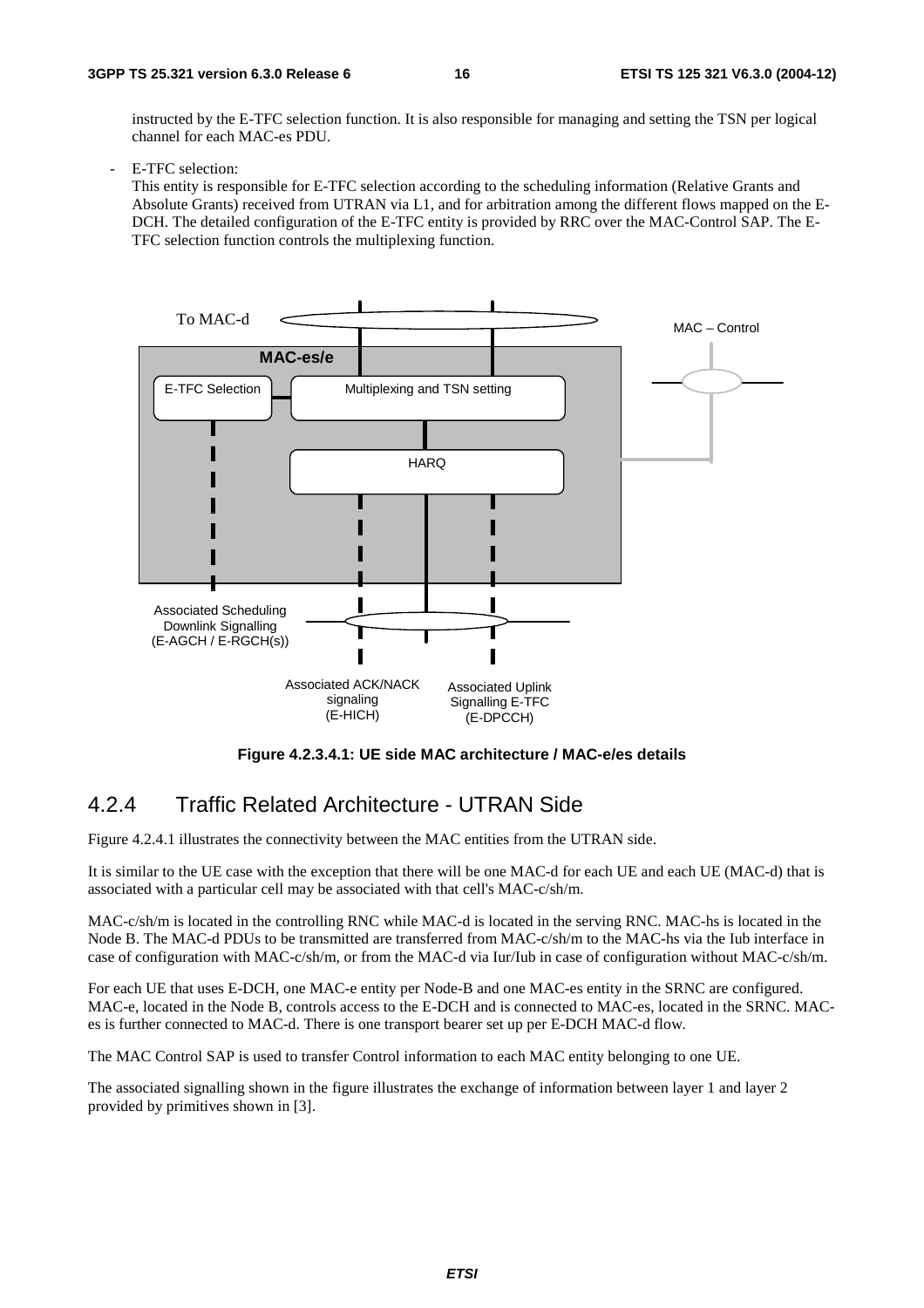instructed by the E-TFC selection function. It is also responsible for managing and setting the TSN per logical channel for each MAC-es PDU.

- E-TFC selection:
  This entity is responsible for E-TFC selection according to the scheduling information (Relative Grants and Absolute Grants) received from UTRAN via L1, and for arbitration among the different flows mapped on the E-DCH. The detailed configuration of the E-TFC entity is provided by RRC over the MAC-Control SAP. The E-TFC selection function controls the multiplexing function.

To MAC-d

MAC – Control

MAC-es/e

E-TFC Selection

Multiplexing and TSN setting

HARQ

Associated Scheduling Downlink Signalling (E-AGCH / E-RGCH(s))

Associated ACK/NACK signaling (E-HICH)

Associated Uplink Signalling E-TFC (E-DPCCH)

**Figure 4.2.3.4.1: UE side MAC architecture / MAC-e/es details**

## 4.2.4 Traffic Related Architecture - UTRAN Side

Figure 4.2.4.1 illustrates the connectivity between the MAC entities from the UTRAN side.

It is similar to the UE case with the exception that there will be one MAC-d for each UE and each UE (MAC-d) that is associated with a particular cell may be associated with that cell's MAC-c/sh/m.

MAC-c/sh/m is located in the controlling RNC while MAC-d is located in the serving RNC. MAC-hs is located in the Node B. The MAC-d PDUs to be transmitted are transferred from MAC-c/sh/m to the MAC-hs via the Iub interface in case of configuration with MAC-c/sh/m, or from the MAC-d via Iur/Iub in case of configuration without MAC-c/sh/m.

For each UE that uses E-DCH, one MAC-e entity per Node-B and one MAC-es entity in the SRNC are configured. MAC-e, located in the Node B, controls access to the E-DCH and is connected to MAC-es, located in the SRNC. MAC-es is further connected to MAC-d. There is one transport bearer set up per E-DCH MAC-d flow.

The MAC Control SAP is used to transfer Control information to each MAC entity belonging to one UE.

The associated signalling shown in the figure illustrates the exchange of information between layer 1 and layer 2 provided by primitives shown in [3].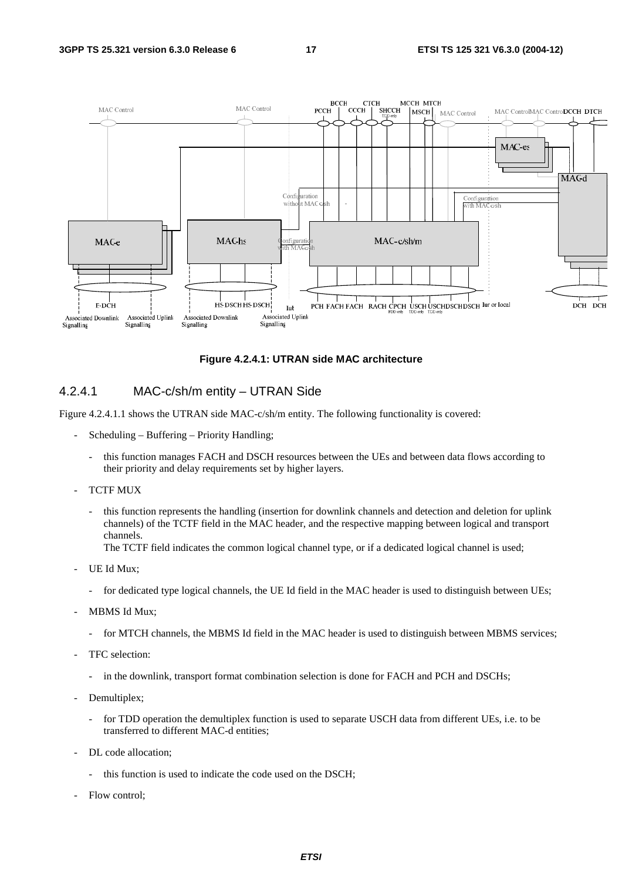**Figure 4.2.4.1: UTRAN side MAC architecture**

#### 4.2.4.1 MAC-c/sh/m entity – UTRAN Side

Figure 4.2.4.1.1 shows the UTRAN side MAC-c/sh/m entity. The following functionality is covered:

- Scheduling – Buffering – Priority Handling;
  - this function manages FACH and DSCH resources between the UEs and between data flows according to their priority and delay requirements set by higher layers.
- TCTF MUX
  - this function represents the handling (insertion for downlink channels and detection and deletion for uplink channels) of the TCTF field in the MAC header, and the respective mapping between logical and transport channels.
    The TCTF field indicates the common logical channel type, or if a dedicated logical channel is used;
- UE Id Mux;
  - for dedicated type logical channels, the UE Id field in the MAC header is used to distinguish between UEs;
- MBMS Id Mux;
  - for MTCH channels, the MBMS Id field in the MAC header is used to distinguish between MBMS services;
- TFC selection:
  - in the downlink, transport format combination selection is done for FACH and PCH and DSCHs;
- Demultiplex;
  - for TDD operation the demultiplex function is used to separate USCH data from different UEs, i.e. to be transferred to different MAC-d entities;
- DL code allocation;
  - this function is used to indicate the code used on the DSCH;
- Flow control;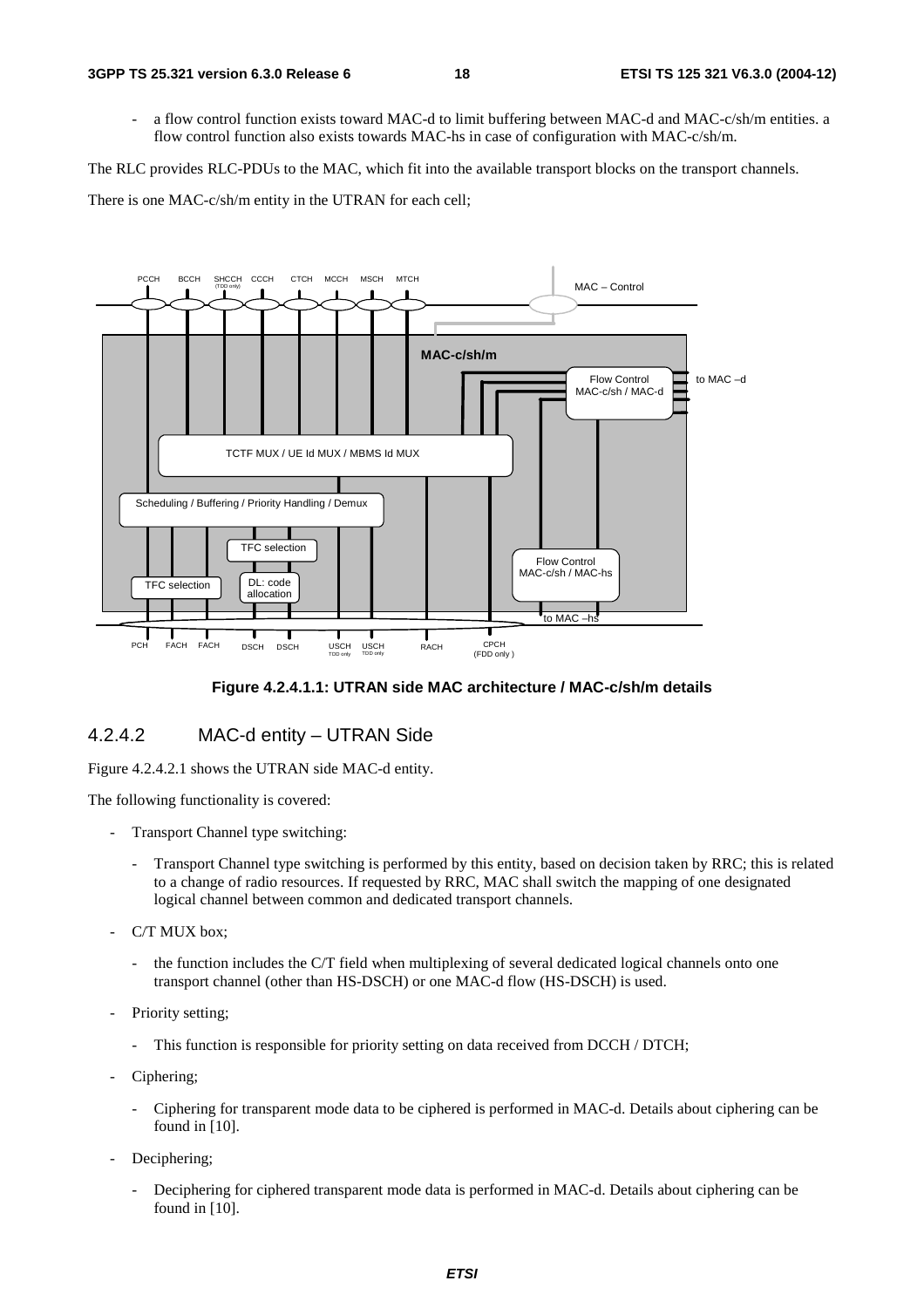- a flow control function exists toward MAC-d to limit buffering between MAC-d and MAC-c/sh/m entities. a flow control function also exists towards MAC-hs in case of configuration with MAC-c/sh/m.

The RLC provides RLC-PDUs to the MAC, which fit into the available transport blocks on the transport channels.

There is one MAC-c/sh/m entity in the UTRAN for each cell;

**Figure 4.2.4.1.1: UTRAN side MAC architecture / MAC-c/sh/m details**

### 4.2.4.2 MAC-d entity – UTRAN Side

Figure 4.2.4.2.1 shows the UTRAN side MAC-d entity.

The following functionality is covered:

- Transport Channel type switching:
  - Transport Channel type switching is performed by this entity, based on decision taken by RRC; this is related to a change of radio resources. If requested by RRC, MAC shall switch the mapping of one designated logical channel between common and dedicated transport channels.
- C/T MUX box;
  - the function includes the C/T field when multiplexing of several dedicated logical channels onto one transport channel (other than HS-DSCH) or one MAC-d flow (HS-DSCH) is used.
- Priority setting;
  - This function is responsible for priority setting on data received from DCCH / DTCH;
- Ciphering;
  - Ciphering for transparent mode data to be ciphered is performed in MAC-d. Details about ciphering can be found in [10].
- Deciphering;
  - Deciphering for ciphered transparent mode data is performed in MAC-d. Details about ciphering can be found in [10].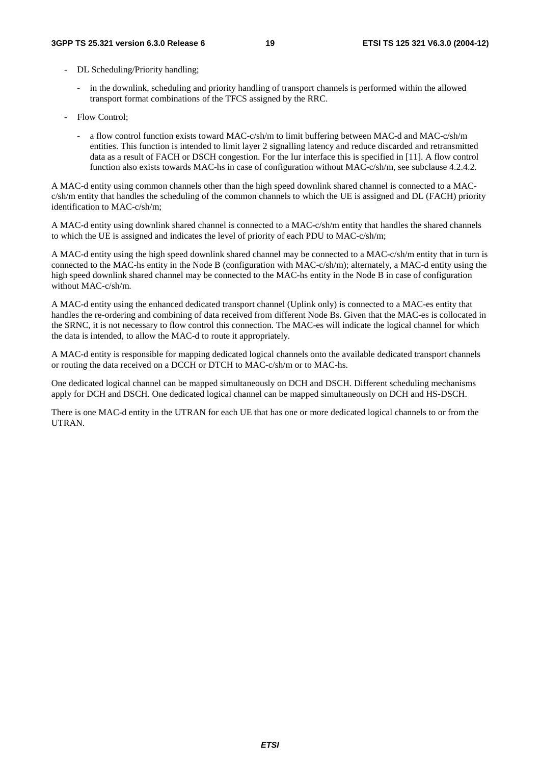- DL Scheduling/Priority handling;
  - in the downlink, scheduling and priority handling of transport channels is performed within the allowed transport format combinations of the TFCS assigned by the RRC.
- Flow Control;
  - a flow control function exists toward MAC-c/sh/m to limit buffering between MAC-d and MAC-c/sh/m entities. This function is intended to limit layer 2 signalling latency and reduce discarded and retransmitted data as a result of FACH or DSCH congestion. For the Iur interface this is specified in [11]. A flow control function also exists towards MAC-hs in case of configuration without MAC-c/sh/m, see subclause 4.2.4.2.

A MAC-d entity using common channels other than the high speed downlink shared channel is connected to a MAC-c/sh/m entity that handles the scheduling of the common channels to which the UE is assigned and DL (FACH) priority identification to MAC-c/sh/m;

A MAC-d entity using downlink shared channel is connected to a MAC-c/sh/m entity that handles the shared channels to which the UE is assigned and indicates the level of priority of each PDU to MAC-c/sh/m;

A MAC-d entity using the high speed downlink shared channel may be connected to a MAC-c/sh/m entity that in turn is connected to the MAC-hs entity in the Node B (configuration with MAC-c/sh/m); alternately, a MAC-d entity using the high speed downlink shared channel may be connected to the MAC-hs entity in the Node B in case of configuration without MAC-c/sh/m.

A MAC-d entity using the enhanced dedicated transport channel (Uplink only) is connected to a MAC-es entity that handles the re-ordering and combining of data received from different Node Bs. Given that the MAC-es is collocated in the SRNC, it is not necessary to flow control this connection. The MAC-es will indicate the logical channel for which the data is intended, to allow the MAC-d to route it appropriately.

A MAC-d entity is responsible for mapping dedicated logical channels onto the available dedicated transport channels or routing the data received on a DCCH or DTCH to MAC-c/sh/m or to MAC-hs.

One dedicated logical channel can be mapped simultaneously on DCH and DSCH. Different scheduling mechanisms apply for DCH and DSCH. One dedicated logical channel can be mapped simultaneously on DCH and HS-DSCH.

There is one MAC-d entity in the UTRAN for each UE that has one or more dedicated logical channels to or from the UTRAN.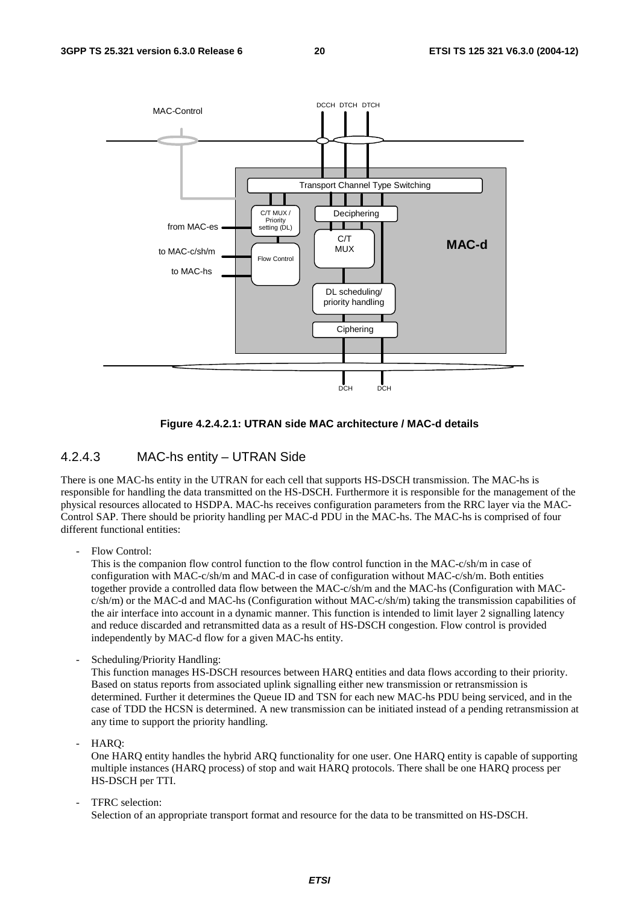Figure 4.2.4.2.1: UTRAN side MAC architecture / MAC-d details

### 4.2.4.3 MAC-hs entity – UTRAN Side

There is one MAC-hs entity in the UTRAN for each cell that supports HS-DSCH transmission. The MAC-hs is responsible for handling the data transmitted on the HS-DSCH. Furthermore it is responsible for the management of the physical resources allocated to HSDPA. MAC-hs receives configuration parameters from the RRC layer via the MAC-Control SAP. There should be priority handling per MAC-d PDU in the MAC-hs. The MAC-hs is comprised of four different functional entities:

- Flow Control:
  This is the companion flow control function to the flow control function in the MAC-c/sh/m in case of configuration with MAC-c/sh/m and MAC-d in case of configuration without MAC-c/sh/m. Both entities together provide a controlled data flow between the MAC-c/sh/m and the MAC-hs (Configuration with MAC-c/sh/m) or the MAC-d and MAC-hs (Configuration without MAC-c/sh/m) taking the transmission capabilities of the air interface into account in a dynamic manner. This function is intended to limit layer 2 signalling latency and reduce discarded and retransmitted data as a result of HS-DSCH congestion. Flow control is provided independently by MAC-d flow for a given MAC-hs entity.

- Scheduling/Priority Handling:
  This function manages HS-DSCH resources between HARQ entities and data flows according to their priority. Based on status reports from associated uplink signalling either new transmission or retransmission is determined. Further it determines the Queue ID and TSN for each new MAC-hs PDU being serviced, and in the case of TDD the HCSN is determined. A new transmission can be initiated instead of a pending retransmission at any time to support the priority handling.

- HARQ:
  One HARQ entity handles the hybrid ARQ functionality for one user. One HARQ entity is capable of supporting multiple instances (HARQ process) of stop and wait HARQ protocols. There shall be one HARQ process per HS-DSCH per TTI.

- TFRC selection:
  Selection of an appropriate transport format and resource for the data to be transmitted on HS-DSCH.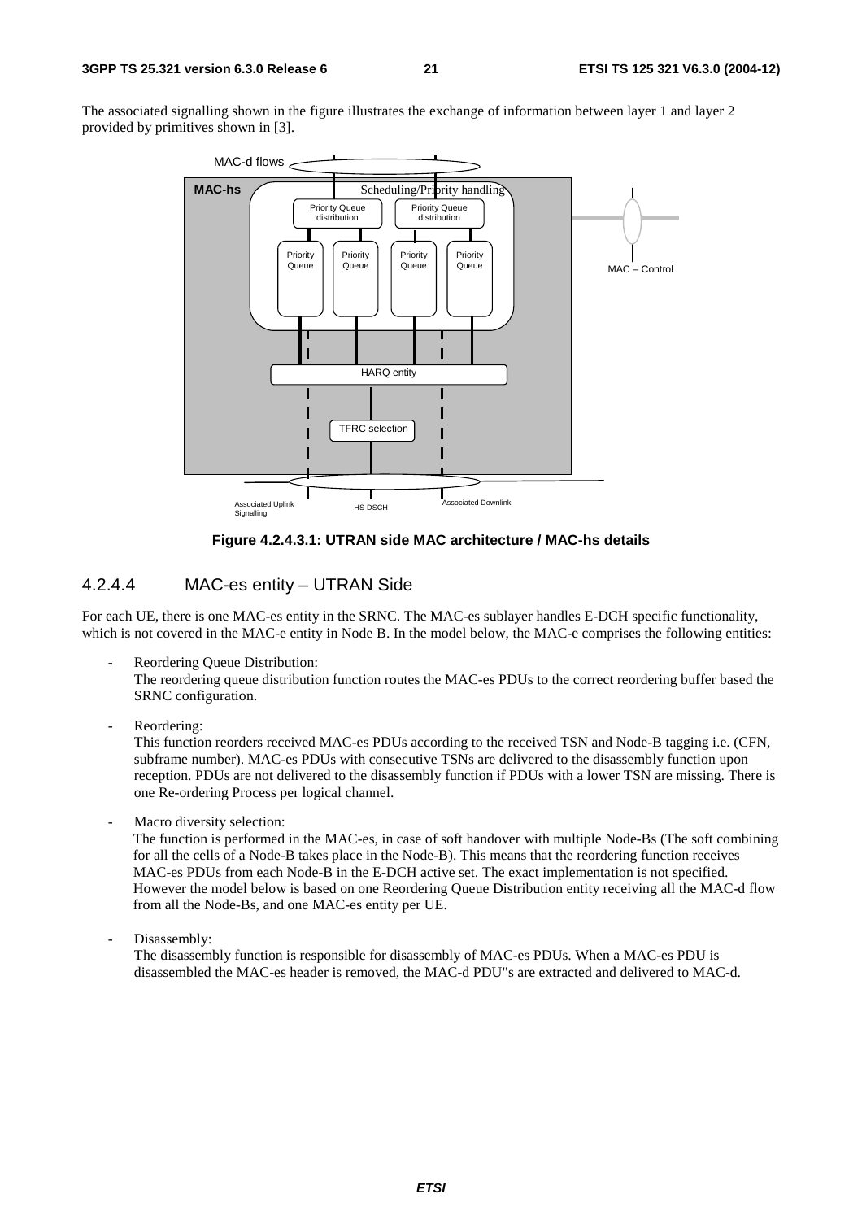The associated signalling shown in the figure illustrates the exchange of information between layer 1 and layer 2 provided by primitives shown in [3].

**Figure 4.2.4.3.1: UTRAN side MAC architecture / MAC-hs details**

### 4.2.4.4 MAC-es entity – UTRAN Side

For each UE, there is one MAC-es entity in the SRNC. The MAC-es sublayer handles E-DCH specific functionality, which is not covered in the MAC-e entity in Node B. In the model below, the MAC-e comprises the following entities:

- Reordering Queue Distribution:
  The reordering queue distribution function routes the MAC-es PDUs to the correct reordering buffer based the SRNC configuration.

- Reordering:
  This function reorders received MAC-es PDUs according to the received TSN and Node-B tagging i.e. (CFN, subframe number). MAC-es PDUs with consecutive TSNs are delivered to the disassembly function upon reception. PDUs are not delivered to the disassembly function if PDUs with a lower TSN are missing. There is one Re-ordering Process per logical channel.

- Macro diversity selection:
  The function is performed in the MAC-es, in case of soft handover with multiple Node-Bs (The soft combining for all the cells of a Node-B takes place in the Node-B). This means that the reordering function receives MAC-es PDUs from each Node-B in the E-DCH active set. The exact implementation is not specified. However the model below is based on one Reordering Queue Distribution entity receiving all the MAC-d flow from all the Node-Bs, and one MAC-es entity per UE.

- Disassembly:
  The disassembly function is responsible for disassembly of MAC-es PDUs. When a MAC-es PDU is disassembled the MAC-es header is removed, the MAC-d PDU"s are extracted and delivered to MAC-d.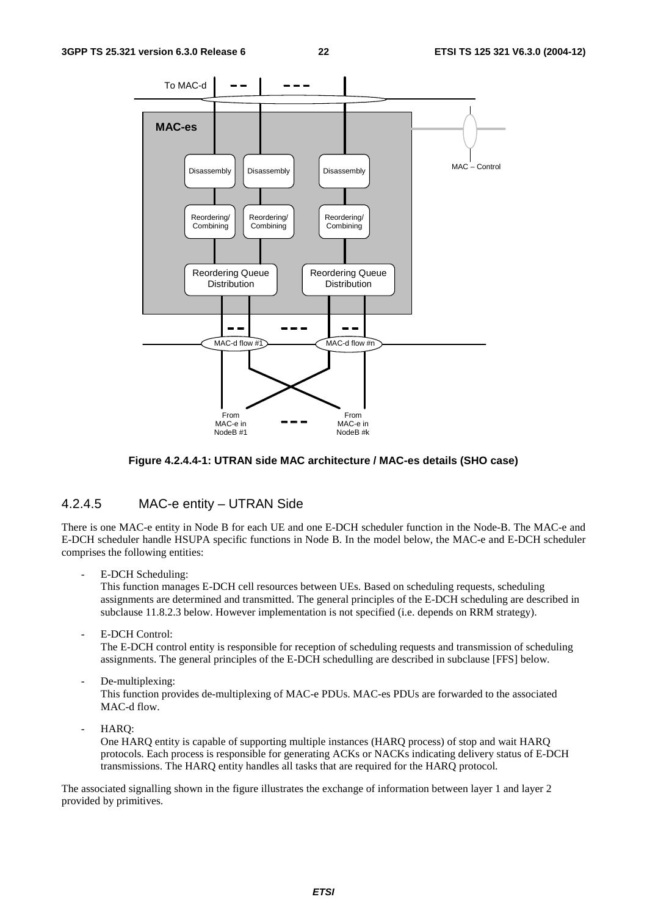Figure 4.2.4.4-1: UTRAN side MAC architecture / MAC-es details (SHO case)

### 4.2.4.5 MAC-e entity – UTRAN Side

There is one MAC-e entity in Node B for each UE and one E-DCH scheduler function in the Node-B. The MAC-e and E-DCH scheduler handle HSUPA specific functions in Node B. In the model below, the MAC-e and E-DCH scheduler comprises the following entities:

- E-DCH Scheduling:
  This function manages E-DCH cell resources between UEs. Based on scheduling requests, scheduling assignments are determined and transmitted. The general principles of the E-DCH scheduling are described in subclause 11.8.2.3 below. However implementation is not specified (i.e. depends on RRM strategy).

- E-DCH Control:
  The E-DCH control entity is responsible for reception of scheduling requests and transmission of scheduling assignments. The general principles of the E-DCH schedulling are described in subclause [FFS] below.

- De-multiplexing:
  This function provides de-multiplexing of MAC-e PDUs. MAC-es PDUs are forwarded to the associated MAC-d flow.

- HARQ:
  One HARQ entity is capable of supporting multiple instances (HARQ process) of stop and wait HARQ protocols. Each process is responsible for generating ACKs or NACKs indicating delivery status of E-DCH transmissions. The HARQ entity handles all tasks that are required for the HARQ protocol.

The associated signalling shown in the figure illustrates the exchange of information between layer 1 and layer 2 provided by primitives.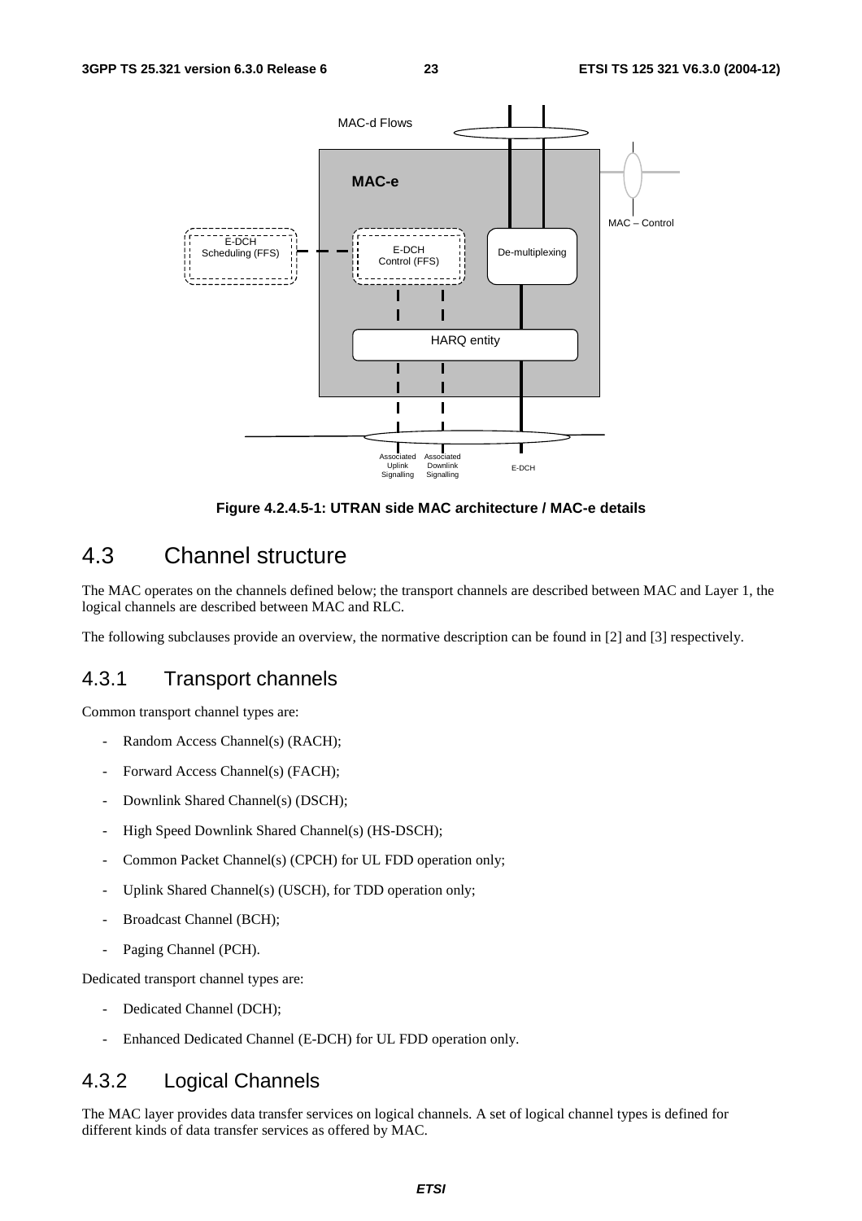Figure 4.2.4.5-1: UTRAN side MAC architecture / MAC-e details

## 4.3 Channel structure

The MAC operates on the channels defined below; the transport channels are described between MAC and Layer 1, the logical channels are described between MAC and RLC.

The following subclauses provide an overview, the normative description can be found in [2] and [3] respectively.

### 4.3.1 Transport channels

Common transport channel types are:

- Random Access Channel(s) (RACH);
- Forward Access Channel(s) (FACH);
- Downlink Shared Channel(s) (DSCH);
- High Speed Downlink Shared Channel(s) (HS-DSCH);
- Common Packet Channel(s) (CPCH) for UL FDD operation only;
- Uplink Shared Channel(s) (USCH), for TDD operation only;
- Broadcast Channel (BCH);
- Paging Channel (PCH).

Dedicated transport channel types are:

- Dedicated Channel (DCH);
- Enhanced Dedicated Channel (E-DCH) for UL FDD operation only.

### 4.3.2 Logical Channels

The MAC layer provides data transfer services on logical channels. A set of logical channel types is defined for different kinds of data transfer services as offered by MAC.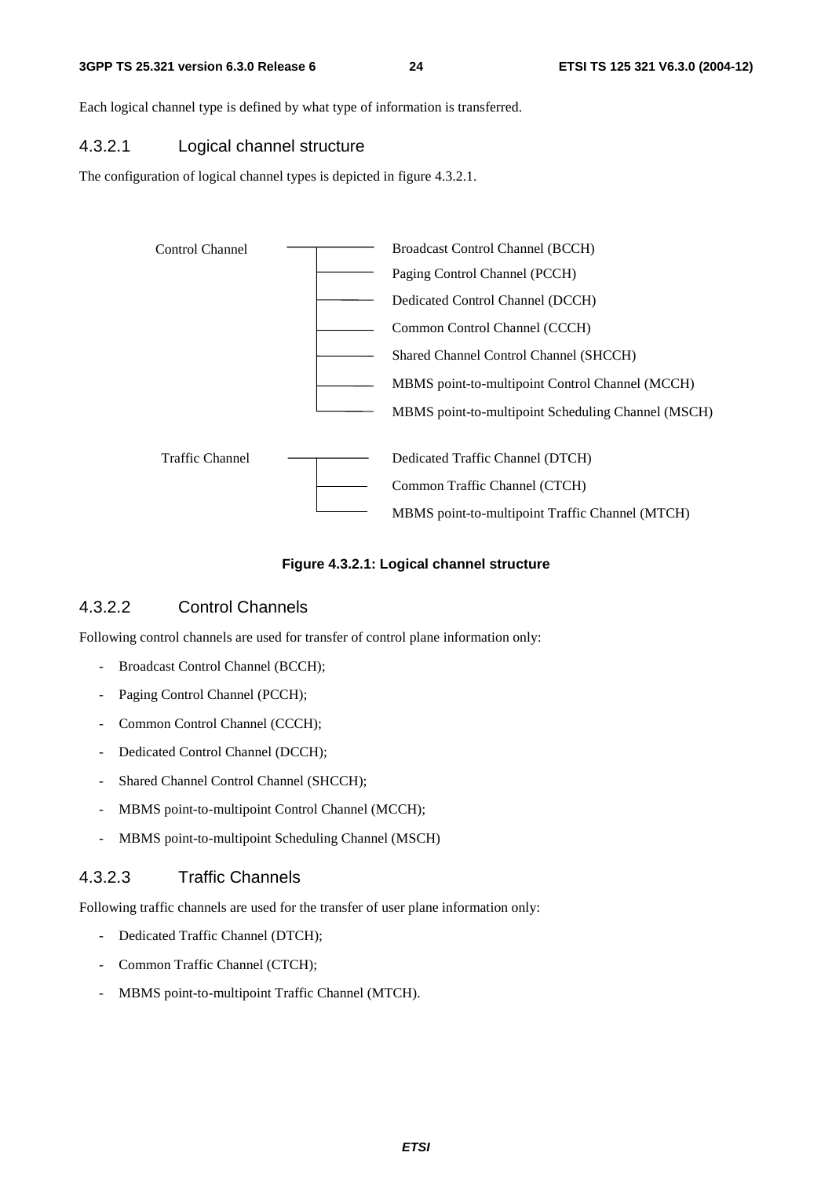Each logical channel type is defined by what type of information is transferred.

#### 4.3.2.1 Logical channel structure

The configuration of logical channel types is depicted in figure 4.3.2.1.

```
Control Channel  ──┬──── Broadcast Control Channel (BCCH)
                   ├──── Paging Control Channel (PCCH)
                   ├──── Dedicated Control Channel (DCCH)
                   ├──── Common Control Channel (CCCH)
                   ├──── Shared Channel Control Channel (SHCCH)
                   ├──── MBMS point-to-multipoint Control Channel (MCCH)
                   └──── MBMS point-to-multipoint Scheduling Channel (MSCH)

Traffic Channel  ──┬──── Dedicated Traffic Channel (DTCH)
                   ├──── Common Traffic Channel (CTCH)
                   └──── MBMS point-to-multipoint Traffic Channel (MTCH)
```

**Figure 4.3.2.1: Logical channel structure**

#### 4.3.2.2 Control Channels

Following control channels are used for transfer of control plane information only:

- Broadcast Control Channel (BCCH);
- Paging Control Channel (PCCH);
- Common Control Channel (CCCH);
- Dedicated Control Channel (DCCH);
- Shared Channel Control Channel (SHCCH);
- MBMS point-to-multipoint Control Channel (MCCH);
- MBMS point-to-multipoint Scheduling Channel (MSCH)

#### 4.3.2.3 Traffic Channels

Following traffic channels are used for the transfer of user plane information only:

- Dedicated Traffic Channel (DTCH);
- Common Traffic Channel (CTCH);
- MBMS point-to-multipoint Traffic Channel (MTCH).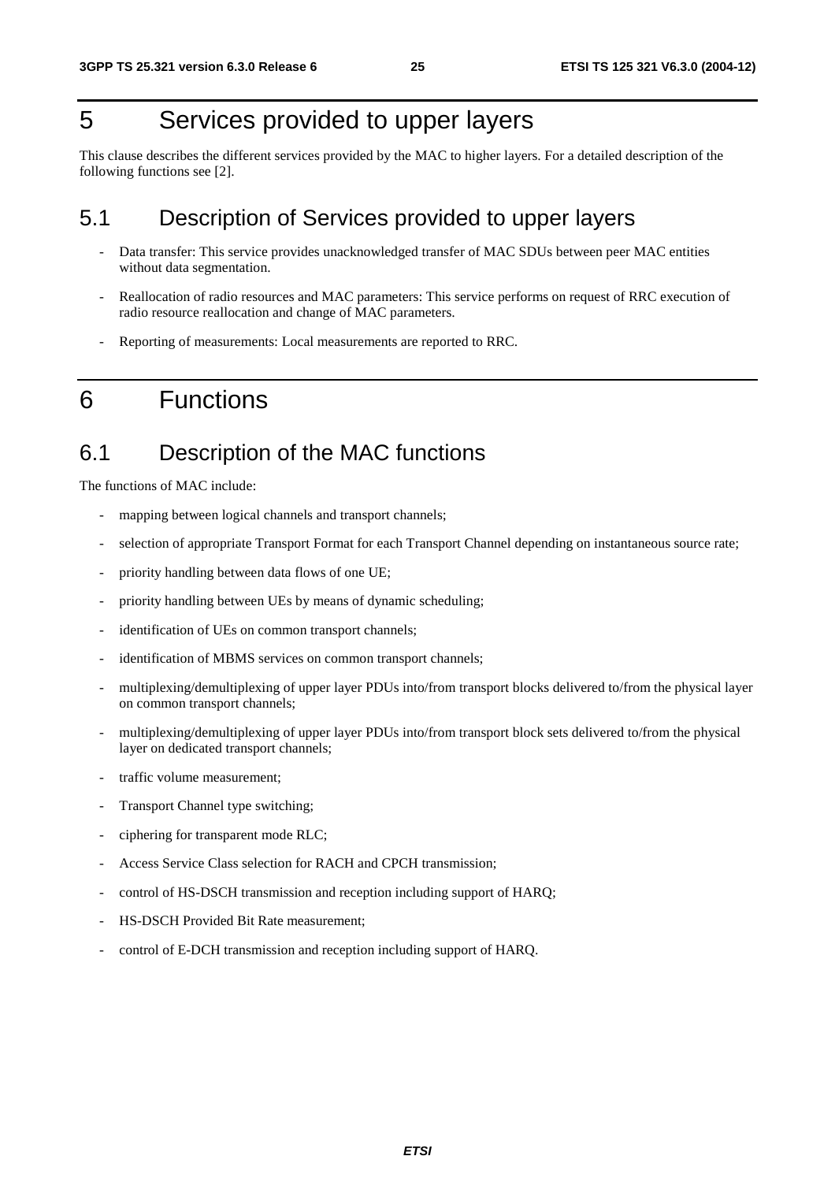# 5 Services provided to upper layers

This clause describes the different services provided by the MAC to higher layers. For a detailed description of the following functions see [2].

## 5.1 Description of Services provided to upper layers

- Data transfer: This service provides unacknowledged transfer of MAC SDUs between peer MAC entities without data segmentation.
- Reallocation of radio resources and MAC parameters: This service performs on request of RRC execution of radio resource reallocation and change of MAC parameters.
- Reporting of measurements: Local measurements are reported to RRC.

# 6 Functions

## 6.1 Description of the MAC functions

The functions of MAC include:

- mapping between logical channels and transport channels;
- selection of appropriate Transport Format for each Transport Channel depending on instantaneous source rate;
- priority handling between data flows of one UE;
- priority handling between UEs by means of dynamic scheduling;
- identification of UEs on common transport channels;
- identification of MBMS services on common transport channels;
- multiplexing/demultiplexing of upper layer PDUs into/from transport blocks delivered to/from the physical layer on common transport channels;
- multiplexing/demultiplexing of upper layer PDUs into/from transport block sets delivered to/from the physical layer on dedicated transport channels;
- traffic volume measurement;
- Transport Channel type switching;
- ciphering for transparent mode RLC;
- Access Service Class selection for RACH and CPCH transmission;
- control of HS-DSCH transmission and reception including support of HARQ;
- HS-DSCH Provided Bit Rate measurement;
- control of E-DCH transmission and reception including support of HARQ.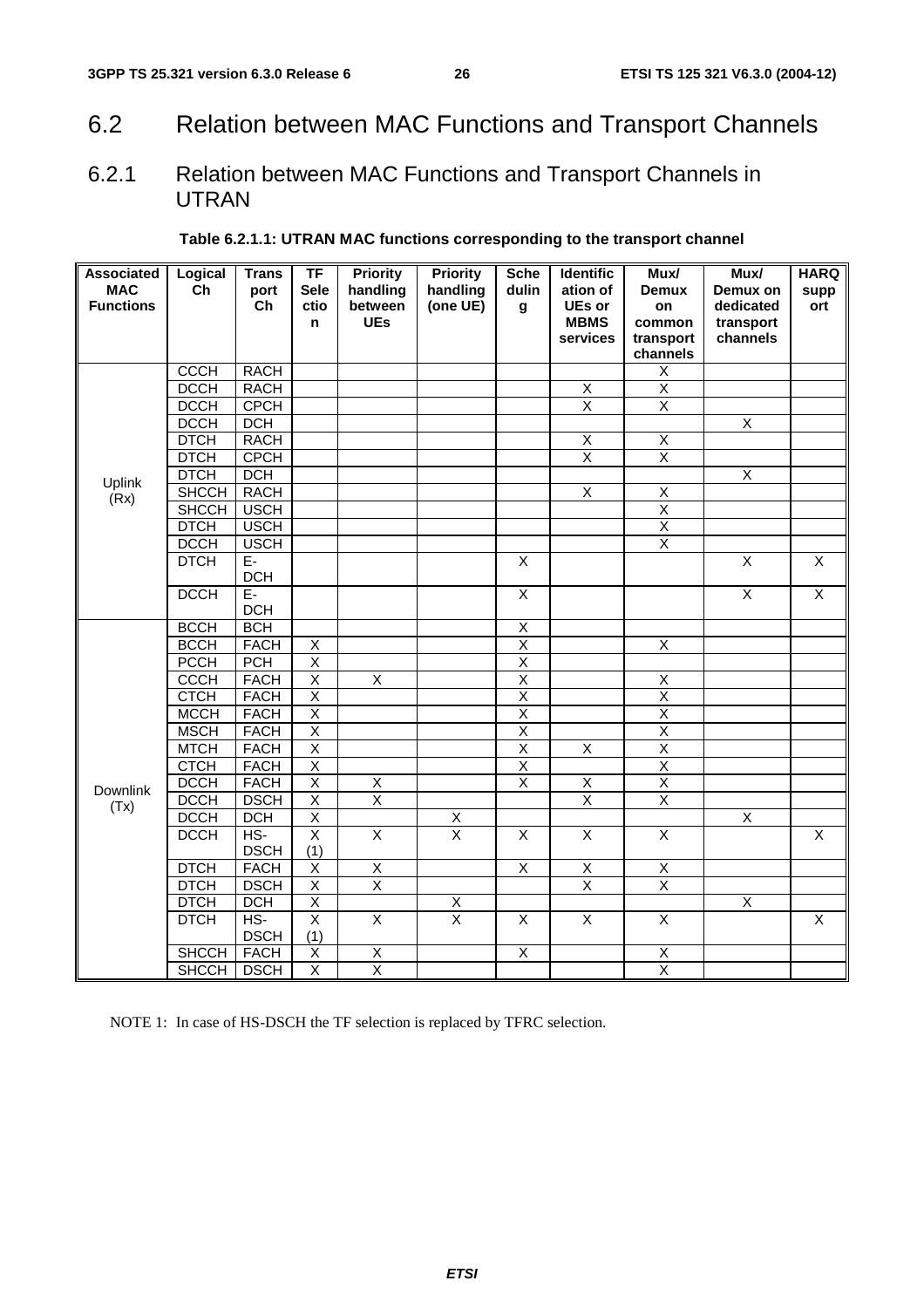# 6.2 Relation between MAC Functions and Transport Channels

## 6.2.1 Relation between MAC Functions and Transport Channels in UTRAN

**Table 6.2.1.1: UTRAN MAC functions corresponding to the transport channel**

| Associated MAC Functions | Logical Ch | Transport Ch | TF Selection | Priority handling between UEs | Priority handling (one UE) | Scheduling | Identification of UEs or MBMS services | Mux/ Demux on common transport channels | Mux/ Demux on dedicated transport channels | HARQ support |
|---|---|---|---|---|---|---|---|---|---|---|
| Uplink (Rx) | CCCH | RACH | | | | | | X | | |
| | DCCH | RACH | | | | | X | X | | |
| | DCCH | CPCH | | | | | X | X | | |
| | DCCH | DCH | | | | | | | X | |
| | DTCH | RACH | | | | | X | X | | |
| | DTCH | CPCH | | | | | X | X | | |
| | DTCH | DCH | | | | | | | X | |
| | SHCCH | RACH | | | | | X | X | | |
| | SHCCH | USCH | | | | | | X | | |
| | DTCH | USCH | | | | | | X | | |
| | DCCH | USCH | | | | | | X | | |
| | DTCH | E-DCH | | | | X | | | X | X |
| | DCCH | E-DCH | | | | X | | | X | X |
| Downlink (Tx) | BCCH | BCH | | | | X | | | | |
| | BCCH | FACH | X | | | X | | X | | |
| | PCCH | PCH | X | | | X | | | | |
| | CCCH | FACH | X | X | | X | | X | | |
| | CTCH | FACH | X | | | X | | X | | |
| | MCCH | FACH | X | | | X | | X | | |
| | MSCH | FACH | X | | | X | | X | | |
| | MTCH | FACH | X | | | X | X | X | | |
| | CTCH | FACH | X | | | X | | X | | |
| | DCCH | FACH | X | X | | X | X | X | | |
| | DCCH | DSCH | X | X | | | X | X | | |
| | DCCH | DCH | X | | X | | | | X | |
| | DCCH | HS-DSCH | X (1) | X | X | X | X | X | | X |
| | DTCH | FACH | X | X | | X | X | X | | |
| | DTCH | DSCH | X | X | | | X | X | | |
| | DTCH | DCH | X | | X | | | | X | |
| | DTCH | HS-DSCH | X (1) | X | X | X | X | X | | X |
| | SHCCH | FACH | X | X | | X | | X | | |
| | SHCCH | DSCH | X | X | | | | X | | |

NOTE 1: In case of HS-DSCH the TF selection is replaced by TFRC selection.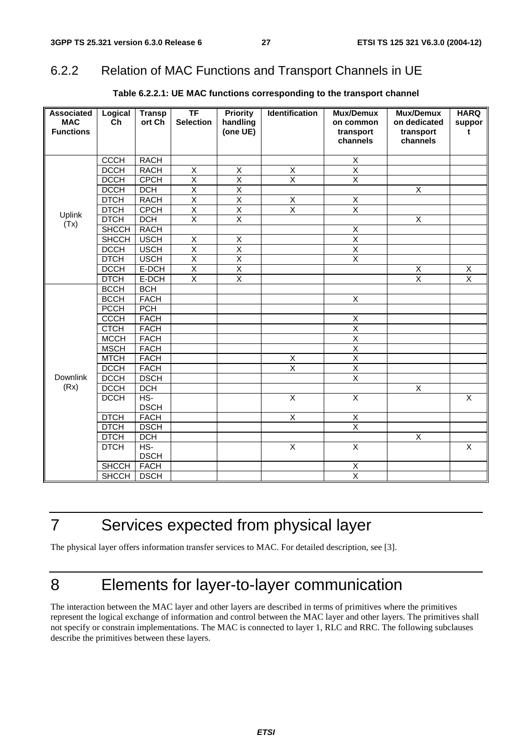### 6.2.2 Relation of MAC Functions and Transport Channels in UE

**Table 6.2.2.1: UE MAC functions corresponding to the transport channel**

| Associated MAC Functions | Logical Ch | Transport Ch | TF Selection | Priority handling (one UE) | Identification | Mux/Demux on common transport channels | Mux/Demux on dedicated transport channels | HARQ support |
|---|---|---|---|---|---|---|---|---|
| Uplink (Tx) | CCCH | RACH | | | | X | | |
| | DCCH | RACH | X | X | X | X | | |
| | DCCH | CPCH | X | X | X | X | | |
| | DCCH | DCH | X | X | | | X | |
| | DTCH | RACH | X | X | X | X | | |
| | DTCH | CPCH | X | X | X | X | | |
| | DTCH | DCH | X | X | | | X | |
| | SHCCH | RACH | | | | X | | |
| | SHCCH | USCH | X | X | | X | | |
| | DCCH | USCH | X | X | | X | | |
| | DTCH | USCH | X | X | | X | | |
| | DCCH | E-DCH | X | X | | | X | X |
| | DTCH | E-DCH | X | X | | | X | X |
| Downlink (Rx) | BCCH | BCH | | | | | | |
| | BCCH | FACH | | | | X | | |
| | PCCH | PCH | | | | | | |
| | CCCH | FACH | | | | X | | |
| | CTCH | FACH | | | | X | | |
| | MCCH | FACH | | | | X | | |
| | MSCH | FACH | | | | X | | |
| | MTCH | FACH | | | X | X | | |
| | DCCH | FACH | | | X | X | | |
| | DCCH | DSCH | | | | X | | |
| | DCCH | DCH | | | | | X | |
| | DCCH | HS-DSCH | | | X | X | | X |
| | DTCH | FACH | | | X | X | | |
| | DTCH | DSCH | | | | X | | |
| | DTCH | DCH | | | | | X | |
| | DTCH | HS-DSCH | | | X | X | | X |
| | SHCCH | FACH | | | | X | | |
| | SHCCH | DSCH | | | | X | | |

# 7 Services expected from physical layer

The physical layer offers information transfer services to MAC. For detailed description, see [3].

# 8 Elements for layer-to-layer communication

The interaction between the MAC layer and other layers are described in terms of primitives where the primitives represent the logical exchange of information and control between the MAC layer and other layers. The primitives shall not specify or constrain implementations. The MAC is connected to layer 1, RLC and RRC. The following subclauses describe the primitives between these layers.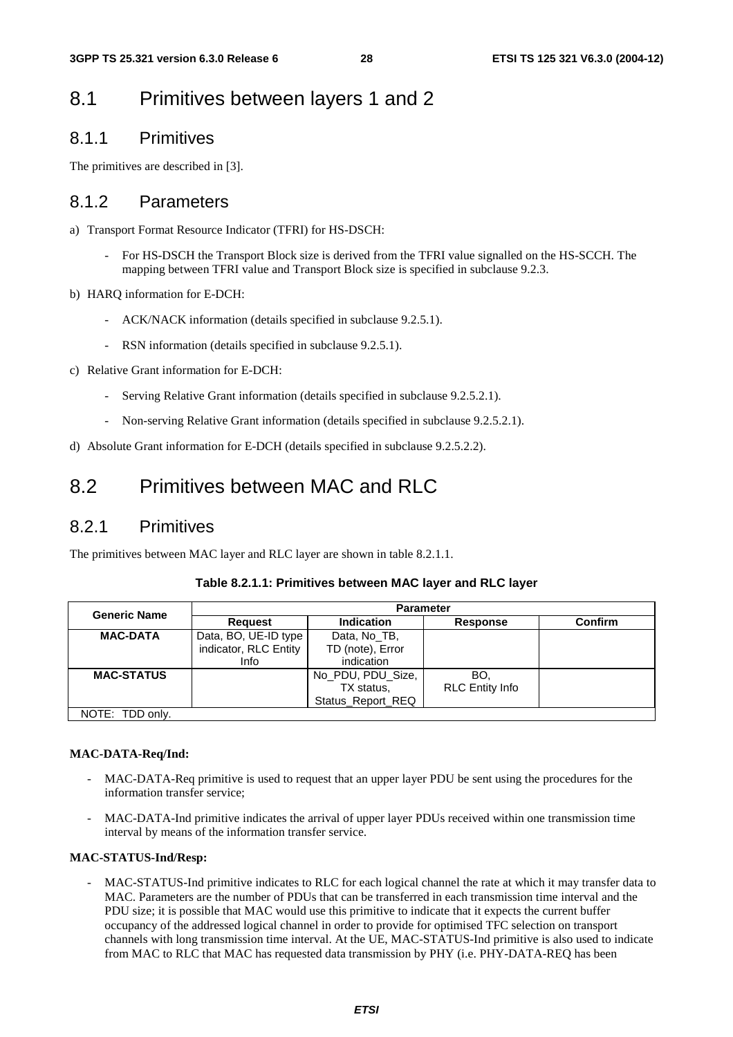## 8.1 Primitives between layers 1 and 2

### 8.1.1 Primitives

The primitives are described in [3].

### 8.1.2 Parameters

a) Transport Format Resource Indicator (TFRI) for HS-DSCH:

- For HS-DSCH the Transport Block size is derived from the TFRI value signalled on the HS-SCCH. The mapping between TFRI value and Transport Block size is specified in subclause 9.2.3.

b) HARQ information for E-DCH:

- ACK/NACK information (details specified in subclause 9.2.5.1).
- RSN information (details specified in subclause 9.2.5.1).

c) Relative Grant information for E-DCH:

- Serving Relative Grant information (details specified in subclause 9.2.5.2.1).
- Non-serving Relative Grant information (details specified in subclause 9.2.5.2.1).

d) Absolute Grant information for E-DCH (details specified in subclause 9.2.5.2.2).

## 8.2 Primitives between MAC and RLC

### 8.2.1 Primitives

The primitives between MAC layer and RLC layer are shown in table 8.2.1.1.

**Table 8.2.1.1: Primitives between MAC layer and RLC layer**

| Generic Name | Parameter | | | |
|---|---|---|---|---|
| | **Request** | **Indication** | **Response** | **Confirm** |
| **MAC-DATA** | Data, BO, UE-ID type indicator, RLC Entity Info | Data, No_TB, TD (note), Error indication | | |
| **MAC-STATUS** | | No_PDU, PDU_Size, TX status, Status_Report_REQ | BO, RLC Entity Info | |
| NOTE: TDD only. | | | | |

**MAC-DATA-Req/Ind:**

- MAC-DATA-Req primitive is used to request that an upper layer PDU be sent using the procedures for the information transfer service;
- MAC-DATA-Ind primitive indicates the arrival of upper layer PDUs received within one transmission time interval by means of the information transfer service.

**MAC-STATUS-Ind/Resp:**

- MAC-STATUS-Ind primitive indicates to RLC for each logical channel the rate at which it may transfer data to MAC. Parameters are the number of PDUs that can be transferred in each transmission time interval and the PDU size; it is possible that MAC would use this primitive to indicate that it expects the current buffer occupancy of the addressed logical channel in order to provide for optimised TFC selection on transport channels with long transmission time interval. At the UE, MAC-STATUS-Ind primitive is also used to indicate from MAC to RLC that MAC has requested data transmission by PHY (i.e. PHY-DATA-REQ has been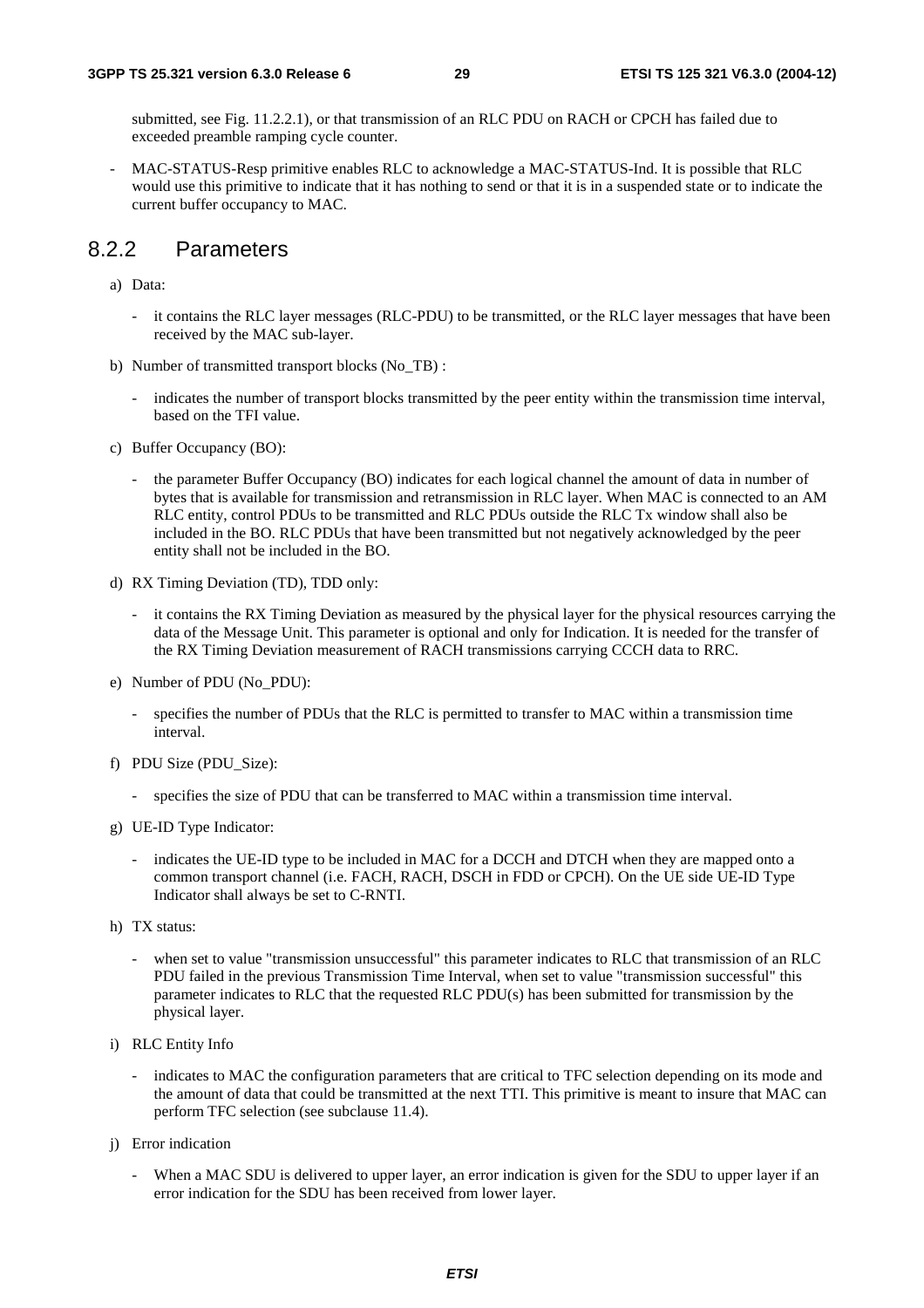submitted, see Fig. 11.2.2.1), or that transmission of an RLC PDU on RACH or CPCH has failed due to exceeded preamble ramping cycle counter.

- MAC-STATUS-Resp primitive enables RLC to acknowledge a MAC-STATUS-Ind. It is possible that RLC would use this primitive to indicate that it has nothing to send or that it is in a suspended state or to indicate the current buffer occupancy to MAC.

## 8.2.2 Parameters

a) Data:

- it contains the RLC layer messages (RLC-PDU) to be transmitted, or the RLC layer messages that have been received by the MAC sub-layer.

b) Number of transmitted transport blocks (No_TB) :

- indicates the number of transport blocks transmitted by the peer entity within the transmission time interval, based on the TFI value.

c) Buffer Occupancy (BO):

- the parameter Buffer Occupancy (BO) indicates for each logical channel the amount of data in number of bytes that is available for transmission and retransmission in RLC layer. When MAC is connected to an AM RLC entity, control PDUs to be transmitted and RLC PDUs outside the RLC Tx window shall also be included in the BO. RLC PDUs that have been transmitted but not negatively acknowledged by the peer entity shall not be included in the BO.

d) RX Timing Deviation (TD), TDD only:

- it contains the RX Timing Deviation as measured by the physical layer for the physical resources carrying the data of the Message Unit. This parameter is optional and only for Indication. It is needed for the transfer of the RX Timing Deviation measurement of RACH transmissions carrying CCCH data to RRC.

e) Number of PDU (No_PDU):

- specifies the number of PDUs that the RLC is permitted to transfer to MAC within a transmission time interval.

f) PDU Size (PDU_Size):

- specifies the size of PDU that can be transferred to MAC within a transmission time interval.

g) UE-ID Type Indicator:

- indicates the UE-ID type to be included in MAC for a DCCH and DTCH when they are mapped onto a common transport channel (i.e. FACH, RACH, DSCH in FDD or CPCH). On the UE side UE-ID Type Indicator shall always be set to C-RNTI.

h) TX status:

- when set to value "transmission unsuccessful" this parameter indicates to RLC that transmission of an RLC PDU failed in the previous Transmission Time Interval, when set to value "transmission successful" this parameter indicates to RLC that the requested RLC PDU(s) has been submitted for transmission by the physical layer.

i) RLC Entity Info

- indicates to MAC the configuration parameters that are critical to TFC selection depending on its mode and the amount of data that could be transmitted at the next TTI. This primitive is meant to insure that MAC can perform TFC selection (see subclause 11.4).

j) Error indication

- When a MAC SDU is delivered to upper layer, an error indication is given for the SDU to upper layer if an error indication for the SDU has been received from lower layer.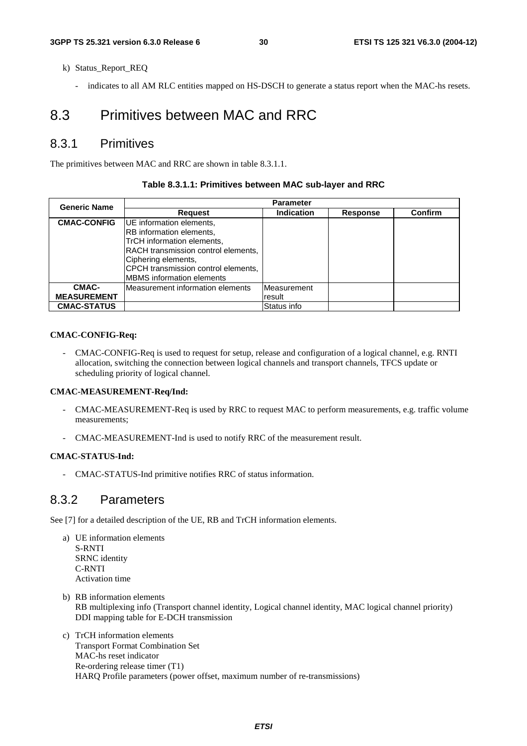k) Status_Report_REQ

- indicates to all AM RLC entities mapped on HS-DSCH to generate a status report when the MAC-hs resets.

# 8.3 Primitives between MAC and RRC

## 8.3.1 Primitives

The primitives between MAC and RRC are shown in table 8.3.1.1.

**Table 8.3.1.1: Primitives between MAC sub-layer and RRC**

| Generic Name | Parameter | | | |
|---|---|---|---|---|
| | **Request** | **Indication** | **Response** | **Confirm** |
| **CMAC-CONFIG** | UE information elements, RB information elements, TrCH information elements, RACH transmission control elements, Ciphering elements, CPCH transmission control elements, MBMS information elements | | | |
| **CMAC-MEASUREMENT** | Measurement information elements | Measurement result | | |
| **CMAC-STATUS** | | Status info | | |

**CMAC-CONFIG-Req:**

- CMAC-CONFIG-Req is used to request for setup, release and configuration of a logical channel, e.g. RNTI allocation, switching the connection between logical channels and transport channels, TFCS update or scheduling priority of logical channel.

**CMAC-MEASUREMENT-Req/Ind:**

- CMAC-MEASUREMENT-Req is used by RRC to request MAC to perform measurements, e.g. traffic volume measurements;

- CMAC-MEASUREMENT-Ind is used to notify RRC of the measurement result.

**CMAC-STATUS-Ind:**

- CMAC-STATUS-Ind primitive notifies RRC of status information.

## 8.3.2 Parameters

See [7] for a detailed description of the UE, RB and TrCH information elements.

a) UE information elements
   S-RNTI
   SRNC identity
   C-RNTI
   Activation time

b) RB information elements
   RB multiplexing info (Transport channel identity, Logical channel identity, MAC logical channel priority)
   DDI mapping table for E-DCH transmission

c) TrCH information elements
   Transport Format Combination Set
   MAC-hs reset indicator
   Re-ordering release timer (T1)
   HARQ Profile parameters (power offset, maximum number of re-transmissions)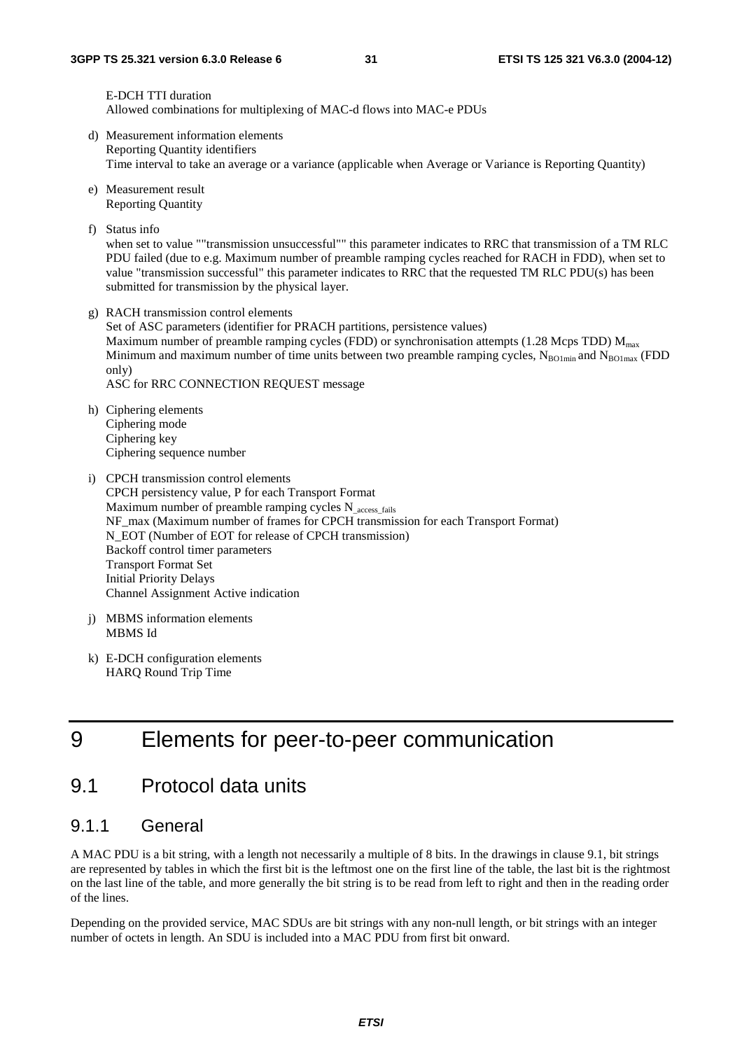E-DCH TTI duration
Allowed combinations for multiplexing of MAC-d flows into MAC-e PDUs

d) Measurement information elements
Reporting Quantity identifiers
Time interval to take an average or a variance (applicable when Average or Variance is Reporting Quantity)

e) Measurement result
Reporting Quantity

f) Status info
when set to value ""transmission unsuccessful"" this parameter indicates to RRC that transmission of a TM RLC PDU failed (due to e.g. Maximum number of preamble ramping cycles reached for RACH in FDD), when set to value "transmission successful" this parameter indicates to RRC that the requested TM RLC PDU(s) has been submitted for transmission by the physical layer.

g) RACH transmission control elements
Set of ASC parameters (identifier for PRACH partitions, persistence values)
Maximum number of preamble ramping cycles (FDD) or synchronisation attempts (1.28 Mcps TDD) $M_{max}$
Minimum and maximum number of time units between two preamble ramping cycles, $N_{BO1min}$ and $N_{BO1max}$ (FDD only)
ASC for RRC CONNECTION REQUEST message

h) Ciphering elements
Ciphering mode
Ciphering key
Ciphering sequence number

i) CPCH transmission control elements
CPCH persistency value, P for each Transport Format
Maximum number of preamble ramping cycles $N_{\_access\_fails}$
NF_max (Maximum number of frames for CPCH transmission for each Transport Format)
N_EOT (Number of EOT for release of CPCH transmission)
Backoff control timer parameters
Transport Format Set
Initial Priority Delays
Channel Assignment Active indication

j) MBMS information elements
MBMS Id

k) E-DCH configuration elements
HARQ Round Trip Time

# 9 Elements for peer-to-peer communication

## 9.1 Protocol data units

### 9.1.1 General

A MAC PDU is a bit string, with a length not necessarily a multiple of 8 bits. In the drawings in clause 9.1, bit strings are represented by tables in which the first bit is the leftmost one on the first line of the table, the last bit is the rightmost on the last line of the table, and more generally the bit string is to be read from left to right and then in the reading order of the lines.

Depending on the provided service, MAC SDUs are bit strings with any non-null length, or bit strings with an integer number of octets in length. An SDU is included into a MAC PDU from first bit onward.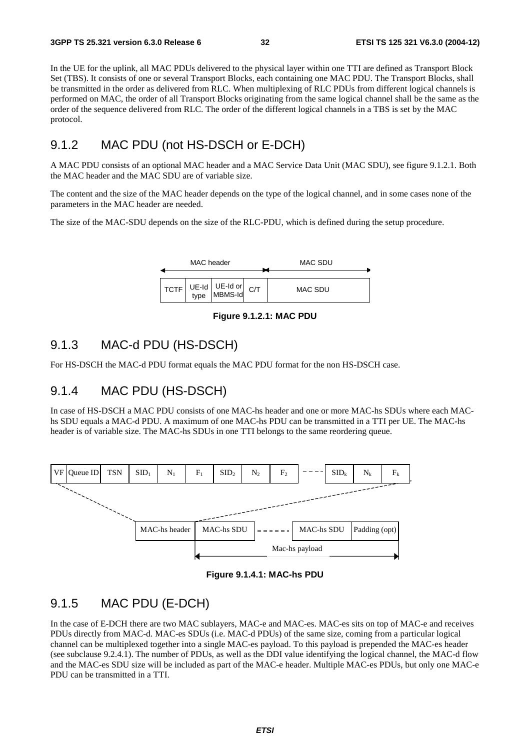In the UE for the uplink, all MAC PDUs delivered to the physical layer within one TTI are defined as Transport Block Set (TBS). It consists of one or several Transport Blocks, each containing one MAC PDU. The Transport Blocks, shall be transmitted in the order as delivered from RLC. When multiplexing of RLC PDUs from different logical channels is performed on MAC, the order of all Transport Blocks originating from the same logical channel shall be the same as the order of the sequence delivered from RLC. The order of the different logical channels in a TBS is set by the MAC protocol.

## 9.1.2 MAC PDU (not HS-DSCH or E-DCH)

A MAC PDU consists of an optional MAC header and a MAC Service Data Unit (MAC SDU), see figure 9.1.2.1. Both the MAC header and the MAC SDU are of variable size.

The content and the size of the MAC header depends on the type of the logical channel, and in some cases none of the parameters in the MAC header are needed.

The size of the MAC-SDU depends on the size of the RLC-PDU, which is defined during the setup procedure.

| MAC header | | | | MAC SDU |
|---|---|---|---|---|
| TCTF | UE-Id type | UE-Id or MBMS-Id | C/T | MAC SDU |

**Figure 9.1.2.1: MAC PDU**

## 9.1.3 MAC-d PDU (HS-DSCH)

For HS-DSCH the MAC-d PDU format equals the MAC PDU format for the non HS-DSCH case.

## 9.1.4 MAC PDU (HS-DSCH)

In case of HS-DSCH a MAC PDU consists of one MAC-hs header and one or more MAC-hs SDUs where each MAC-hs SDU equals a MAC-d PDU. A maximum of one MAC-hs PDU can be transmitted in a TTI per UE. The MAC-hs header is of variable size. The MAC-hs SDUs in one TTI belongs to the same reordering queue.

| VF | Queue ID | TSN | $SID_1$ | $N_1$ | $F_1$ | $SID_2$ | $N_2$ | $F_2$ | - - - | $SID_k$ | $N_k$ | $F_k$ |
|---|---|---|---|---|---|---|---|---|---|---|---|---|

| MAC-hs header | MAC-hs SDU | ------ | MAC-hs SDU | Padding (opt) |
|---|---|---|---|---|
| | Mac-hs payload | | | |

**Figure 9.1.4.1: MAC-hs PDU**

## 9.1.5 MAC PDU (E-DCH)

In the case of E-DCH there are two MAC sublayers, MAC-e and MAC-es. MAC-es sits on top of MAC-e and receives PDUs directly from MAC-d. MAC-es SDUs (i.e. MAC-d PDUs) of the same size, coming from a particular logical channel can be multiplexed together into a single MAC-es payload. To this payload is prepended the MAC-es header (see subclause 9.2.4.1). The number of PDUs, as well as the DDI value identifying the logical channel, the MAC-d flow and the MAC-es SDU size will be included as part of the MAC-e header. Multiple MAC-es PDUs, but only one MAC-e PDU can be transmitted in a TTI.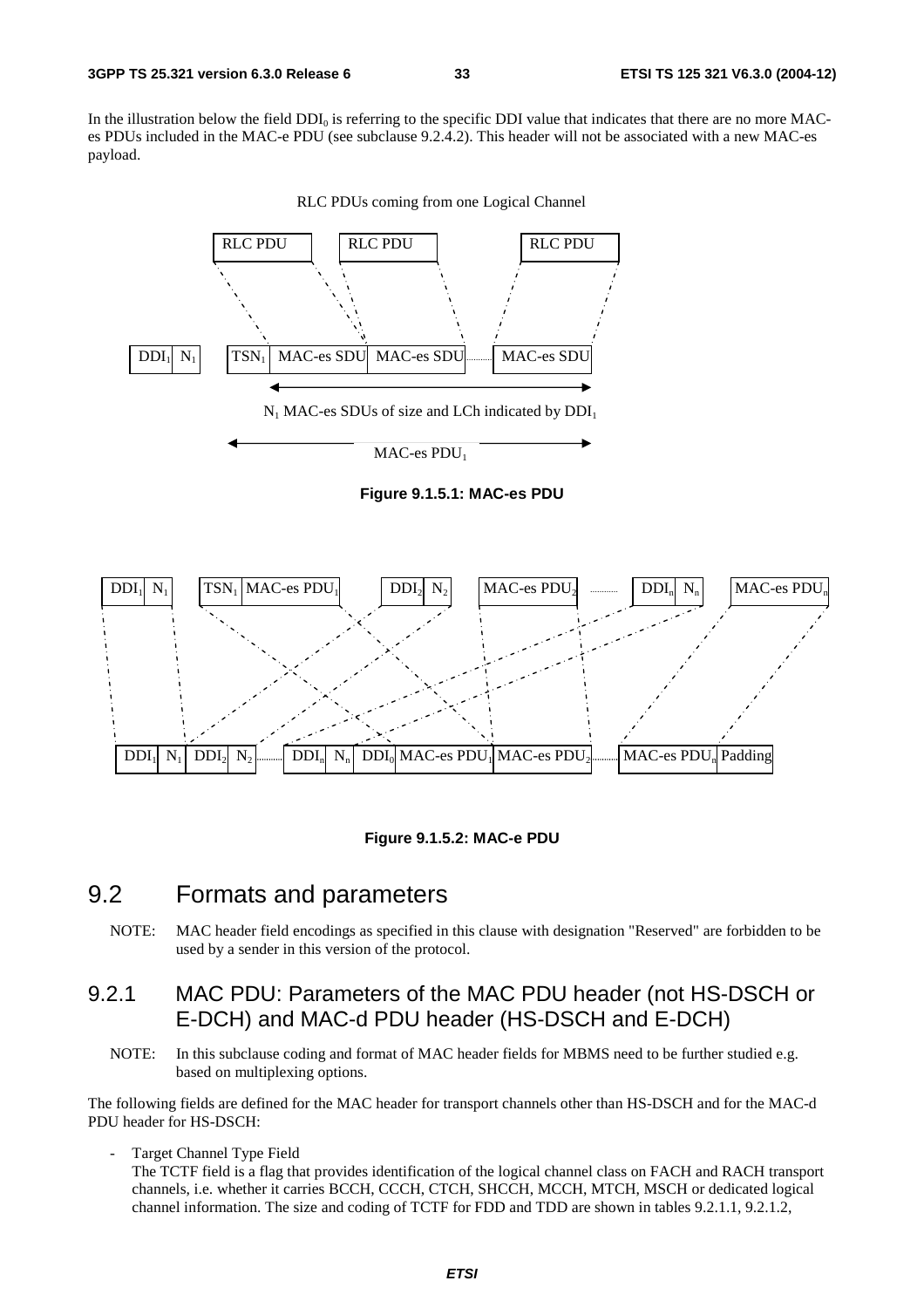In the illustration below the field $DDI_0$ is referring to the specific DDI value that indicates that there are no more MAC-es PDUs included in the MAC-e PDU (see subclause 9.2.4.2). This header will not be associated with a new MAC-es payload.

**Figure 9.1.5.1: MAC-es PDU**

**Figure 9.1.5.2: MAC-e PDU**

## 9.2 Formats and parameters

NOTE: MAC header field encodings as specified in this clause with designation "Reserved" are forbidden to be used by a sender in this version of the protocol.

### 9.2.1 MAC PDU: Parameters of the MAC PDU header (not HS-DSCH or E-DCH) and MAC-d PDU header (HS-DSCH and E-DCH)

NOTE: In this subclause coding and format of MAC header fields for MBMS need to be further studied e.g. based on multiplexing options.

The following fields are defined for the MAC header for transport channels other than HS-DSCH and for the MAC-d PDU header for HS-DSCH:

- Target Channel Type Field
  The TCTF field is a flag that provides identification of the logical channel class on FACH and RACH transport channels, i.e. whether it carries BCCH, CCCH, CTCH, SHCCH, MCCH, MTCH, MSCH or dedicated logical channel information. The size and coding of TCTF for FDD and TDD are shown in tables 9.2.1.1, 9.2.1.2,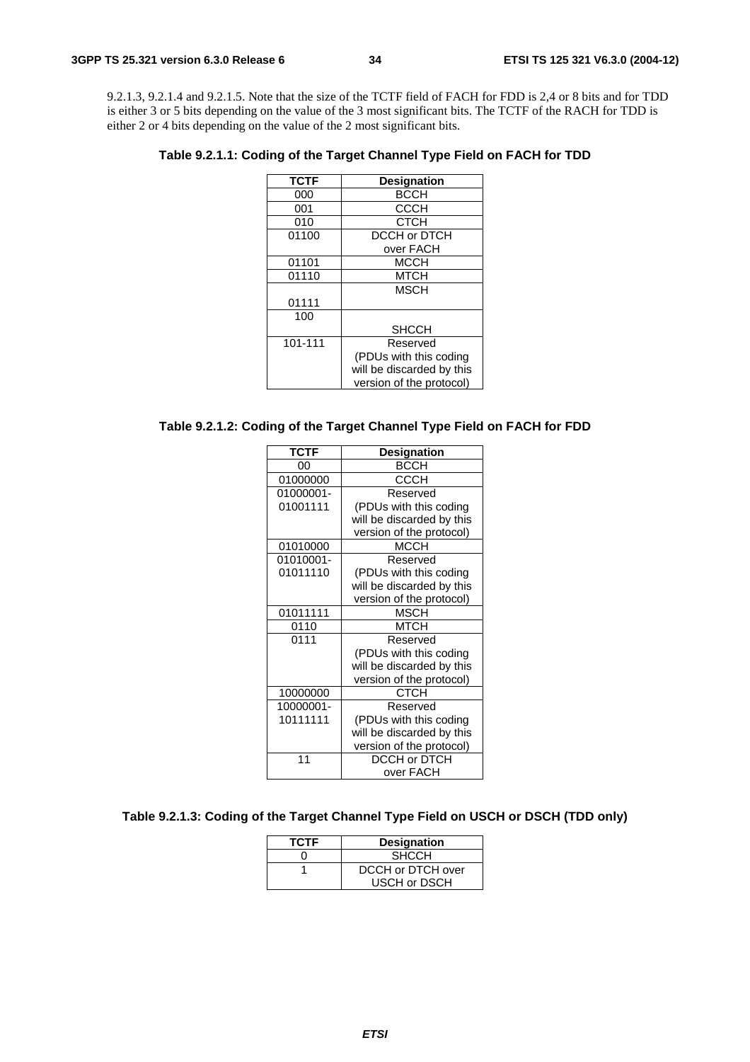9.2.1.3, 9.2.1.4 and 9.2.1.5. Note that the size of the TCTF field of FACH for FDD is 2,4 or 8 bits and for TDD is either 3 or 5 bits depending on the value of the 3 most significant bits. The TCTF of the RACH for TDD is either 2 or 4 bits depending on the value of the 2 most significant bits.

**Table 9.2.1.1: Coding of the Target Channel Type Field on FACH for TDD**

| TCTF | Designation |
|---|---|
| 000 | BCCH |
| 001 | CCCH |
| 010 | CTCH |
| 01100 | DCCH or DTCH over FACH |
| 01101 | MCCH |
| 01110 | MTCH |
| 01111 | MSCH |
| 100 | SHCCH |
| 101-111 | Reserved (PDUs with this coding will be discarded by this version of the protocol) |

**Table 9.2.1.2: Coding of the Target Channel Type Field on FACH for FDD**

| TCTF | Designation |
|---|---|
| 00 | BCCH |
| 01000000 | CCCH |
| 01000001-01001111 | Reserved (PDUs with this coding will be discarded by this version of the protocol) |
| 01010000 | MCCH |
| 01010001-01011110 | Reserved (PDUs with this coding will be discarded by this version of the protocol) |
| 01011111 | MSCH |
| 0110 | MTCH |
| 0111 | Reserved (PDUs with this coding will be discarded by this version of the protocol) |
| 10000000 | CTCH |
| 10000001-10111111 | Reserved (PDUs with this coding will be discarded by this version of the protocol) |
| 11 | DCCH or DTCH over FACH |

**Table 9.2.1.3: Coding of the Target Channel Type Field on USCH or DSCH (TDD only)**

| TCTF | Designation |
|---|---|
| 0 | SHCCH |
| 1 | DCCH or DTCH over USCH or DSCH |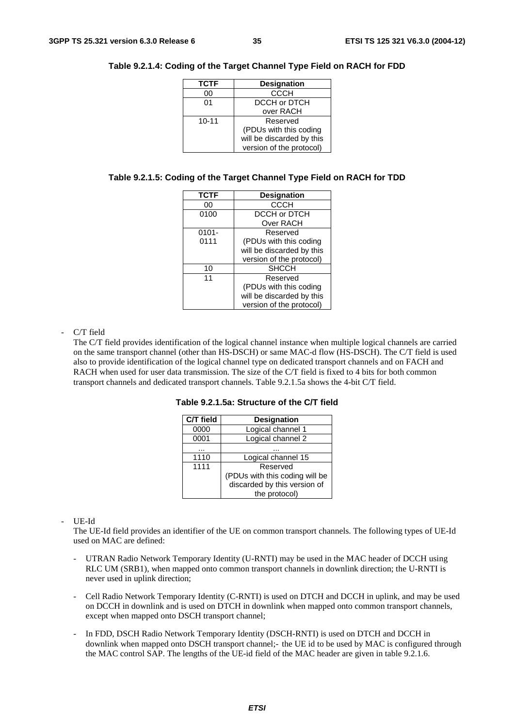**Table 9.2.1.4: Coding of the Target Channel Type Field on RACH for FDD**

| TCTF | Designation |
|---|---|
| 00 | CCCH |
| 01 | DCCH or DTCH over RACH |
| 10-11 | Reserved (PDUs with this coding will be discarded by this version of the protocol) |

**Table 9.2.1.5: Coding of the Target Channel Type Field on RACH for TDD**

| TCTF | Designation |
|---|---|
| 00 | CCCH |
| 0100 | DCCH or DTCH Over RACH |
| 0101-0111 | Reserved (PDUs with this coding will be discarded by this version of the protocol) |
| 10 | SHCCH |
| 11 | Reserved (PDUs with this coding will be discarded by this version of the protocol) |

- C/T field

  The C/T field provides identification of the logical channel instance when multiple logical channels are carried on the same transport channel (other than HS-DSCH) or same MAC-d flow (HS-DSCH). The C/T field is used also to provide identification of the logical channel type on dedicated transport channels and on FACH and RACH when used for user data transmission. The size of the C/T field is fixed to 4 bits for both common transport channels and dedicated transport channels. Table 9.2.1.5a shows the 4-bit C/T field.

**Table 9.2.1.5a: Structure of the C/T field**

| C/T field | Designation |
|---|---|
| 0000 | Logical channel 1 |
| 0001 | Logical channel 2 |
| ... | ... |
| 1110 | Logical channel 15 |
| 1111 | Reserved (PDUs with this coding will be discarded by this version of the protocol) |

- UE-Id

  The UE-Id field provides an identifier of the UE on common transport channels. The following types of UE-Id used on MAC are defined:

  - UTRAN Radio Network Temporary Identity (U-RNTI) may be used in the MAC header of DCCH using RLC UM (SRB1), when mapped onto common transport channels in downlink direction; the U-RNTI is never used in uplink direction;

  - Cell Radio Network Temporary Identity (C-RNTI) is used on DTCH and DCCH in uplink, and may be used on DCCH in downlink and is used on DTCH in downlink when mapped onto common transport channels, except when mapped onto DSCH transport channel;

  - In FDD, DSCH Radio Network Temporary Identity (DSCH-RNTI) is used on DTCH and DCCH in downlink when mapped onto DSCH transport channel;- the UE id to be used by MAC is configured through the MAC control SAP. The lengths of the UE-id field of the MAC header are given in table 9.2.1.6.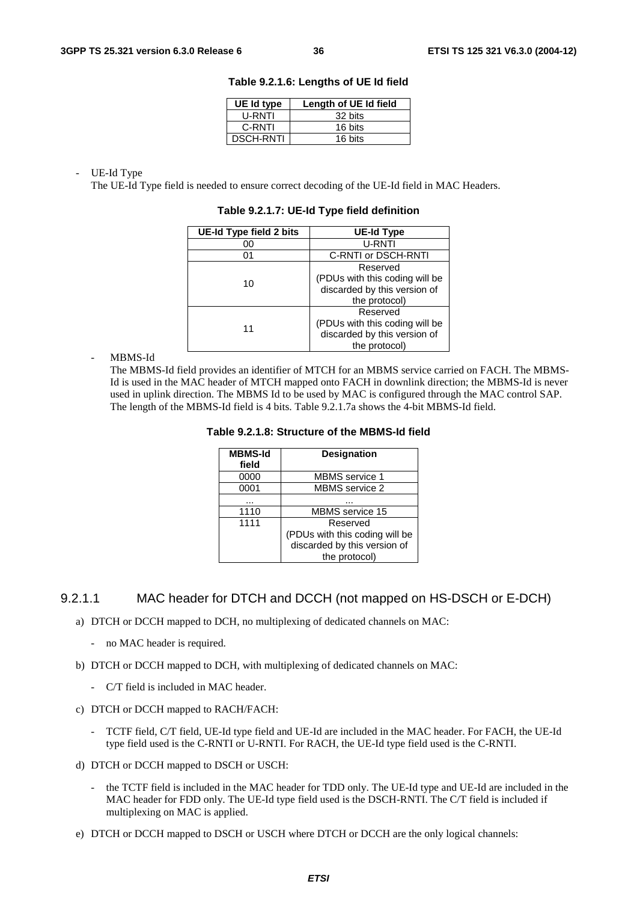**Table 9.2.1.6: Lengths of UE Id field**

| UE Id type | Length of UE Id field |
|---|---|
| U-RNTI | 32 bits |
| C-RNTI | 16 bits |
| DSCH-RNTI | 16 bits |

- UE-Id Type
  The UE-Id Type field is needed to ensure correct decoding of the UE-Id field in MAC Headers.

**Table 9.2.1.7: UE-Id Type field definition**

| UE-Id Type field 2 bits | UE-Id Type |
|---|---|
| 00 | U-RNTI |
| 01 | C-RNTI or DSCH-RNTI |
| 10 | Reserved (PDUs with this coding will be discarded by this version of the protocol) |
| 11 | Reserved (PDUs with this coding will be discarded by this version of the protocol) |

- MBMS-Id
  The MBMS-Id field provides an identifier of MTCH for an MBMS service carried on FACH. The MBMS-Id is used in the MAC header of MTCH mapped onto FACH in downlink direction; the MBMS-Id is never used in uplink direction. The MBMS Id to be used by MAC is configured through the MAC control SAP. The length of the MBMS-Id field is 4 bits. Table 9.2.1.7a shows the 4-bit MBMS-Id field.

**Table 9.2.1.8: Structure of the MBMS-Id field**

| MBMS-Id field | Designation |
|---|---|
| 0000 | MBMS service 1 |
| 0001 | MBMS service 2 |
| ... | ... |
| 1110 | MBMS service 15 |
| 1111 | Reserved (PDUs with this coding will be discarded by this version of the protocol) |

#### 9.2.1.1 MAC header for DTCH and DCCH (not mapped on HS-DSCH or E-DCH)

a) DTCH or DCCH mapped to DCH, no multiplexing of dedicated channels on MAC:

- no MAC header is required.

b) DTCH or DCCH mapped to DCH, with multiplexing of dedicated channels on MAC:

- C/T field is included in MAC header.

c) DTCH or DCCH mapped to RACH/FACH:

- TCTF field, C/T field, UE-Id type field and UE-Id are included in the MAC header. For FACH, the UE-Id type field used is the C-RNTI or U-RNTI. For RACH, the UE-Id type field used is the C-RNTI.

d) DTCH or DCCH mapped to DSCH or USCH:

- the TCTF field is included in the MAC header for TDD only. The UE-Id type and UE-Id are included in the MAC header for FDD only. The UE-Id type field used is the DSCH-RNTI. The C/T field is included if multiplexing on MAC is applied.

e) DTCH or DCCH mapped to DSCH or USCH where DTCH or DCCH are the only logical channels: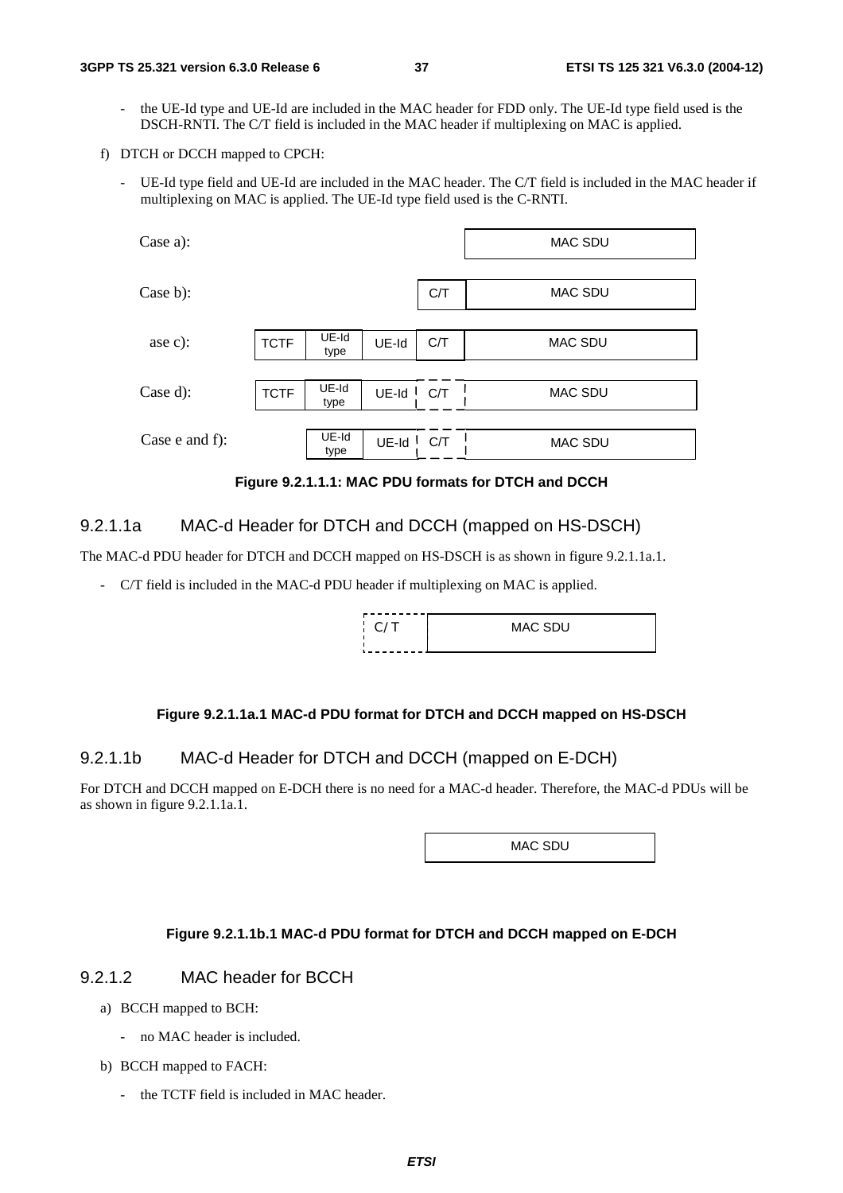- the UE-Id type and UE-Id are included in the MAC header for FDD only. The UE-Id type field used is the DSCH-RNTI. The C/T field is included in the MAC header if multiplexing on MAC is applied.

f) DTCH or DCCH mapped to CPCH:

- UE-Id type field and UE-Id are included in the MAC header. The C/T field is included in the MAC header if multiplexing on MAC is applied. The UE-Id type field used is the C-RNTI.

| Case | | | | | |
|---|---|---|---|---|---|
| Case a): | | | | | MAC SDU |
| Case b): | | | | C/T | MAC SDU |
| ase c): | TCTF | UE-Id type | UE-Id | C/T | MAC SDU |
| Case d): | TCTF | UE-Id type | UE-Id | C/T | MAC SDU |
| Case e and f): | | UE-Id type | UE-Id | C/T | MAC SDU |

**Figure 9.2.1.1.1: MAC PDU formats for DTCH and DCCH**

### 9.2.1.1a MAC-d Header for DTCH and DCCH (mapped on HS-DSCH)

The MAC-d PDU header for DTCH and DCCH mapped on HS-DSCH is as shown in figure 9.2.1.1a.1.

- C/T field is included in the MAC-d PDU header if multiplexing on MAC is applied.

| C/ T | MAC SDU |
|---|---|

**Figure 9.2.1.1a.1 MAC-d PDU format for DTCH and DCCH mapped on HS-DSCH**

### 9.2.1.1b MAC-d Header for DTCH and DCCH (mapped on E-DCH)

For DTCH and DCCH mapped on E-DCH there is no need for a MAC-d header. Therefore, the MAC-d PDUs will be as shown in figure 9.2.1.1a.1.

| MAC SDU |
|---|

**Figure 9.2.1.1b.1 MAC-d PDU format for DTCH and DCCH mapped on E-DCH**

### 9.2.1.2 MAC header for BCCH

a) BCCH mapped to BCH:

- no MAC header is included.

b) BCCH mapped to FACH:

- the TCTF field is included in MAC header.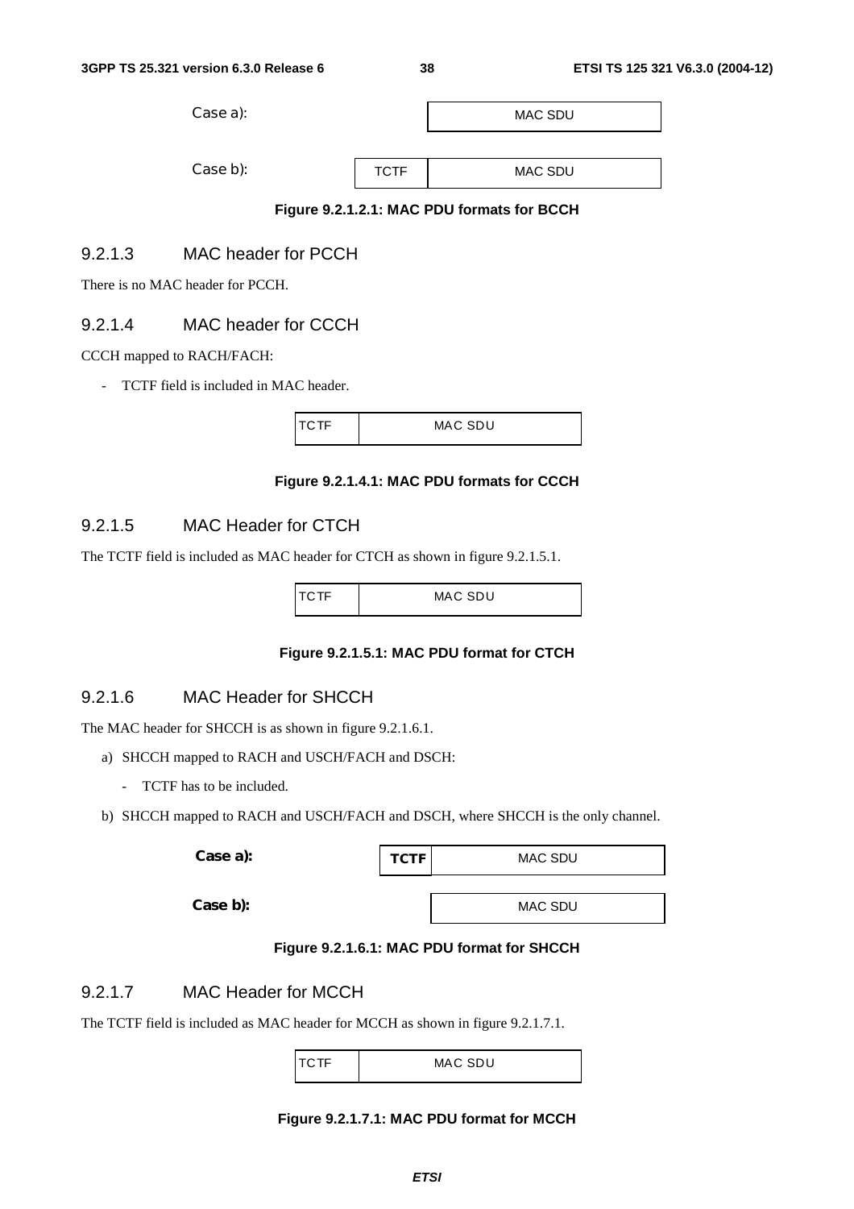Case a):

| MAC SDU |
| --- |

Case b):

| TCTF | MAC SDU |
| --- | --- |

**Figure 9.2.1.2.1: MAC PDU formats for BCCH**

### 9.2.1.3 MAC header for PCCH

There is no MAC header for PCCH.

### 9.2.1.4 MAC header for CCCH

CCCH mapped to RACH/FACH:

- TCTF field is included in MAC header.

| TCTF | MAC SDU |
| --- | --- |

**Figure 9.2.1.4.1: MAC PDU formats for CCCH**

### 9.2.1.5 MAC Header for CTCH

The TCTF field is included as MAC header for CTCH as shown in figure 9.2.1.5.1.

| TCTF | MAC SDU |
| --- | --- |

**Figure 9.2.1.5.1: MAC PDU format for CTCH**

### 9.2.1.6 MAC Header for SHCCH

The MAC header for SHCCH is as shown in figure 9.2.1.6.1.

a) SHCCH mapped to RACH and USCH/FACH and DSCH:
   - TCTF has to be included.

b) SHCCH mapped to RACH and USCH/FACH and DSCH, where SHCCH is the only channel.

**Case a):**

| TCTF | MAC SDU |
| --- | --- |

**Case b):**

| MAC SDU |
| --- |

**Figure 9.2.1.6.1: MAC PDU format for SHCCH**

### 9.2.1.7 MAC Header for MCCH

The TCTF field is included as MAC header for MCCH as shown in figure 9.2.1.7.1.

| TCTF | MAC SDU |
| --- | --- |

**Figure 9.2.1.7.1: MAC PDU format for MCCH**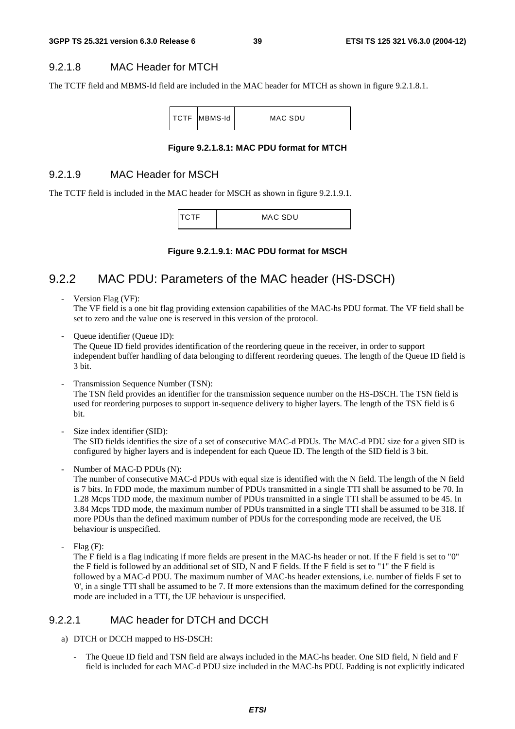### 9.2.1.8 MAC Header for MTCH

The TCTF field and MBMS-Id field are included in the MAC header for MTCH as shown in figure 9.2.1.8.1.

| TCTF | MBMS-Id | MAC SDU |
|---|---|---|

**Figure 9.2.1.8.1: MAC PDU format for MTCH**

### 9.2.1.9 MAC Header for MSCH

The TCTF field is included in the MAC header for MSCH as shown in figure 9.2.1.9.1.

| TCTF | MAC SDU |
|---|---|

**Figure 9.2.1.9.1: MAC PDU format for MSCH**

## 9.2.2 MAC PDU: Parameters of the MAC header (HS-DSCH)

- Version Flag (VF):
  The VF field is a one bit flag providing extension capabilities of the MAC-hs PDU format. The VF field shall be set to zero and the value one is reserved in this version of the protocol.

- Queue identifier (Queue ID):
  The Queue ID field provides identification of the reordering queue in the receiver, in order to support independent buffer handling of data belonging to different reordering queues. The length of the Queue ID field is 3 bit.

- Transmission Sequence Number (TSN):
  The TSN field provides an identifier for the transmission sequence number on the HS-DSCH. The TSN field is used for reordering purposes to support in-sequence delivery to higher layers. The length of the TSN field is 6 bit.

- Size index identifier (SID):
  The SID fields identifies the size of a set of consecutive MAC-d PDUs. The MAC-d PDU size for a given SID is configured by higher layers and is independent for each Queue ID. The length of the SID field is 3 bit.

- Number of MAC-D PDUs (N):
  The number of consecutive MAC-d PDUs with equal size is identified with the N field. The length of the N field is 7 bits. In FDD mode, the maximum number of PDUs transmitted in a single TTI shall be assumed to be 70. In 1.28 Mcps TDD mode, the maximum number of PDUs transmitted in a single TTI shall be assumed to be 45. In 3.84 Mcps TDD mode, the maximum number of PDUs transmitted in a single TTI shall be assumed to be 318. If more PDUs than the defined maximum number of PDUs for the corresponding mode are received, the UE behaviour is unspecified.

- Flag (F):
  The F field is a flag indicating if more fields are present in the MAC-hs header or not. If the F field is set to "0" the F field is followed by an additional set of SID, N and F fields. If the F field is set to "1" the F field is followed by a MAC-d PDU. The maximum number of MAC-hs header extensions, i.e. number of fields F set to '0', in a single TTI shall be assumed to be 7. If more extensions than the maximum defined for the corresponding mode are included in a TTI, the UE behaviour is unspecified.

### 9.2.2.1 MAC header for DTCH and DCCH

a) DTCH or DCCH mapped to HS-DSCH:

- The Queue ID field and TSN field are always included in the MAC-hs header. One SID field, N field and F field is included for each MAC-d PDU size included in the MAC-hs PDU. Padding is not explicitly indicated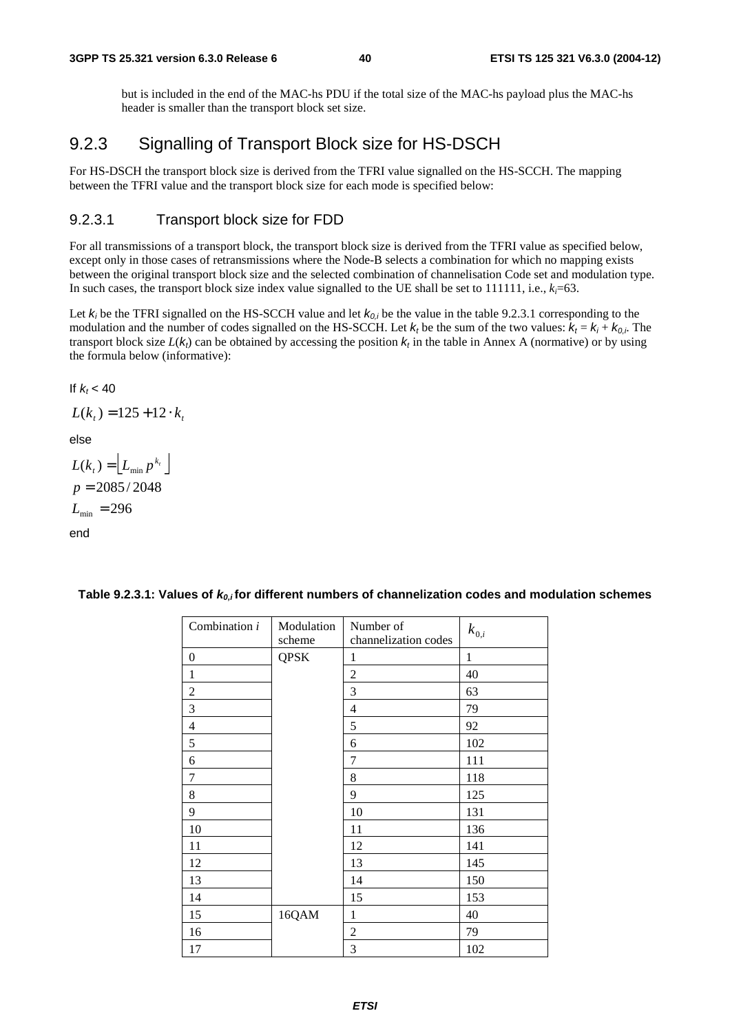but is included in the end of the MAC-hs PDU if the total size of the MAC-hs payload plus the MAC-hs header is smaller than the transport block set size.

## 9.2.3 Signalling of Transport Block size for HS-DSCH

For HS-DSCH the transport block size is derived from the TFRI value signalled on the HS-SCCH. The mapping between the TFRI value and the transport block size for each mode is specified below:

### 9.2.3.1 Transport block size for FDD

For all transmissions of a transport block, the transport block size is derived from the TFRI value as specified below, except only in those cases of retransmissions where the Node-B selects a combination for which no mapping exists between the original transport block size and the selected combination of channelisation Code set and modulation type. In such cases, the transport block size index value signalled to the UE shall be set to 111111, i.e., $k_i$=63.

Let $k_i$ be the TFRI signalled on the HS-SCCH value and let $k_{0,i}$ be the value in the table 9.2.3.1 corresponding to the modulation and the number of codes signalled on the HS-SCCH. Let $k_t$ be the sum of the two values: $k_t = k_i + k_{0,i}$. The transport block size $L(k_t)$ can be obtained by accessing the position $k_t$ in the table in Annex A (normative) or by using the formula below (informative):

If $k_t < 40$

$$L(k_t) = 125 + 12 \cdot k_t$$

else

$$L(k_t) = \left\lfloor L_{\min} p^{k_t} \right\rfloor$$

$$p = 2085/2048$$

$$L_{\min} = 296$$

end

**Table 9.2.3.1: Values of $k_{0,i}$ for different numbers of channelization codes and modulation schemes**

| Combination $i$ | Modulation scheme | Number of channelization codes | $k_{0,i}$ |
|---|---|---|---|
| 0 | QPSK | 1 | 1 |
| 1 | | 2 | 40 |
| 2 | | 3 | 63 |
| 3 | | 4 | 79 |
| 4 | | 5 | 92 |
| 5 | | 6 | 102 |
| 6 | | 7 | 111 |
| 7 | | 8 | 118 |
| 8 | | 9 | 125 |
| 9 | | 10 | 131 |
| 10 | | 11 | 136 |
| 11 | | 12 | 141 |
| 12 | | 13 | 145 |
| 13 | | 14 | 150 |
| 14 | | 15 | 153 |
| 15 | 16QAM | 1 | 40 |
| 16 | | 2 | 79 |
| 17 | | 3 | 102 |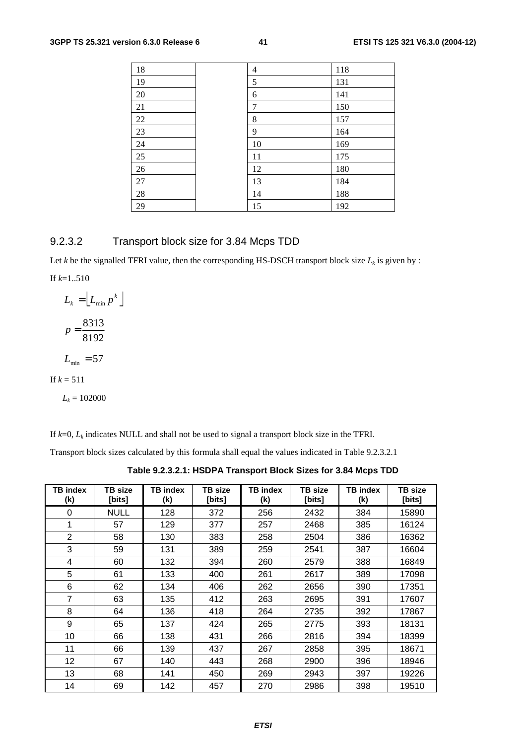| 18 | | 4 | 118 |
|---|---|---|---|
| 19 | | 5 | 131 |
| 20 | | 6 | 141 |
| 21 | | 7 | 150 |
| 22 | | 8 | 157 |
| 23 | | 9 | 164 |
| 24 | | 10 | 169 |
| 25 | | 11 | 175 |
| 26 | | 12 | 180 |
| 27 | | 13 | 184 |
| 28 | | 14 | 188 |
| 29 | | 15 | 192 |

### 9.2.3.2 Transport block size for 3.84 Mcps TDD

Let $k$ be the signalled TFRI value, then the corresponding HS-DSCH transport block size $L_k$ is given by :

If $k$=1..510

$$L_k = \lfloor L_{\min} p^k \rfloor$$

$$p = \frac{8313}{8192}$$

$$L_{\min} = 57$$

If $k$ = 511

$L_k$ = 102000

If $k$=0, $L_k$ indicates NULL and shall not be used to signal a transport block size in the TFRI.

Transport block sizes calculated by this formula shall equal the values indicated in Table 9.2.3.2.1

**Table 9.2.3.2.1: HSDPA Transport Block Sizes for 3.84 Mcps TDD**

| TB index (k) | TB size [bits] | TB index (k) | TB size [bits] | TB index (k) | TB size [bits] | TB index (k) | TB size [bits] |
|---|---|---|---|---|---|---|---|
| 0 | NULL | 128 | 372 | 256 | 2432 | 384 | 15890 |
| 1 | 57 | 129 | 377 | 257 | 2468 | 385 | 16124 |
| 2 | 58 | 130 | 383 | 258 | 2504 | 386 | 16362 |
| 3 | 59 | 131 | 389 | 259 | 2541 | 387 | 16604 |
| 4 | 60 | 132 | 394 | 260 | 2579 | 388 | 16849 |
| 5 | 61 | 133 | 400 | 261 | 2617 | 389 | 17098 |
| 6 | 62 | 134 | 406 | 262 | 2656 | 390 | 17351 |
| 7 | 63 | 135 | 412 | 263 | 2695 | 391 | 17607 |
| 8 | 64 | 136 | 418 | 264 | 2735 | 392 | 17867 |
| 9 | 65 | 137 | 424 | 265 | 2775 | 393 | 18131 |
| 10 | 66 | 138 | 431 | 266 | 2816 | 394 | 18399 |
| 11 | 66 | 139 | 437 | 267 | 2858 | 395 | 18671 |
| 12 | 67 | 140 | 443 | 268 | 2900 | 396 | 18946 |
| 13 | 68 | 141 | 450 | 269 | 2943 | 397 | 19226 |
| 14 | 69 | 142 | 457 | 270 | 2986 | 398 | 19510 |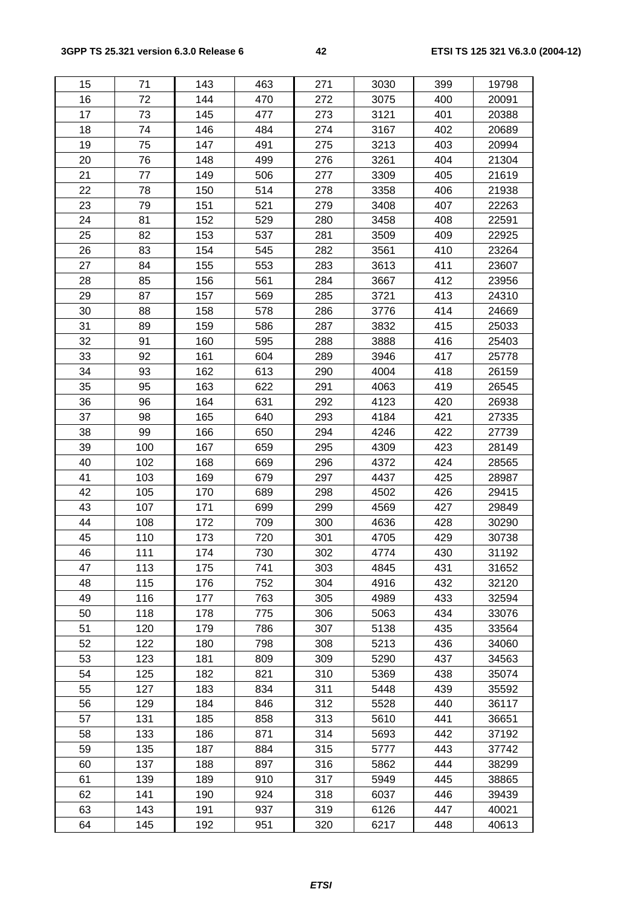| | | | | | | | |
|---|---|---|---|---|---|---|---|
| 15 | 71 | 143 | 463 | 271 | 3030 | 399 | 19798 |
| 16 | 72 | 144 | 470 | 272 | 3075 | 400 | 20091 |
| 17 | 73 | 145 | 477 | 273 | 3121 | 401 | 20388 |
| 18 | 74 | 146 | 484 | 274 | 3167 | 402 | 20689 |
| 19 | 75 | 147 | 491 | 275 | 3213 | 403 | 20994 |
| 20 | 76 | 148 | 499 | 276 | 3261 | 404 | 21304 |
| 21 | 77 | 149 | 506 | 277 | 3309 | 405 | 21619 |
| 22 | 78 | 150 | 514 | 278 | 3358 | 406 | 21938 |
| 23 | 79 | 151 | 521 | 279 | 3408 | 407 | 22263 |
| 24 | 81 | 152 | 529 | 280 | 3458 | 408 | 22591 |
| 25 | 82 | 153 | 537 | 281 | 3509 | 409 | 22925 |
| 26 | 83 | 154 | 545 | 282 | 3561 | 410 | 23264 |
| 27 | 84 | 155 | 553 | 283 | 3613 | 411 | 23607 |
| 28 | 85 | 156 | 561 | 284 | 3667 | 412 | 23956 |
| 29 | 87 | 157 | 569 | 285 | 3721 | 413 | 24310 |
| 30 | 88 | 158 | 578 | 286 | 3776 | 414 | 24669 |
| 31 | 89 | 159 | 586 | 287 | 3832 | 415 | 25033 |
| 32 | 91 | 160 | 595 | 288 | 3888 | 416 | 25403 |
| 33 | 92 | 161 | 604 | 289 | 3946 | 417 | 25778 |
| 34 | 93 | 162 | 613 | 290 | 4004 | 418 | 26159 |
| 35 | 95 | 163 | 622 | 291 | 4063 | 419 | 26545 |
| 36 | 96 | 164 | 631 | 292 | 4123 | 420 | 26938 |
| 37 | 98 | 165 | 640 | 293 | 4184 | 421 | 27335 |
| 38 | 99 | 166 | 650 | 294 | 4246 | 422 | 27739 |
| 39 | 100 | 167 | 659 | 295 | 4309 | 423 | 28149 |
| 40 | 102 | 168 | 669 | 296 | 4372 | 424 | 28565 |
| 41 | 103 | 169 | 679 | 297 | 4437 | 425 | 28987 |
| 42 | 105 | 170 | 689 | 298 | 4502 | 426 | 29415 |
| 43 | 107 | 171 | 699 | 299 | 4569 | 427 | 29849 |
| 44 | 108 | 172 | 709 | 300 | 4636 | 428 | 30290 |
| 45 | 110 | 173 | 720 | 301 | 4705 | 429 | 30738 |
| 46 | 111 | 174 | 730 | 302 | 4774 | 430 | 31192 |
| 47 | 113 | 175 | 741 | 303 | 4845 | 431 | 31652 |
| 48 | 115 | 176 | 752 | 304 | 4916 | 432 | 32120 |
| 49 | 116 | 177 | 763 | 305 | 4989 | 433 | 32594 |
| 50 | 118 | 178 | 775 | 306 | 5063 | 434 | 33076 |
| 51 | 120 | 179 | 786 | 307 | 5138 | 435 | 33564 |
| 52 | 122 | 180 | 798 | 308 | 5213 | 436 | 34060 |
| 53 | 123 | 181 | 809 | 309 | 5290 | 437 | 34563 |
| 54 | 125 | 182 | 821 | 310 | 5369 | 438 | 35074 |
| 55 | 127 | 183 | 834 | 311 | 5448 | 439 | 35592 |
| 56 | 129 | 184 | 846 | 312 | 5528 | 440 | 36117 |
| 57 | 131 | 185 | 858 | 313 | 5610 | 441 | 36651 |
| 58 | 133 | 186 | 871 | 314 | 5693 | 442 | 37192 |
| 59 | 135 | 187 | 884 | 315 | 5777 | 443 | 37742 |
| 60 | 137 | 188 | 897 | 316 | 5862 | 444 | 38299 |
| 61 | 139 | 189 | 910 | 317 | 5949 | 445 | 38865 |
| 62 | 141 | 190 | 924 | 318 | 6037 | 446 | 39439 |
| 63 | 143 | 191 | 937 | 319 | 6126 | 447 | 40021 |
| 64 | 145 | 192 | 951 | 320 | 6217 | 448 | 40613 |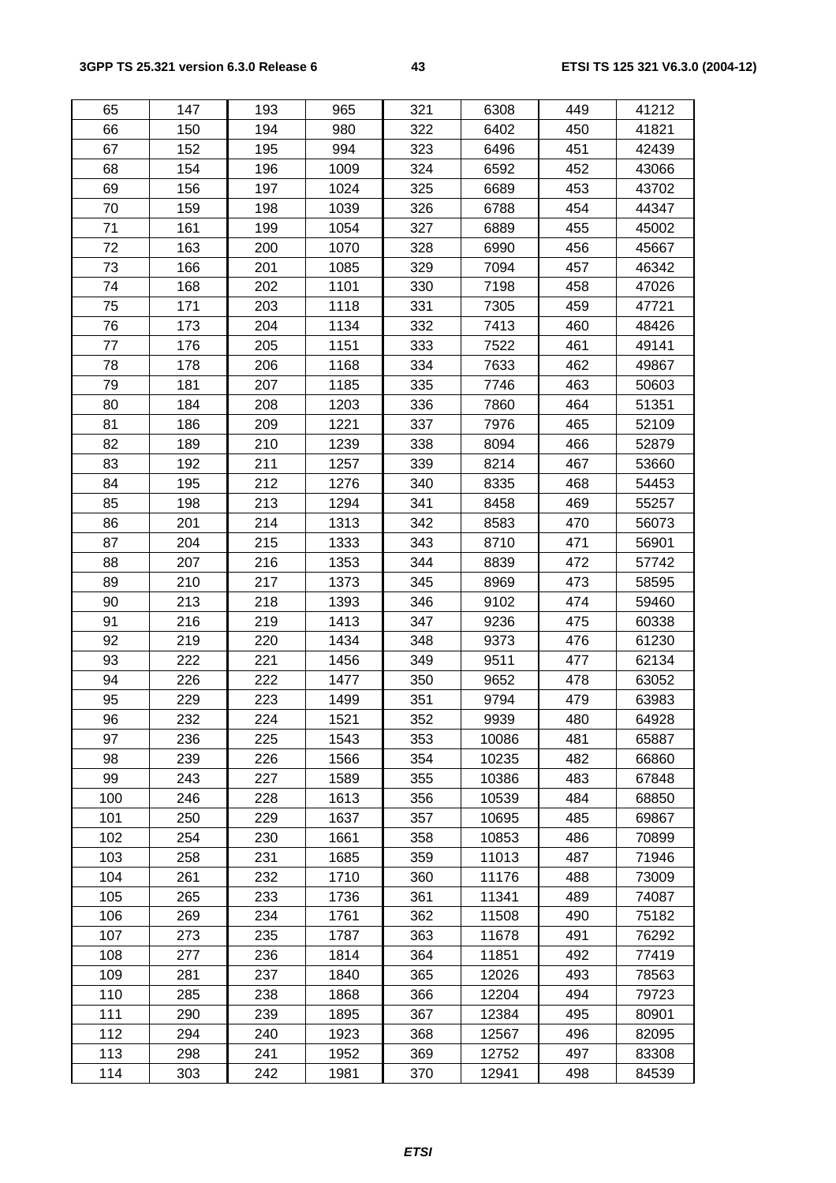| 65 | 147 | 193 | 965 | 321 | 6308 | 449 | 41212 |
|---|---|---|---|---|---|---|---|
| 66 | 150 | 194 | 980 | 322 | 6402 | 450 | 41821 |
| 67 | 152 | 195 | 994 | 323 | 6496 | 451 | 42439 |
| 68 | 154 | 196 | 1009 | 324 | 6592 | 452 | 43066 |
| 69 | 156 | 197 | 1024 | 325 | 6689 | 453 | 43702 |
| 70 | 159 | 198 | 1039 | 326 | 6788 | 454 | 44347 |
| 71 | 161 | 199 | 1054 | 327 | 6889 | 455 | 45002 |
| 72 | 163 | 200 | 1070 | 328 | 6990 | 456 | 45667 |
| 73 | 166 | 201 | 1085 | 329 | 7094 | 457 | 46342 |
| 74 | 168 | 202 | 1101 | 330 | 7198 | 458 | 47026 |
| 75 | 171 | 203 | 1118 | 331 | 7305 | 459 | 47721 |
| 76 | 173 | 204 | 1134 | 332 | 7413 | 460 | 48426 |
| 77 | 176 | 205 | 1151 | 333 | 7522 | 461 | 49141 |
| 78 | 178 | 206 | 1168 | 334 | 7633 | 462 | 49867 |
| 79 | 181 | 207 | 1185 | 335 | 7746 | 463 | 50603 |
| 80 | 184 | 208 | 1203 | 336 | 7860 | 464 | 51351 |
| 81 | 186 | 209 | 1221 | 337 | 7976 | 465 | 52109 |
| 82 | 189 | 210 | 1239 | 338 | 8094 | 466 | 52879 |
| 83 | 192 | 211 | 1257 | 339 | 8214 | 467 | 53660 |
| 84 | 195 | 212 | 1276 | 340 | 8335 | 468 | 54453 |
| 85 | 198 | 213 | 1294 | 341 | 8458 | 469 | 55257 |
| 86 | 201 | 214 | 1313 | 342 | 8583 | 470 | 56073 |
| 87 | 204 | 215 | 1333 | 343 | 8710 | 471 | 56901 |
| 88 | 207 | 216 | 1353 | 344 | 8839 | 472 | 57742 |
| 89 | 210 | 217 | 1373 | 345 | 8969 | 473 | 58595 |
| 90 | 213 | 218 | 1393 | 346 | 9102 | 474 | 59460 |
| 91 | 216 | 219 | 1413 | 347 | 9236 | 475 | 60338 |
| 92 | 219 | 220 | 1434 | 348 | 9373 | 476 | 61230 |
| 93 | 222 | 221 | 1456 | 349 | 9511 | 477 | 62134 |
| 94 | 226 | 222 | 1477 | 350 | 9652 | 478 | 63052 |
| 95 | 229 | 223 | 1499 | 351 | 9794 | 479 | 63983 |
| 96 | 232 | 224 | 1521 | 352 | 9939 | 480 | 64928 |
| 97 | 236 | 225 | 1543 | 353 | 10086 | 481 | 65887 |
| 98 | 239 | 226 | 1566 | 354 | 10235 | 482 | 66860 |
| 99 | 243 | 227 | 1589 | 355 | 10386 | 483 | 67848 |
| 100 | 246 | 228 | 1613 | 356 | 10539 | 484 | 68850 |
| 101 | 250 | 229 | 1637 | 357 | 10695 | 485 | 69867 |
| 102 | 254 | 230 | 1661 | 358 | 10853 | 486 | 70899 |
| 103 | 258 | 231 | 1685 | 359 | 11013 | 487 | 71946 |
| 104 | 261 | 232 | 1710 | 360 | 11176 | 488 | 73009 |
| 105 | 265 | 233 | 1736 | 361 | 11341 | 489 | 74087 |
| 106 | 269 | 234 | 1761 | 362 | 11508 | 490 | 75182 |
| 107 | 273 | 235 | 1787 | 363 | 11678 | 491 | 76292 |
| 108 | 277 | 236 | 1814 | 364 | 11851 | 492 | 77419 |
| 109 | 281 | 237 | 1840 | 365 | 12026 | 493 | 78563 |
| 110 | 285 | 238 | 1868 | 366 | 12204 | 494 | 79723 |
| 111 | 290 | 239 | 1895 | 367 | 12384 | 495 | 80901 |
| 112 | 294 | 240 | 1923 | 368 | 12567 | 496 | 82095 |
| 113 | 298 | 241 | 1952 | 369 | 12752 | 497 | 83308 |
| 114 | 303 | 242 | 1981 | 370 | 12941 | 498 | 84539 |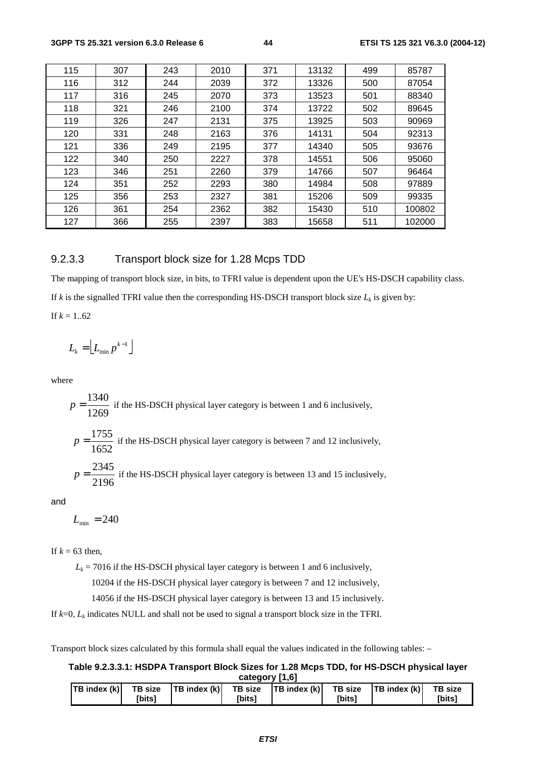| 115 | 307 | 243 | 2010 | 371 | 13132 | 499 | 85787 |
|---|---|---|---|---|---|---|---|
| 116 | 312 | 244 | 2039 | 372 | 13326 | 500 | 87054 |
| 117 | 316 | 245 | 2070 | 373 | 13523 | 501 | 88340 |
| 118 | 321 | 246 | 2100 | 374 | 13722 | 502 | 89645 |
| 119 | 326 | 247 | 2131 | 375 | 13925 | 503 | 90969 |
| 120 | 331 | 248 | 2163 | 376 | 14131 | 504 | 92313 |
| 121 | 336 | 249 | 2195 | 377 | 14340 | 505 | 93676 |
| 122 | 340 | 250 | 2227 | 378 | 14551 | 506 | 95060 |
| 123 | 346 | 251 | 2260 | 379 | 14766 | 507 | 96464 |
| 124 | 351 | 252 | 2293 | 380 | 14984 | 508 | 97889 |
| 125 | 356 | 253 | 2327 | 381 | 15206 | 509 | 99335 |
| 126 | 361 | 254 | 2362 | 382 | 15430 | 510 | 100802 |
| 127 | 366 | 255 | 2397 | 383 | 15658 | 511 | 102000 |

### 9.2.3.3 Transport block size for 1.28 Mcps TDD

The mapping of transport block size, in bits, to TFRI value is dependent upon the UE's HS-DSCH capability class.

If $k$ is the signalled TFRI value then the corresponding HS-DSCH transport block size $L_k$ is given by:

If $k$ = 1..62

$$L_k = \lfloor L_{\min} p^{k-1} \rfloor$$

where

$p = \dfrac{1340}{1269}$ if the HS-DSCH physical layer category is between 1 and 6 inclusively,

$p = \dfrac{1755}{1652}$ if the HS-DSCH physical layer category is between 7 and 12 inclusively,

$p = \dfrac{2345}{2196}$ if the HS-DSCH physical layer category is between 13 and 15 inclusively,

and

$$L_{\min} = 240$$

If $k$ = 63 then,

$L_k$ = 7016 if the HS-DSCH physical layer category is between 1 and 6 inclusively,

10204 if the HS-DSCH physical layer category is between 7 and 12 inclusively,

14056 if the HS-DSCH physical layer category is between 13 and 15 inclusively.

If $k$=0, $L_k$ indicates NULL and shall not be used to signal a transport block size in the TFRI.

Transport block sizes calculated by this formula shall equal the values indicated in the following tables: –

**Table 9.2.3.3.1: HSDPA Transport Block Sizes for 1.28 Mcps TDD, for HS-DSCH physical layer category [1,6]**

| TB index (k) | TB size [bits] | TB index (k) | TB size [bits] | TB index (k) | TB size [bits] | TB index (k) | TB size [bits] |
|---|---|---|---|---|---|---|---|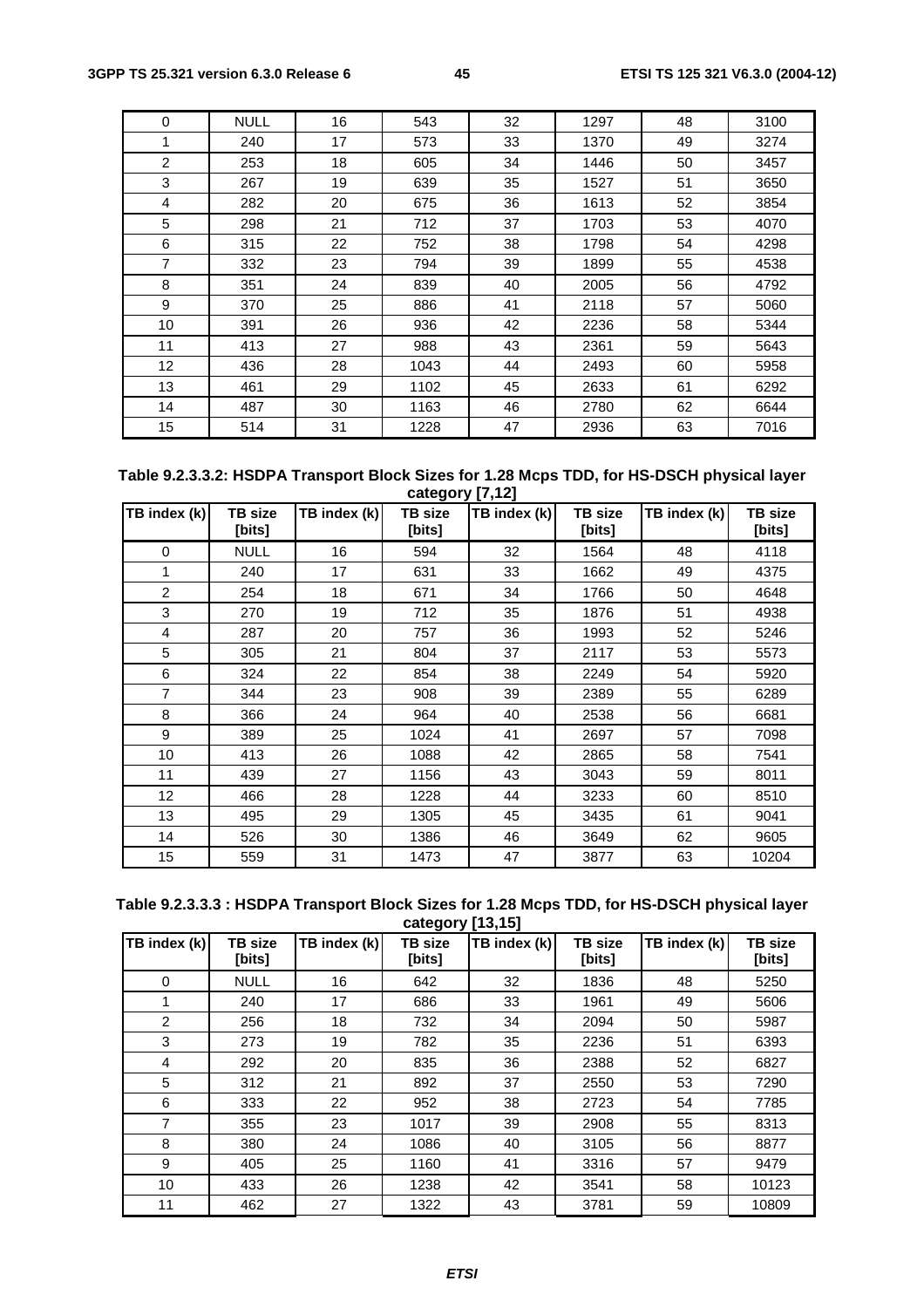| 0 | NULL | 16 | 543 | 32 | 1297 | 48 | 3100 |
|---|---|---|---|---|---|---|---|
| 1 | 240 | 17 | 573 | 33 | 1370 | 49 | 3274 |
| 2 | 253 | 18 | 605 | 34 | 1446 | 50 | 3457 |
| 3 | 267 | 19 | 639 | 35 | 1527 | 51 | 3650 |
| 4 | 282 | 20 | 675 | 36 | 1613 | 52 | 3854 |
| 5 | 298 | 21 | 712 | 37 | 1703 | 53 | 4070 |
| 6 | 315 | 22 | 752 | 38 | 1798 | 54 | 4298 |
| 7 | 332 | 23 | 794 | 39 | 1899 | 55 | 4538 |
| 8 | 351 | 24 | 839 | 40 | 2005 | 56 | 4792 |
| 9 | 370 | 25 | 886 | 41 | 2118 | 57 | 5060 |
| 10 | 391 | 26 | 936 | 42 | 2236 | 58 | 5344 |
| 11 | 413 | 27 | 988 | 43 | 2361 | 59 | 5643 |
| 12 | 436 | 28 | 1043 | 44 | 2493 | 60 | 5958 |
| 13 | 461 | 29 | 1102 | 45 | 2633 | 61 | 6292 |
| 14 | 487 | 30 | 1163 | 46 | 2780 | 62 | 6644 |
| 15 | 514 | 31 | 1228 | 47 | 2936 | 63 | 7016 |

**Table 9.2.3.3.2: HSDPA Transport Block Sizes for 1.28 Mcps TDD, for HS-DSCH physical layer category [7,12]**

| TB index (k) | TB size [bits] | TB index (k) | TB size [bits] | TB index (k) | TB size [bits] | TB index (k) | TB size [bits] |
|---|---|---|---|---|---|---|---|
| 0 | NULL | 16 | 594 | 32 | 1564 | 48 | 4118 |
| 1 | 240 | 17 | 631 | 33 | 1662 | 49 | 4375 |
| 2 | 254 | 18 | 671 | 34 | 1766 | 50 | 4648 |
| 3 | 270 | 19 | 712 | 35 | 1876 | 51 | 4938 |
| 4 | 287 | 20 | 757 | 36 | 1993 | 52 | 5246 |
| 5 | 305 | 21 | 804 | 37 | 2117 | 53 | 5573 |
| 6 | 324 | 22 | 854 | 38 | 2249 | 54 | 5920 |
| 7 | 344 | 23 | 908 | 39 | 2389 | 55 | 6289 |
| 8 | 366 | 24 | 964 | 40 | 2538 | 56 | 6681 |
| 9 | 389 | 25 | 1024 | 41 | 2697 | 57 | 7098 |
| 10 | 413 | 26 | 1088 | 42 | 2865 | 58 | 7541 |
| 11 | 439 | 27 | 1156 | 43 | 3043 | 59 | 8011 |
| 12 | 466 | 28 | 1228 | 44 | 3233 | 60 | 8510 |
| 13 | 495 | 29 | 1305 | 45 | 3435 | 61 | 9041 |
| 14 | 526 | 30 | 1386 | 46 | 3649 | 62 | 9605 |
| 15 | 559 | 31 | 1473 | 47 | 3877 | 63 | 10204 |

**Table 9.2.3.3.3 : HSDPA Transport Block Sizes for 1.28 Mcps TDD, for HS-DSCH physical layer category [13,15]**

| TB index (k) | TB size [bits] | TB index (k) | TB size [bits] | TB index (k) | TB size [bits] | TB index (k) | TB size [bits] |
|---|---|---|---|---|---|---|---|
| 0 | NULL | 16 | 642 | 32 | 1836 | 48 | 5250 |
| 1 | 240 | 17 | 686 | 33 | 1961 | 49 | 5606 |
| 2 | 256 | 18 | 732 | 34 | 2094 | 50 | 5987 |
| 3 | 273 | 19 | 782 | 35 | 2236 | 51 | 6393 |
| 4 | 292 | 20 | 835 | 36 | 2388 | 52 | 6827 |
| 5 | 312 | 21 | 892 | 37 | 2550 | 53 | 7290 |
| 6 | 333 | 22 | 952 | 38 | 2723 | 54 | 7785 |
| 7 | 355 | 23 | 1017 | 39 | 2908 | 55 | 8313 |
| 8 | 380 | 24 | 1086 | 40 | 3105 | 56 | 8877 |
| 9 | 405 | 25 | 1160 | 41 | 3316 | 57 | 9479 |
| 10 | 433 | 26 | 1238 | 42 | 3541 | 58 | 10123 |
| 11 | 462 | 27 | 1322 | 43 | 3781 | 59 | 10809 |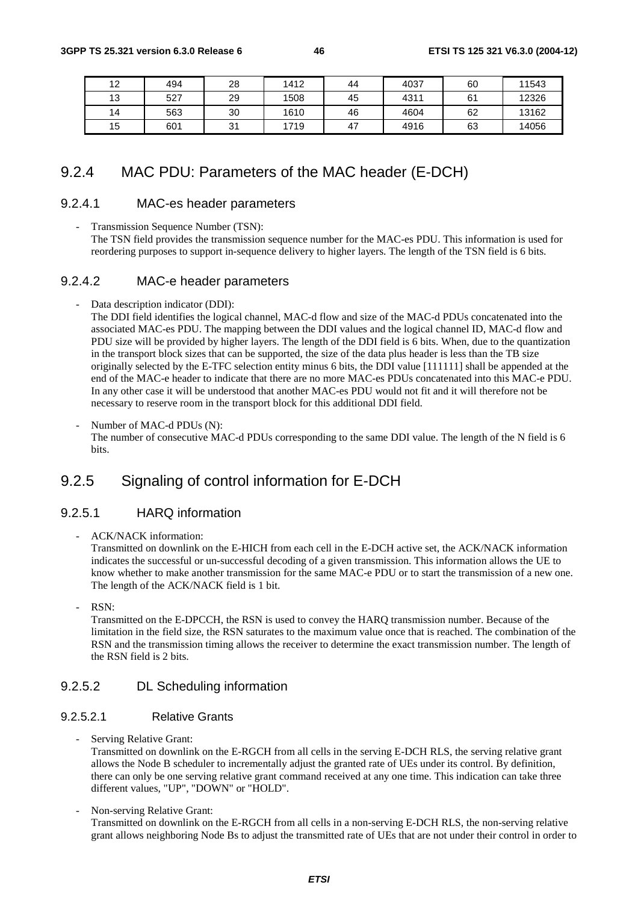| 12 | 494 | 28 | 1412 | 44 | 4037 | 60 | 11543 |
|---|---|---|---|---|---|---|---|
| 13 | 527 | 29 | 1508 | 45 | 4311 | 61 | 12326 |
| 14 | 563 | 30 | 1610 | 46 | 4604 | 62 | 13162 |
| 15 | 601 | 31 | 1719 | 47 | 4916 | 63 | 14056 |

## 9.2.4 MAC PDU: Parameters of the MAC header (E-DCH)

### 9.2.4.1 MAC-es header parameters

- Transmission Sequence Number (TSN):
  The TSN field provides the transmission sequence number for the MAC-es PDU. This information is used for reordering purposes to support in-sequence delivery to higher layers. The length of the TSN field is 6 bits.

### 9.2.4.2 MAC-e header parameters

- Data description indicator (DDI):
  The DDI field identifies the logical channel, MAC-d flow and size of the MAC-d PDUs concatenated into the associated MAC-es PDU. The mapping between the DDI values and the logical channel ID, MAC-d flow and PDU size will be provided by higher layers. The length of the DDI field is 6 bits. When, due to the quantization in the transport block sizes that can be supported, the size of the data plus header is less than the TB size originally selected by the E-TFC selection entity minus 6 bits, the DDI value [111111] shall be appended at the end of the MAC-e header to indicate that there are no more MAC-es PDUs concatenated into this MAC-e PDU. In any other case it will be understood that another MAC-es PDU would not fit and it will therefore not be necessary to reserve room in the transport block for this additional DDI field.

- Number of MAC-d PDUs (N):
  The number of consecutive MAC-d PDUs corresponding to the same DDI value. The length of the N field is 6 bits.

## 9.2.5 Signaling of control information for E-DCH

### 9.2.5.1 HARQ information

- ACK/NACK information:
  Transmitted on downlink on the E-HICH from each cell in the E-DCH active set, the ACK/NACK information indicates the successful or un-successful decoding of a given transmission. This information allows the UE to know whether to make another transmission for the same MAC-e PDU or to start the transmission of a new one. The length of the ACK/NACK field is 1 bit.

- RSN:
  Transmitted on the E-DPCCH, the RSN is used to convey the HARQ transmission number. Because of the limitation in the field size, the RSN saturates to the maximum value once that is reached. The combination of the RSN and the transmission timing allows the receiver to determine the exact transmission number. The length of the RSN field is 2 bits.

### 9.2.5.2 DL Scheduling information

#### 9.2.5.2.1 Relative Grants

- Serving Relative Grant:
  Transmitted on downlink on the E-RGCH from all cells in the serving E-DCH RLS, the serving relative grant allows the Node B scheduler to incrementally adjust the granted rate of UEs under its control. By definition, there can only be one serving relative grant command received at any one time. This indication can take three different values, "UP", "DOWN" or "HOLD".

- Non-serving Relative Grant:
  Transmitted on downlink on the E-RGCH from all cells in a non-serving E-DCH RLS, the non-serving relative grant allows neighboring Node Bs to adjust the transmitted rate of UEs that are not under their control in order to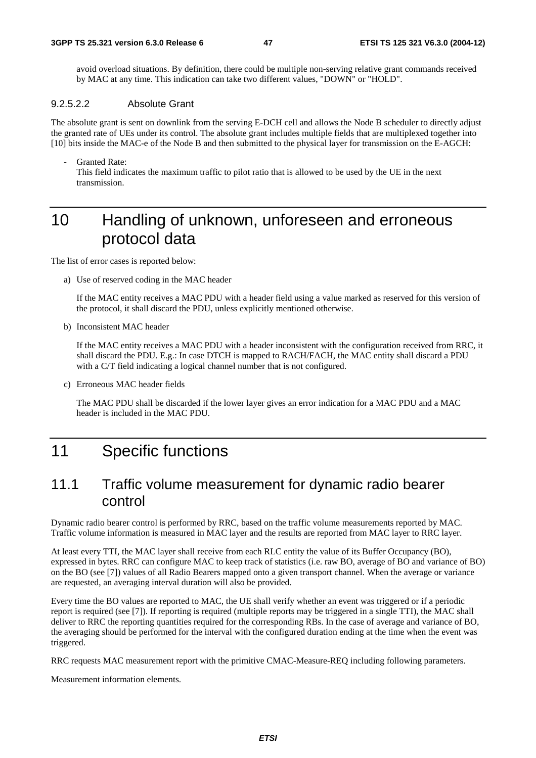avoid overload situations. By definition, there could be multiple non-serving relative grant commands received by MAC at any time. This indication can take two different values, "DOWN" or "HOLD".

#### 9.2.5.2.2 Absolute Grant

The absolute grant is sent on downlink from the serving E-DCH cell and allows the Node B scheduler to directly adjust the granted rate of UEs under its control. The absolute grant includes multiple fields that are multiplexed together into [10] bits inside the MAC-e of the Node B and then submitted to the physical layer for transmission on the E-AGCH:

- Granted Rate:
  This field indicates the maximum traffic to pilot ratio that is allowed to be used by the UE in the next transmission.

# 10 Handling of unknown, unforeseen and erroneous protocol data

The list of error cases is reported below:

a) Use of reserved coding in the MAC header

   If the MAC entity receives a MAC PDU with a header field using a value marked as reserved for this version of the protocol, it shall discard the PDU, unless explicitly mentioned otherwise.

b) Inconsistent MAC header

   If the MAC entity receives a MAC PDU with a header inconsistent with the configuration received from RRC, it shall discard the PDU. E.g.: In case DTCH is mapped to RACH/FACH, the MAC entity shall discard a PDU with a C/T field indicating a logical channel number that is not configured.

c) Erroneous MAC header fields

   The MAC PDU shall be discarded if the lower layer gives an error indication for a MAC PDU and a MAC header is included in the MAC PDU.

# 11 Specific functions

## 11.1 Traffic volume measurement for dynamic radio bearer control

Dynamic radio bearer control is performed by RRC, based on the traffic volume measurements reported by MAC. Traffic volume information is measured in MAC layer and the results are reported from MAC layer to RRC layer.

At least every TTI, the MAC layer shall receive from each RLC entity the value of its Buffer Occupancy (BO), expressed in bytes. RRC can configure MAC to keep track of statistics (i.e. raw BO, average of BO and variance of BO) on the BO (see [7]) values of all Radio Bearers mapped onto a given transport channel. When the average or variance are requested, an averaging interval duration will also be provided.

Every time the BO values are reported to MAC, the UE shall verify whether an event was triggered or if a periodic report is required (see [7]). If reporting is required (multiple reports may be triggered in a single TTI), the MAC shall deliver to RRC the reporting quantities required for the corresponding RBs. In the case of average and variance of BO, the averaging should be performed for the interval with the configured duration ending at the time when the event was triggered.

RRC requests MAC measurement report with the primitive CMAC-Measure-REQ including following parameters.

Measurement information elements.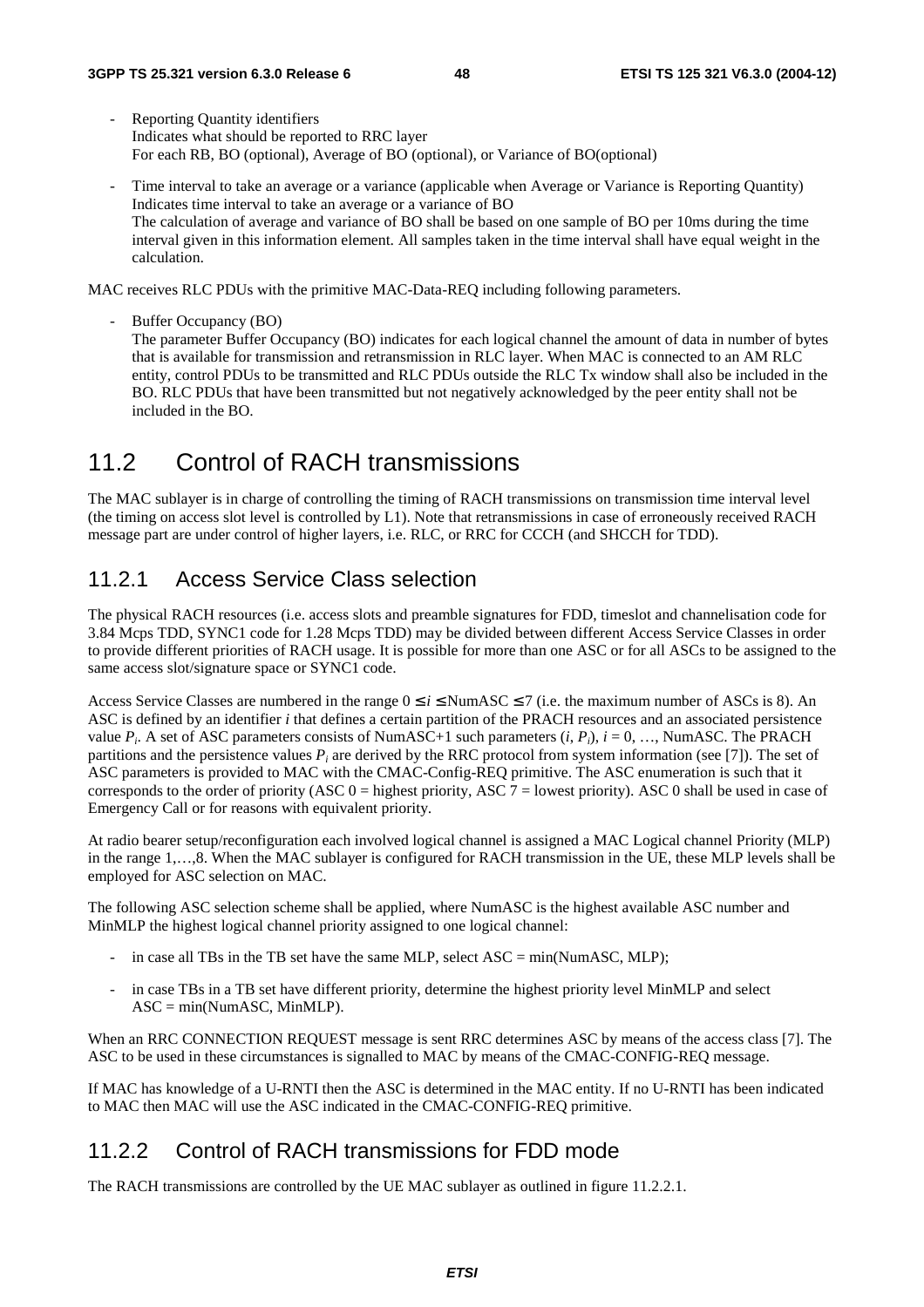- Reporting Quantity identifiers
  Indicates what should be reported to RRC layer
  For each RB, BO (optional), Average of BO (optional), or Variance of BO(optional)

- Time interval to take an average or a variance (applicable when Average or Variance is Reporting Quantity)
  Indicates time interval to take an average or a variance of BO
  The calculation of average and variance of BO shall be based on one sample of BO per 10ms during the time interval given in this information element. All samples taken in the time interval shall have equal weight in the calculation.

MAC receives RLC PDUs with the primitive MAC-Data-REQ including following parameters.

- Buffer Occupancy (BO)
  The parameter Buffer Occupancy (BO) indicates for each logical channel the amount of data in number of bytes that is available for transmission and retransmission in RLC layer. When MAC is connected to an AM RLC entity, control PDUs to be transmitted and RLC PDUs outside the RLC Tx window shall also be included in the BO. RLC PDUs that have been transmitted but not negatively acknowledged by the peer entity shall not be included in the BO.

## 11.2 Control of RACH transmissions

The MAC sublayer is in charge of controlling the timing of RACH transmissions on transmission time interval level (the timing on access slot level is controlled by L1). Note that retransmissions in case of erroneously received RACH message part are under control of higher layers, i.e. RLC, or RRC for CCCH (and SHCCH for TDD).

### 11.2.1 Access Service Class selection

The physical RACH resources (i.e. access slots and preamble signatures for FDD, timeslot and channelisation code for 3.84 Mcps TDD, SYNC1 code for 1.28 Mcps TDD) may be divided between different Access Service Classes in order to provide different priorities of RACH usage. It is possible for more than one ASC or for all ASCs to be assigned to the same access slot/signature space or SYNC1 code.

Access Service Classes are numbered in the range $0 \leq i \leq$ NumASC $\leq 7$ (i.e. the maximum number of ASCs is 8). An ASC is defined by an identifier $i$ that defines a certain partition of the PRACH resources and an associated persistence value $P_i$. A set of ASC parameters consists of NumASC+1 such parameters ($i$, $P_i$), $i = 0, \ldots,$ NumASC. The PRACH partitions and the persistence values $P_i$ are derived by the RRC protocol from system information (see [7]). The set of ASC parameters is provided to MAC with the CMAC-Config-REQ primitive. The ASC enumeration is such that it corresponds to the order of priority (ASC 0 = highest priority, ASC 7 = lowest priority). ASC 0 shall be used in case of Emergency Call or for reasons with equivalent priority.

At radio bearer setup/reconfiguration each involved logical channel is assigned a MAC Logical channel Priority (MLP) in the range 1,…,8. When the MAC sublayer is configured for RACH transmission in the UE, these MLP levels shall be employed for ASC selection on MAC.

The following ASC selection scheme shall be applied, where NumASC is the highest available ASC number and MinMLP the highest logical channel priority assigned to one logical channel:

- in case all TBs in the TB set have the same MLP, select ASC = min(NumASC, MLP);

- in case TBs in a TB set have different priority, determine the highest priority level MinMLP and select ASC = min(NumASC, MinMLP).

When an RRC CONNECTION REQUEST message is sent RRC determines ASC by means of the access class [7]. The ASC to be used in these circumstances is signalled to MAC by means of the CMAC-CONFIG-REQ message.

If MAC has knowledge of a U-RNTI then the ASC is determined in the MAC entity. If no U-RNTI has been indicated to MAC then MAC will use the ASC indicated in the CMAC-CONFIG-REQ primitive.

### 11.2.2 Control of RACH transmissions for FDD mode

The RACH transmissions are controlled by the UE MAC sublayer as outlined in figure 11.2.2.1.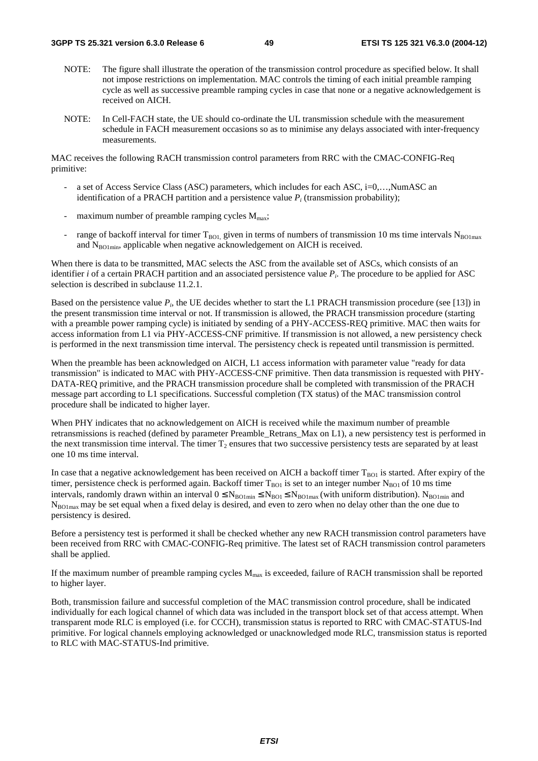NOTE: The figure shall illustrate the operation of the transmission control procedure as specified below. It shall not impose restrictions on implementation. MAC controls the timing of each initial preamble ramping cycle as well as successive preamble ramping cycles in case that none or a negative acknowledgement is received on AICH.

NOTE: In Cell-FACH state, the UE should co-ordinate the UL transmission schedule with the measurement schedule in FACH measurement occasions so as to minimise any delays associated with inter-frequency measurements.

MAC receives the following RACH transmission control parameters from RRC with the CMAC-CONFIG-Req primitive:

- a set of Access Service Class (ASC) parameters, which includes for each ASC, i=0,…,NumASC an identification of a PRACH partition and a persistence value $P_i$ (transmission probability);
- maximum number of preamble ramping cycles $M_{max}$;
- range of backoff interval for timer $T_{BO1}$, given in terms of numbers of transmission 10 ms time intervals $N_{BO1max}$ and $N_{BO1min}$, applicable when negative acknowledgement on AICH is received.

When there is data to be transmitted, MAC selects the ASC from the available set of ASCs, which consists of an identifier *i* of a certain PRACH partition and an associated persistence value $P_i$. The procedure to be applied for ASC selection is described in subclause 11.2.1.

Based on the persistence value $P_i$, the UE decides whether to start the L1 PRACH transmission procedure (see [13]) in the present transmission time interval or not. If transmission is allowed, the PRACH transmission procedure (starting with a preamble power ramping cycle) is initiated by sending of a PHY-ACCESS-REQ primitive. MAC then waits for access information from L1 via PHY-ACCESS-CNF primitive. If transmission is not allowed, a new persistency check is performed in the next transmission time interval. The persistency check is repeated until transmission is permitted.

When the preamble has been acknowledged on AICH, L1 access information with parameter value "ready for data transmission" is indicated to MAC with PHY-ACCESS-CNF primitive. Then data transmission is requested with PHY-DATA-REQ primitive, and the PRACH transmission procedure shall be completed with transmission of the PRACH message part according to L1 specifications. Successful completion (TX status) of the MAC transmission control procedure shall be indicated to higher layer.

When PHY indicates that no acknowledgement on AICH is received while the maximum number of preamble retransmissions is reached (defined by parameter Preamble_Retrans_Max on L1), a new persistency test is performed in the next transmission time interval. The timer $T_2$ ensures that two successive persistency tests are separated by at least one 10 ms time interval.

In case that a negative acknowledgement has been received on AICH a backoff timer $T_{BO1}$ is started. After expiry of the timer, persistence check is performed again. Backoff timer $T_{BO1}$ is set to an integer number $N_{BO1}$ of 10 ms time intervals, randomly drawn within an interval $0 \leq N_{BO1min} \leq N_{BO1} \leq N_{BO1max}$ (with uniform distribution). $N_{BO1min}$ and $N_{BO1max}$ may be set equal when a fixed delay is desired, and even to zero when no delay other than the one due to persistency is desired.

Before a persistency test is performed it shall be checked whether any new RACH transmission control parameters have been received from RRC with CMAC-CONFIG-Req primitive. The latest set of RACH transmission control parameters shall be applied.

If the maximum number of preamble ramping cycles $M_{max}$ is exceeded, failure of RACH transmission shall be reported to higher layer.

Both, transmission failure and successful completion of the MAC transmission control procedure, shall be indicated individually for each logical channel of which data was included in the transport block set of that access attempt. When transparent mode RLC is employed (i.e. for CCCH), transmission status is reported to RRC with CMAC-STATUS-Ind primitive. For logical channels employing acknowledged or unacknowledged mode RLC, transmission status is reported to RLC with MAC-STATUS-Ind primitive.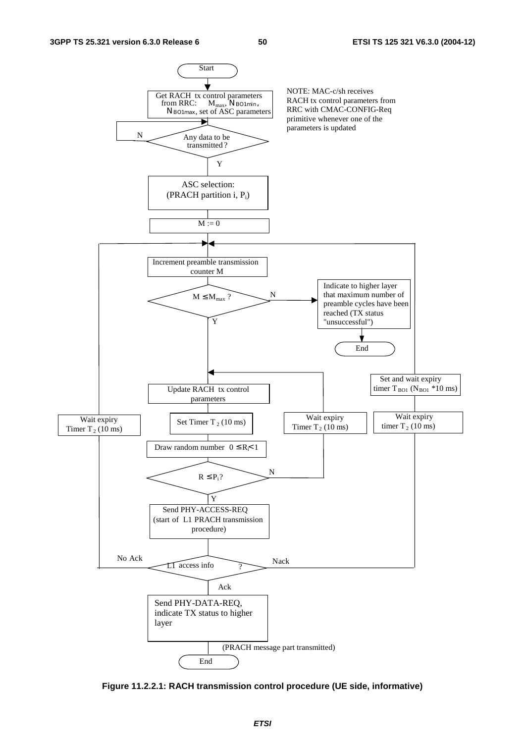Start

Get RACH tx control parameters from RRC: $M_{max}$, $N_{BO1min}$, $N_{BO1max}$, set of ASC parameters

NOTE: MAC-c/sh receives RACH tx control parameters from RRC with CMAC-CONFIG-Req primitive whenever one of the parameters is updated

Any data to be transmitted? (N / Y)

ASC selection: (PRACH partition i, $P_i$)

$M := 0$

Increment preamble transmission counter M

$M \leq M_{max}$ ? (N / Y)

Indicate to higher layer that maximum number of preamble cycles have been reached (TX status "unsuccessful")

End

Update RACH tx control parameters

Set and wait expiry timer $T_{BO1}$ ($N_{BO1}$ *10 ms)

Wait expiry Timer $T_2$ (10 ms)

Set Timer $T_2$ (10 ms)

Wait expiry Timer $T_2$ (10 ms)

Wait expiry timer $T_2$ (10 ms)

Draw random number $0 \leq R_i < 1$

$R \leq P_i$? (N / Y)

Send PHY-ACCESS-REQ (start of L1 PRACH transmission procedure)

L1 access info ? (No Ack / Nack / Ack)

Send PHY-DATA-REQ, indicate TX status to higher layer

(PRACH message part transmitted)

End

**Figure 11.2.2.1: RACH transmission control procedure (UE side, informative)**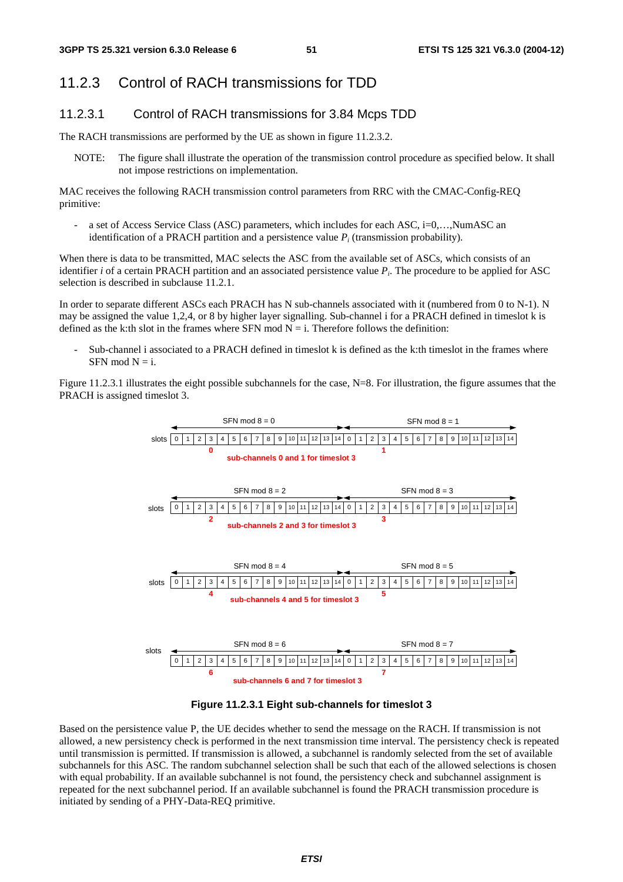## 11.2.3 Control of RACH transmissions for TDD

### 11.2.3.1 Control of RACH transmissions for 3.84 Mcps TDD

The RACH transmissions are performed by the UE as shown in figure 11.2.3.2.

NOTE: The figure shall illustrate the operation of the transmission control procedure as specified below. It shall not impose restrictions on implementation.

MAC receives the following RACH transmission control parameters from RRC with the CMAC-Config-REQ primitive:

- a set of Access Service Class (ASC) parameters, which includes for each ASC, i=0,…,NumASC an identification of a PRACH partition and a persistence value $P_i$ (transmission probability).

When there is data to be transmitted, MAC selects the ASC from the available set of ASCs, which consists of an identifier *i* of a certain PRACH partition and an associated persistence value $P_i$. The procedure to be applied for ASC selection is described in subclause 11.2.1.

In order to separate different ASCs each PRACH has N sub-channels associated with it (numbered from 0 to N-1). N may be assigned the value 1,2,4, or 8 by higher layer signalling. Sub-channel i for a PRACH defined in timeslot k is defined as the k:th slot in the frames where SFN mod N = i. Therefore follows the definition:

- Sub-channel i associated to a PRACH defined in timeslot k is defined as the k:th timeslot in the frames where SFN mod N = i.

Figure 11.2.3.1 illustrates the eight possible subchannels for the case, N=8. For illustration, the figure assumes that the PRACH is assigned timeslot 3.

SFN mod 8 = 0 | SFN mod 8 = 1

| slots | 0 | 1 | 2 | 3 | 4 | 5 | 6 | 7 | 8 | 9 | 10 | 11 | 12 | 13 | 14 | 0 | 1 | 2 | 3 | 4 | 5 | 6 | 7 | 8 | 9 | 10 | 11 | 12 | 13 | 14 |
|---|---|---|---|---|---|---|---|---|---|---|---|---|---|---|---|---|---|---|---|---|---|---|---|---|---|---|---|---|---|---|
| | | | | 0 | | | | | | | | | | | | | | | 1 | | | | | | | | | | | |

sub-channels 0 and 1 for timeslot 3

SFN mod 8 = 2 | SFN mod 8 = 3

| slots | 0 | 1 | 2 | 3 | 4 | 5 | 6 | 7 | 8 | 9 | 10 | 11 | 12 | 13 | 14 | 0 | 1 | 2 | 3 | 4 | 5 | 6 | 7 | 8 | 9 | 10 | 11 | 12 | 13 | 14 |
|---|---|---|---|---|---|---|---|---|---|---|---|---|---|---|---|---|---|---|---|---|---|---|---|---|---|---|---|---|---|---|
| | | | | 2 | | | | | | | | | | | | | | | 3 | | | | | | | | | | | |

sub-channels 2 and 3 for timeslot 3

SFN mod 8 = 4 | SFN mod 8 = 5

| slots | 0 | 1 | 2 | 3 | 4 | 5 | 6 | 7 | 8 | 9 | 10 | 11 | 12 | 13 | 14 | 0 | 1 | 2 | 3 | 4 | 5 | 6 | 7 | 8 | 9 | 10 | 11 | 12 | 13 | 14 |
|---|---|---|---|---|---|---|---|---|---|---|---|---|---|---|---|---|---|---|---|---|---|---|---|---|---|---|---|---|---|---|
| | | | | 4 | | | | | | | | | | | | | | | 5 | | | | | | | | | | | |

sub-channels 4 and 5 for timeslot 3

SFN mod 8 = 6 | SFN mod 8 = 7

| slots | 0 | 1 | 2 | 3 | 4 | 5 | 6 | 7 | 8 | 9 | 10 | 11 | 12 | 13 | 14 | 0 | 1 | 2 | 3 | 4 | 5 | 6 | 7 | 8 | 9 | 10 | 11 | 12 | 13 | 14 |
|---|---|---|---|---|---|---|---|---|---|---|---|---|---|---|---|---|---|---|---|---|---|---|---|---|---|---|---|---|---|---|
| | | | | 6 | | | | | | | | | | | | | | | 7 | | | | | | | | | | | |

sub-channels 6 and 7 for timeslot 3

**Figure 11.2.3.1 Eight sub-channels for timeslot 3**

Based on the persistence value P, the UE decides whether to send the message on the RACH. If transmission is not allowed, a new persistency check is performed in the next transmission time interval. The persistency check is repeated until transmission is permitted. If transmission is allowed, a subchannel is randomly selected from the set of available subchannels for this ASC. The random subchannel selection shall be such that each of the allowed selections is chosen with equal probability. If an available subchannel is not found, the persistency check and subchannel assignment is repeated for the next subchannel period. If an available subchannel is found the PRACH transmission procedure is initiated by sending of a PHY-Data-REQ primitive.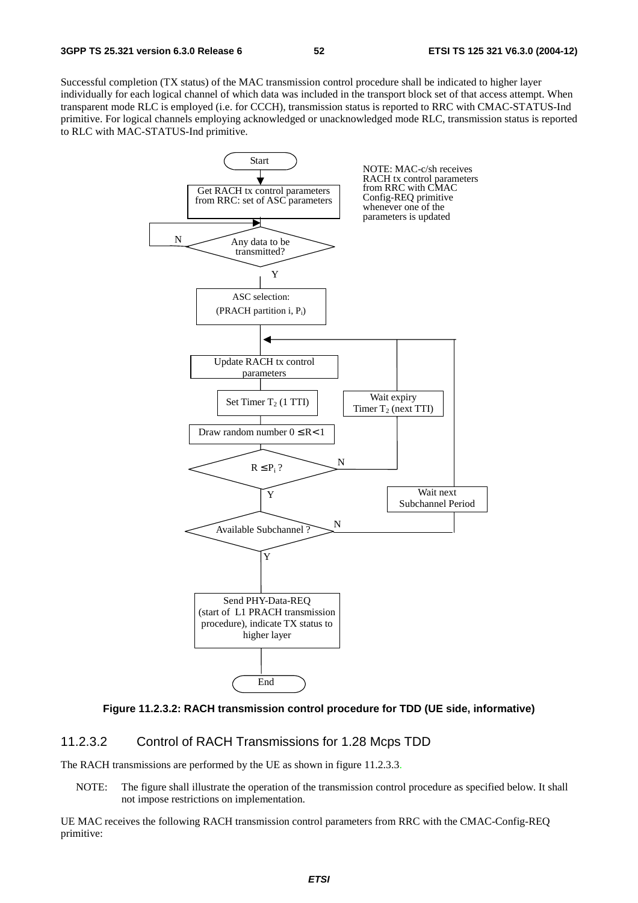Successful completion (TX status) of the MAC transmission control procedure shall be indicated to higher layer individually for each logical channel of which data was included in the transport block set of that access attempt. When transparent mode RLC is employed (i.e. for CCCH), transmission status is reported to RRC with CMAC-STATUS-Ind primitive. For logical channels employing acknowledged or unacknowledged mode RLC, transmission status is reported to RLC with MAC-STATUS-Ind primitive.

**Figure 11.2.3.2: RACH transmission control procedure for TDD (UE side, informative)**

### 11.2.3.2 Control of RACH Transmissions for 1.28 Mcps TDD

The RACH transmissions are performed by the UE as shown in figure 11.2.3.3.

NOTE: The figure shall illustrate the operation of the transmission control procedure as specified below. It shall not impose restrictions on implementation.

UE MAC receives the following RACH transmission control parameters from RRC with the CMAC-Config-REQ primitive: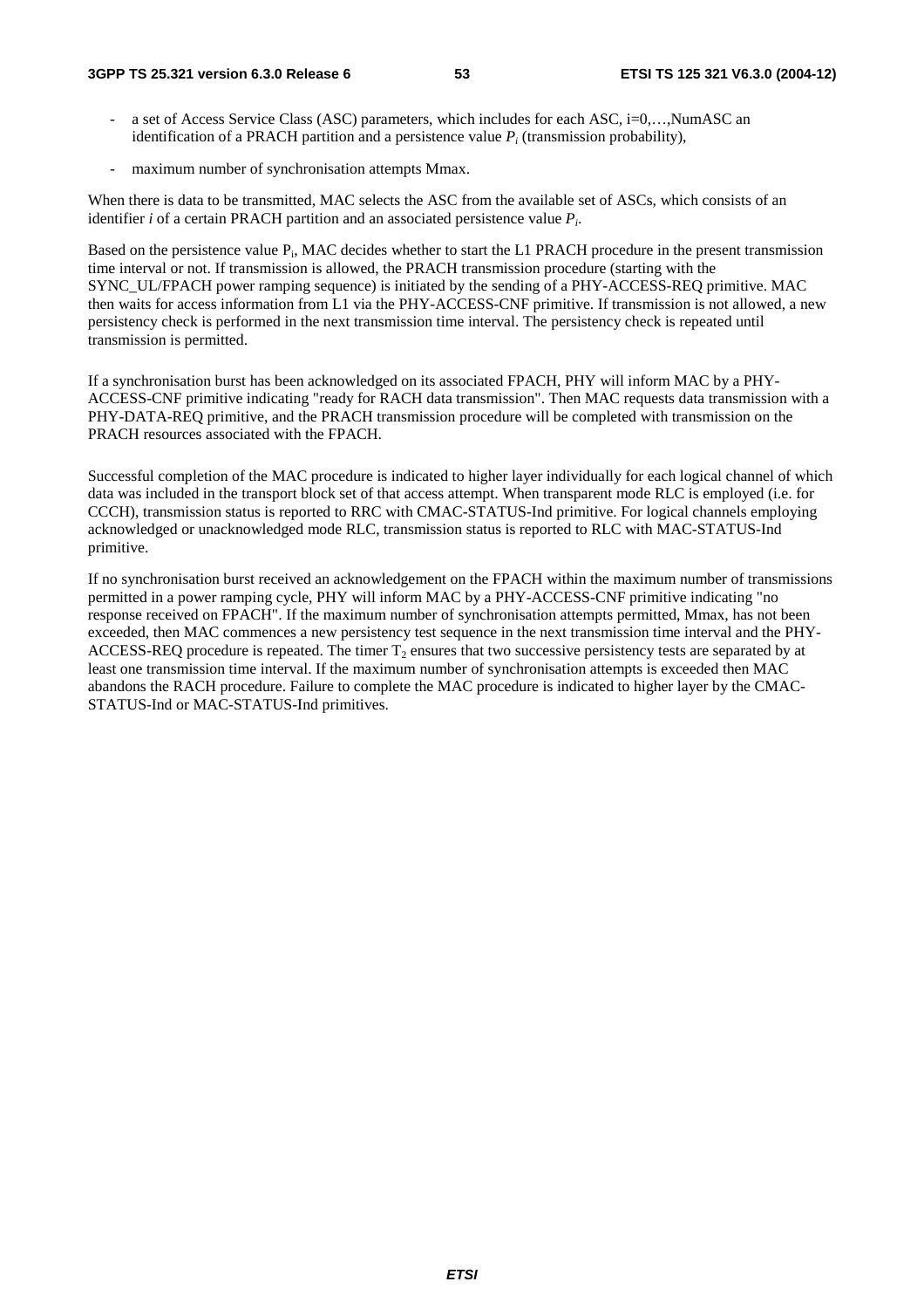- a set of Access Service Class (ASC) parameters, which includes for each ASC, i=0,…,NumASC an identification of a PRACH partition and a persistence value $P_i$ (transmission probability),

- maximum number of synchronisation attempts Mmax.

When there is data to be transmitted, MAC selects the ASC from the available set of ASCs, which consists of an identifier *i* of a certain PRACH partition and an associated persistence value $P_i$.

Based on the persistence value $P_i$, MAC decides whether to start the L1 PRACH procedure in the present transmission time interval or not. If transmission is allowed, the PRACH transmission procedure (starting with the SYNC_UL/FPACH power ramping sequence) is initiated by the sending of a PHY-ACCESS-REQ primitive. MAC then waits for access information from L1 via the PHY-ACCESS-CNF primitive. If transmission is not allowed, a new persistency check is performed in the next transmission time interval. The persistency check is repeated until transmission is permitted.

If a synchronisation burst has been acknowledged on its associated FPACH, PHY will inform MAC by a PHY-ACCESS-CNF primitive indicating "ready for RACH data transmission". Then MAC requests data transmission with a PHY-DATA-REQ primitive, and the PRACH transmission procedure will be completed with transmission on the PRACH resources associated with the FPACH.

Successful completion of the MAC procedure is indicated to higher layer individually for each logical channel of which data was included in the transport block set of that access attempt. When transparent mode RLC is employed (i.e. for CCCH), transmission status is reported to RRC with CMAC-STATUS-Ind primitive. For logical channels employing acknowledged or unacknowledged mode RLC, transmission status is reported to RLC with MAC-STATUS-Ind primitive.

If no synchronisation burst received an acknowledgement on the FPACH within the maximum number of transmissions permitted in a power ramping cycle, PHY will inform MAC by a PHY-ACCESS-CNF primitive indicating "no response received on FPACH". If the maximum number of synchronisation attempts permitted, Mmax, has not been exceeded, then MAC commences a new persistency test sequence in the next transmission time interval and the PHY-ACCESS-REQ procedure is repeated. The timer $T_2$ ensures that two successive persistency tests are separated by at least one transmission time interval. If the maximum number of synchronisation attempts is exceeded then MAC abandons the RACH procedure. Failure to complete the MAC procedure is indicated to higher layer by the CMAC-STATUS-Ind or MAC-STATUS-Ind primitives.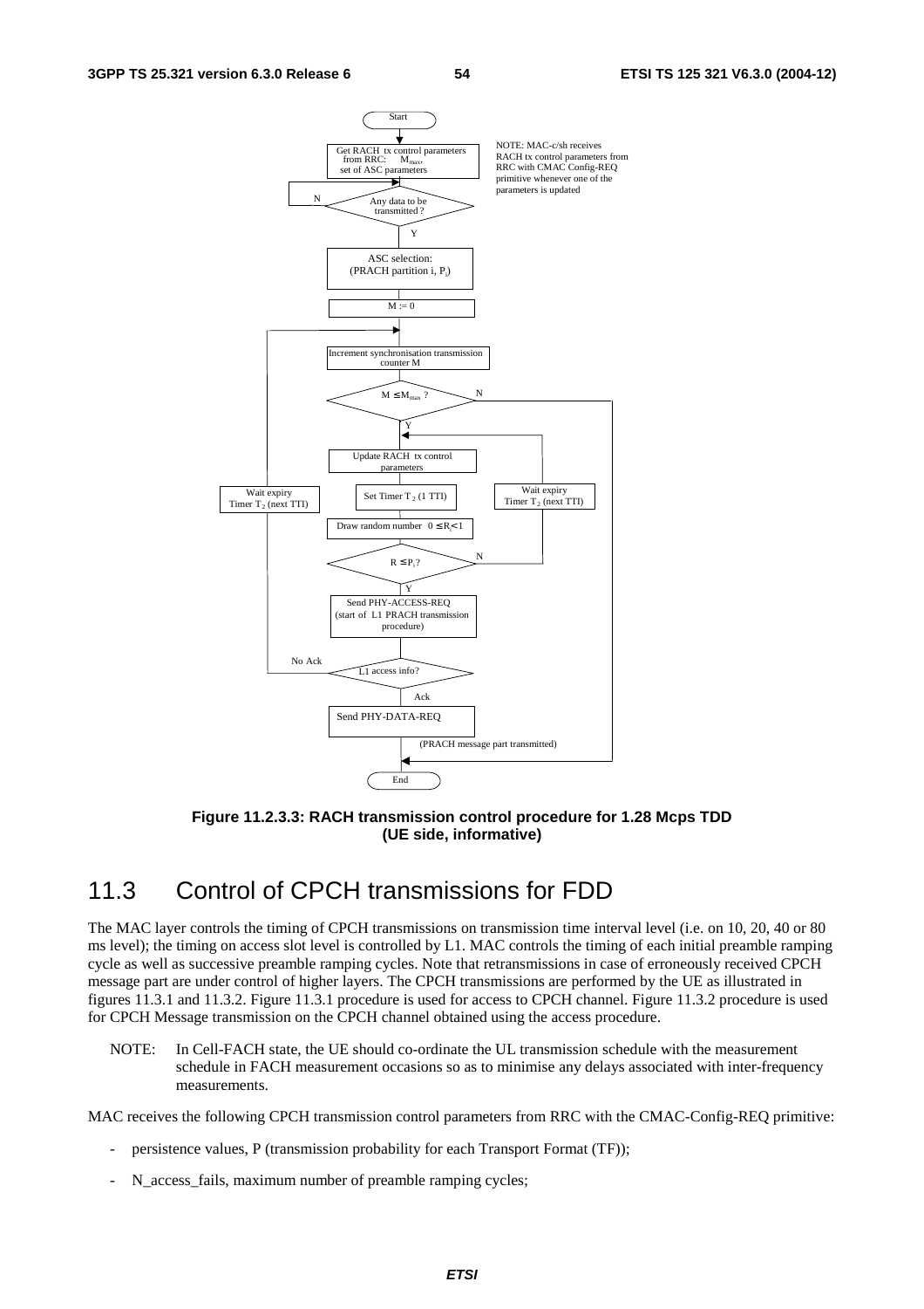Figure 11.2.3.3: RACH transmission control procedure for 1.28 Mcps TDD (UE side, informative)

## 11.3 Control of CPCH transmissions for FDD

The MAC layer controls the timing of CPCH transmissions on transmission time interval level (i.e. on 10, 20, 40 or 80 ms level); the timing on access slot level is controlled by L1. MAC controls the timing of each initial preamble ramping cycle as well as successive preamble ramping cycles. Note that retransmissions in case of erroneously received CPCH message part are under control of higher layers. The CPCH transmissions are performed by the UE as illustrated in figures 11.3.1 and 11.3.2. Figure 11.3.1 procedure is used for access to CPCH channel. Figure 11.3.2 procedure is used for CPCH Message transmission on the CPCH channel obtained using the access procedure.

NOTE: In Cell-FACH state, the UE should co-ordinate the UL transmission schedule with the measurement schedule in FACH measurement occasions so as to minimise any delays associated with inter-frequency measurements.

MAC receives the following CPCH transmission control parameters from RRC with the CMAC-Config-REQ primitive:

- persistence values, P (transmission probability for each Transport Format (TF));
- N_access_fails, maximum number of preamble ramping cycles;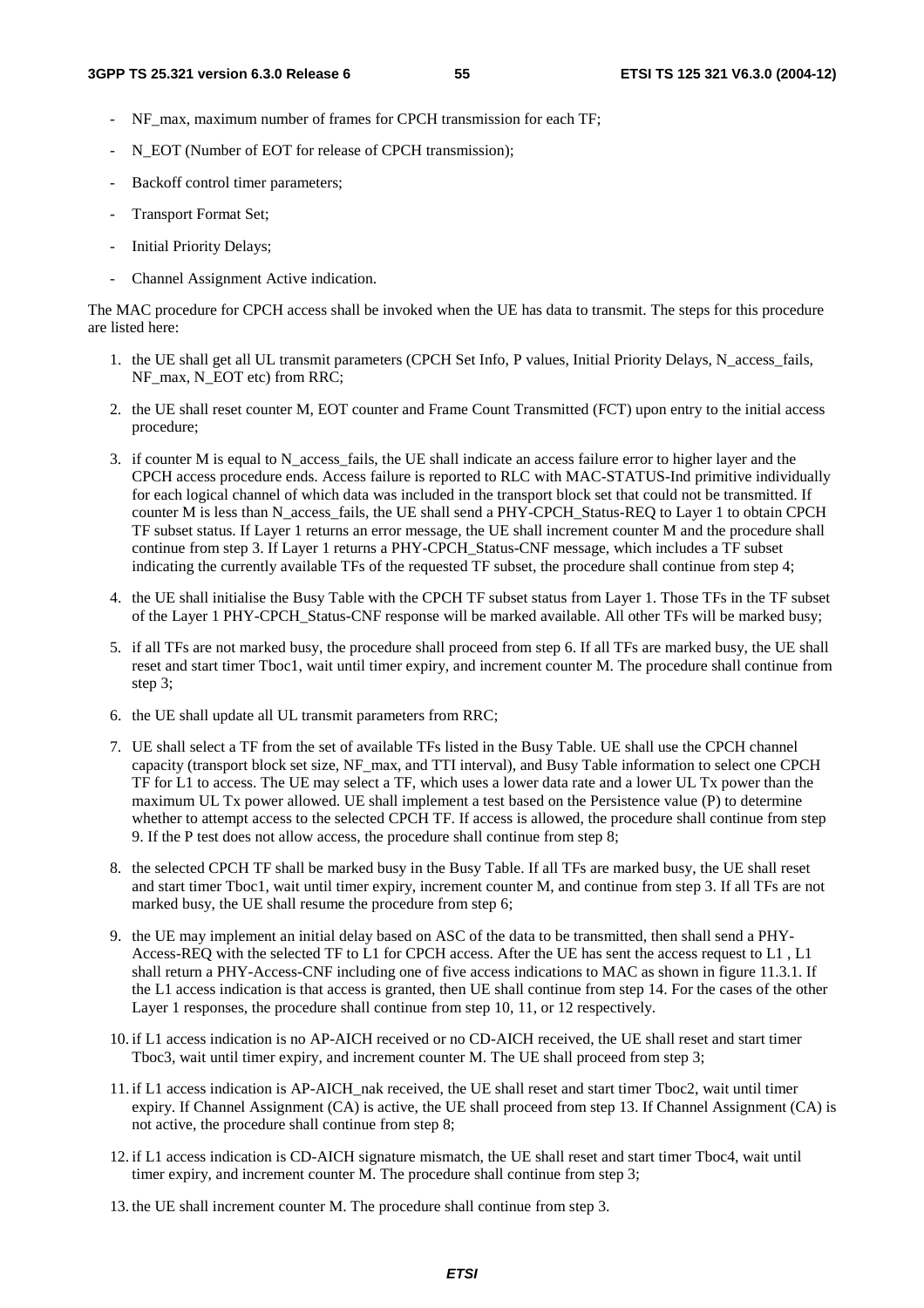- NF_max, maximum number of frames for CPCH transmission for each TF;
- N_EOT (Number of EOT for release of CPCH transmission);
- Backoff control timer parameters;
- Transport Format Set;
- Initial Priority Delays;
- Channel Assignment Active indication.

The MAC procedure for CPCH access shall be invoked when the UE has data to transmit. The steps for this procedure are listed here:

1. the UE shall get all UL transmit parameters (CPCH Set Info, P values, Initial Priority Delays, N_access_fails, NF_max, N_EOT etc) from RRC;

2. the UE shall reset counter M, EOT counter and Frame Count Transmitted (FCT) upon entry to the initial access procedure;

3. if counter M is equal to N_access_fails, the UE shall indicate an access failure error to higher layer and the CPCH access procedure ends. Access failure is reported to RLC with MAC-STATUS-Ind primitive individually for each logical channel of which data was included in the transport block set that could not be transmitted. If counter M is less than N_access_fails, the UE shall send a PHY-CPCH_Status-REQ to Layer 1 to obtain CPCH TF subset status. If Layer 1 returns an error message, the UE shall increment counter M and the procedure shall continue from step 3. If Layer 1 returns a PHY-CPCH_Status-CNF message, which includes a TF subset indicating the currently available TFs of the requested TF subset, the procedure shall continue from step 4;

4. the UE shall initialise the Busy Table with the CPCH TF subset status from Layer 1. Those TFs in the TF subset of the Layer 1 PHY-CPCH_Status-CNF response will be marked available. All other TFs will be marked busy;

5. if all TFs are not marked busy, the procedure shall proceed from step 6. If all TFs are marked busy, the UE shall reset and start timer Tboc1, wait until timer expiry, and increment counter M. The procedure shall continue from step 3;

6. the UE shall update all UL transmit parameters from RRC;

7. UE shall select a TF from the set of available TFs listed in the Busy Table. UE shall use the CPCH channel capacity (transport block set size, NF_max, and TTI interval), and Busy Table information to select one CPCH TF for L1 to access. The UE may select a TF, which uses a lower data rate and a lower UL Tx power than the maximum UL Tx power allowed. UE shall implement a test based on the Persistence value (P) to determine whether to attempt access to the selected CPCH TF. If access is allowed, the procedure shall continue from step 9. If the P test does not allow access, the procedure shall continue from step 8;

8. the selected CPCH TF shall be marked busy in the Busy Table. If all TFs are marked busy, the UE shall reset and start timer Tboc1, wait until timer expiry, increment counter M, and continue from step 3. If all TFs are not marked busy, the UE shall resume the procedure from step 6;

9. the UE may implement an initial delay based on ASC of the data to be transmitted, then shall send a PHY-Access-REQ with the selected TF to L1 for CPCH access. After the UE has sent the access request to L1 , L1 shall return a PHY-Access-CNF including one of five access indications to MAC as shown in figure 11.3.1. If the L1 access indication is that access is granted, then UE shall continue from step 14. For the cases of the other Layer 1 responses, the procedure shall continue from step 10, 11, or 12 respectively.

10. if L1 access indication is no AP-AICH received or no CD-AICH received, the UE shall reset and start timer Tboc3, wait until timer expiry, and increment counter M. The UE shall proceed from step 3;

11. if L1 access indication is AP-AICH_nak received, the UE shall reset and start timer Tboc2, wait until timer expiry. If Channel Assignment (CA) is active, the UE shall proceed from step 13. If Channel Assignment (CA) is not active, the procedure shall continue from step 8;

12. if L1 access indication is CD-AICH signature mismatch, the UE shall reset and start timer Tboc4, wait until timer expiry, and increment counter M. The procedure shall continue from step 3;

13. the UE shall increment counter M. The procedure shall continue from step 3.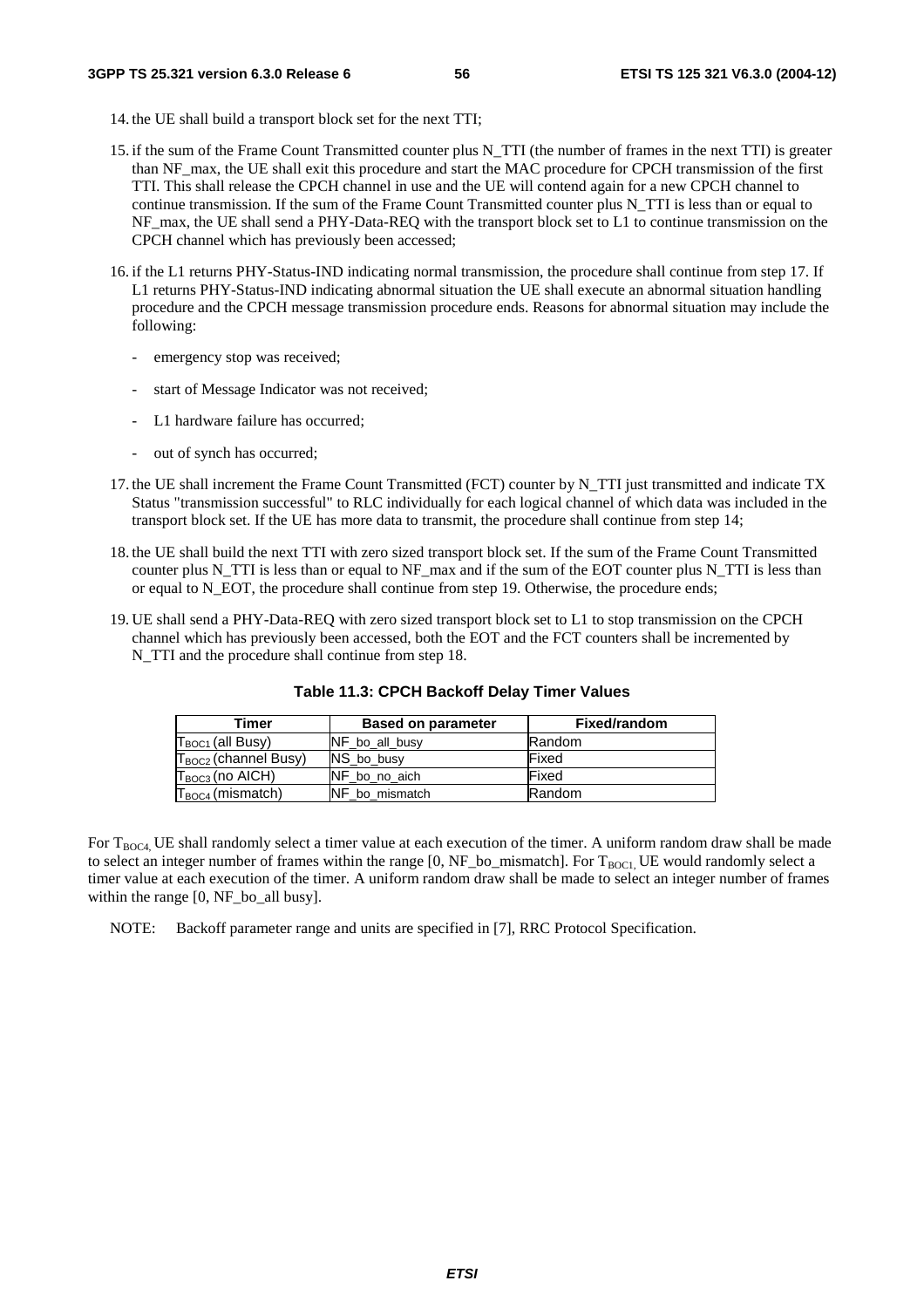14. the UE shall build a transport block set for the next TTI;

15. if the sum of the Frame Count Transmitted counter plus N_TTI (the number of frames in the next TTI) is greater than NF_max, the UE shall exit this procedure and start the MAC procedure for CPCH transmission of the first TTI. This shall release the CPCH channel in use and the UE will contend again for a new CPCH channel to continue transmission. If the sum of the Frame Count Transmitted counter plus N_TTI is less than or equal to NF_max, the UE shall send a PHY-Data-REQ with the transport block set to L1 to continue transmission on the CPCH channel which has previously been accessed;

16. if the L1 returns PHY-Status-IND indicating normal transmission, the procedure shall continue from step 17. If L1 returns PHY-Status-IND indicating abnormal situation the UE shall execute an abnormal situation handling procedure and the CPCH message transmission procedure ends. Reasons for abnormal situation may include the following:

    - emergency stop was received;
    - start of Message Indicator was not received;
    - L1 hardware failure has occurred;
    - out of synch has occurred;

17. the UE shall increment the Frame Count Transmitted (FCT) counter by N_TTI just transmitted and indicate TX Status "transmission successful" to RLC individually for each logical channel of which data was included in the transport block set. If the UE has more data to transmit, the procedure shall continue from step 14;

18. the UE shall build the next TTI with zero sized transport block set. If the sum of the Frame Count Transmitted counter plus N_TTI is less than or equal to NF_max and if the sum of the EOT counter plus N_TTI is less than or equal to N_EOT, the procedure shall continue from step 19. Otherwise, the procedure ends;

19. UE shall send a PHY-Data-REQ with zero sized transport block set to L1 to stop transmission on the CPCH channel which has previously been accessed, both the EOT and the FCT counters shall be incremented by N_TTI and the procedure shall continue from step 18.

**Table 11.3: CPCH Backoff Delay Timer Values**

| Timer | Based on parameter | Fixed/random |
|---|---|---|
| $T_{BOC1}$ (all Busy) | NF_bo_all_busy | Random |
| $T_{BOC2}$ (channel Busy) | NS_bo_busy | Fixed |
| $T_{BOC3}$ (no AICH) | NF_bo_no_aich | Fixed |
| $T_{BOC4}$ (mismatch) | NF_bo_mismatch | Random |

For $T_{BOC4}$, UE shall randomly select a timer value at each execution of the timer. A uniform random draw shall be made to select an integer number of frames within the range [0, NF_bo_mismatch]. For $T_{BOC1}$, UE would randomly select a timer value at each execution of the timer. A uniform random draw shall be made to select an integer number of frames within the range [0, NF_bo_all busy].

NOTE: Backoff parameter range and units are specified in [7], RRC Protocol Specification.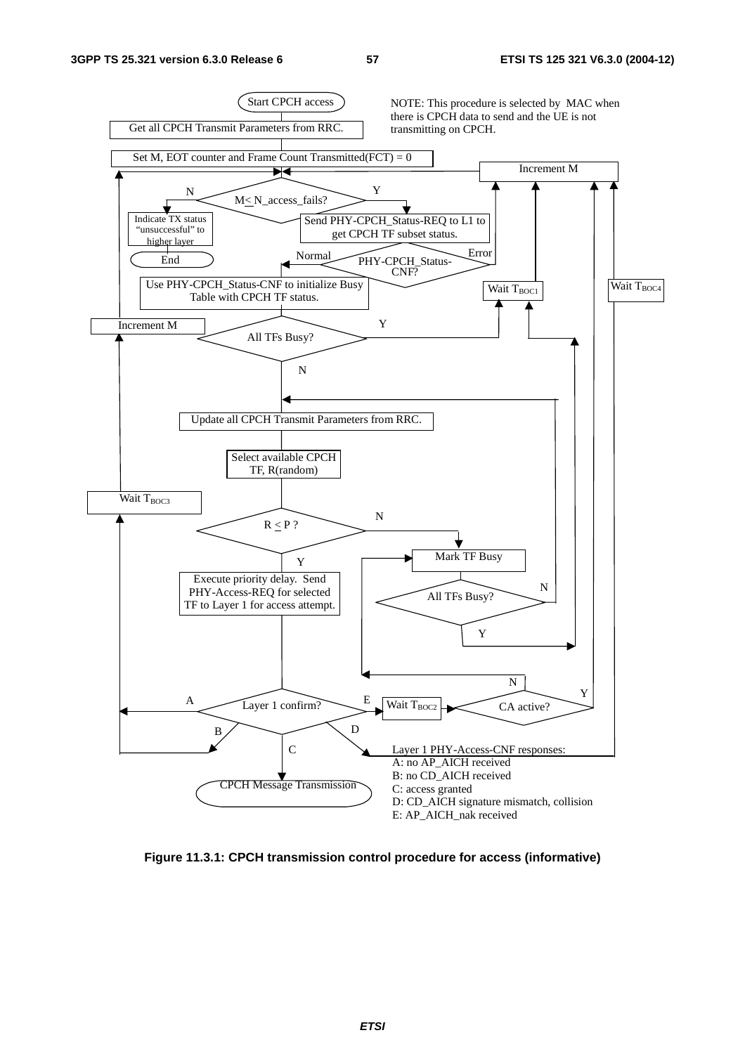Start CPCH access

NOTE: This procedure is selected by MAC when there is CPCH data to send and the UE is not transmitting on CPCH.

Get all CPCH Transmit Parameters from RRC.

Set M, EOT counter and Frame Count Transmitted(FCT) = 0

Increment M

M ≤ N_access_fails?

- N: Indicate TX status "unsuccessful" to higher layer → End
- Y: Send PHY-CPCH_Status-REQ to L1 to get CPCH TF subset status.

PHY-CPCH_Status-CNF?

- Error: Increment M
- Normal: Use PHY-CPCH_Status-CNF to initialize Busy Table with CPCH TF status.

All TFs Busy?

- Y: Wait $T_{BOC1}$ → Increment M
- N: Update all CPCH Transmit Parameters from RRC.

Increment M

Select available CPCH TF, R(random)

Wait $T_{BOC3}$

R ≤ P ?

- N: Mark TF Busy
- Y: Execute priority delay. Send PHY-Access-REQ for selected TF to Layer 1 for access attempt.

All TFs Busy?

- N: Update all CPCH Transmit Parameters from RRC.
- Y: Wait $T_{BOC1}$

Layer 1 confirm?

- A: Wait $T_{BOC3}$
- B: Wait $T_{BOC3}$
- C: CPCH Message Transmission
- D: Wait $T_{BOC4}$
- E: Wait $T_{BOC2}$ → CA active?
  - N: Mark TF Busy
  - Y: Increment M

Layer 1 PHY-Access-CNF responses:
A: no AP_AICH received
B: no CD_AICH received
C: access granted
D: CD_AICH signature mismatch, collision
E: AP_AICH_nak received

**Figure 11.3.1: CPCH transmission control procedure for access (informative)**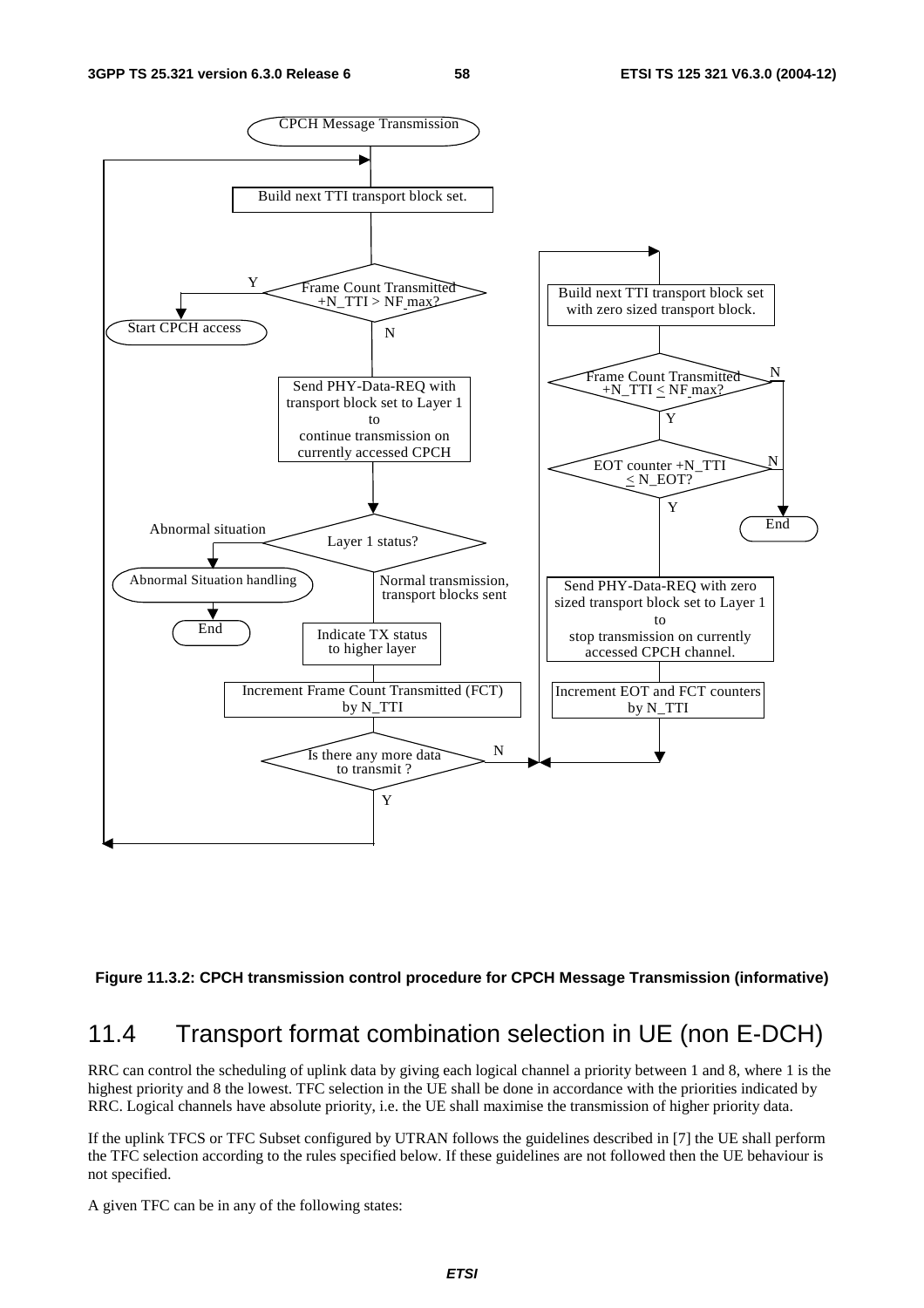CPCH Message Transmission

Build next TTI transport block set.

Frame Count Transmitted +N_TTI > NF_max?

Y: Start CPCH access

N: Send PHY-Data-REQ with transport block set to Layer 1 to continue transmission on currently accessed CPCH

Layer 1 status?

Abnormal situation: Abnormal Situation handling → End

Normal transmission, transport blocks sent: Indicate TX status to higher layer

Increment Frame Count Transmitted (FCT) by N_TTI

Is there any more data to transmit ?

Y: (back to Build next TTI transport block set)

N: Build next TTI transport block set with zero sized transport block.

Frame Count Transmitted +N_TTI ≤ NF_max?

N: End

Y: EOT counter +N_TTI ≤ N_EOT?

N: End

Y: Send PHY-Data-REQ with zero sized transport block set to Layer 1 to stop transmission on currently accessed CPCH channel.

Increment EOT and FCT counters by N_TTI

**Figure 11.3.2: CPCH transmission control procedure for CPCH Message Transmission (informative)**

## 11.4 Transport format combination selection in UE (non E-DCH)

RRC can control the scheduling of uplink data by giving each logical channel a priority between 1 and 8, where 1 is the highest priority and 8 the lowest. TFC selection in the UE shall be done in accordance with the priorities indicated by RRC. Logical channels have absolute priority, i.e. the UE shall maximise the transmission of higher priority data.

If the uplink TFCS or TFC Subset configured by UTRAN follows the guidelines described in [7] the UE shall perform the TFC selection according to the rules specified below. If these guidelines are not followed then the UE behaviour is not specified.

A given TFC can be in any of the following states: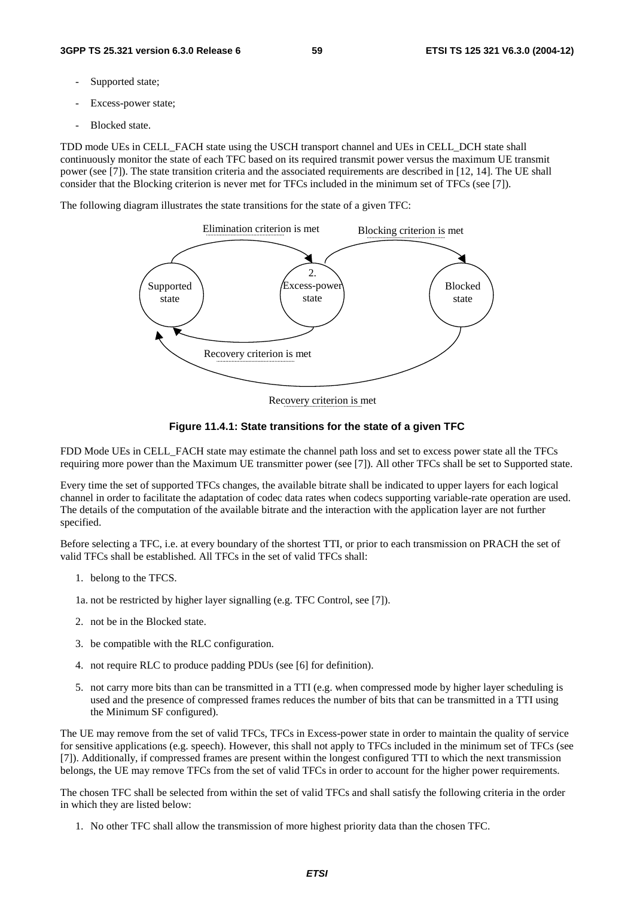- Supported state;
- Excess-power state;
- Blocked state.

TDD mode UEs in CELL_FACH state using the USCH transport channel and UEs in CELL_DCH state shall continuously monitor the state of each TFC based on its required transmit power versus the maximum UE transmit power (see [7]). The state transition criteria and the associated requirements are described in [12, 14]. The UE shall consider that the Blocking criterion is never met for TFCs included in the minimum set of TFCs (see [7]).

The following diagram illustrates the state transitions for the state of a given TFC:

**Figure 11.4.1: State transitions for the state of a given TFC**

FDD Mode UEs in CELL_FACH state may estimate the channel path loss and set to excess power state all the TFCs requiring more power than the Maximum UE transmitter power (see [7]). All other TFCs shall be set to Supported state.

Every time the set of supported TFCs changes, the available bitrate shall be indicated to upper layers for each logical channel in order to facilitate the adaptation of codec data rates when codecs supporting variable-rate operation are used. The details of the computation of the available bitrate and the interaction with the application layer are not further specified.

Before selecting a TFC, i.e. at every boundary of the shortest TTI, or prior to each transmission on PRACH the set of valid TFCs shall be established. All TFCs in the set of valid TFCs shall:

1. belong to the TFCS.

1a. not be restricted by higher layer signalling (e.g. TFC Control, see [7]).

2. not be in the Blocked state.
3. be compatible with the RLC configuration.
4. not require RLC to produce padding PDUs (see [6] for definition).
5. not carry more bits than can be transmitted in a TTI (e.g. when compressed mode by higher layer scheduling is used and the presence of compressed frames reduces the number of bits that can be transmitted in a TTI using the Minimum SF configured).

The UE may remove from the set of valid TFCs, TFCs in Excess-power state in order to maintain the quality of service for sensitive applications (e.g. speech). However, this shall not apply to TFCs included in the minimum set of TFCs (see [7]). Additionally, if compressed frames are present within the longest configured TTI to which the next transmission belongs, the UE may remove TFCs from the set of valid TFCs in order to account for the higher power requirements.

The chosen TFC shall be selected from within the set of valid TFCs and shall satisfy the following criteria in the order in which they are listed below:

1. No other TFC shall allow the transmission of more highest priority data than the chosen TFC.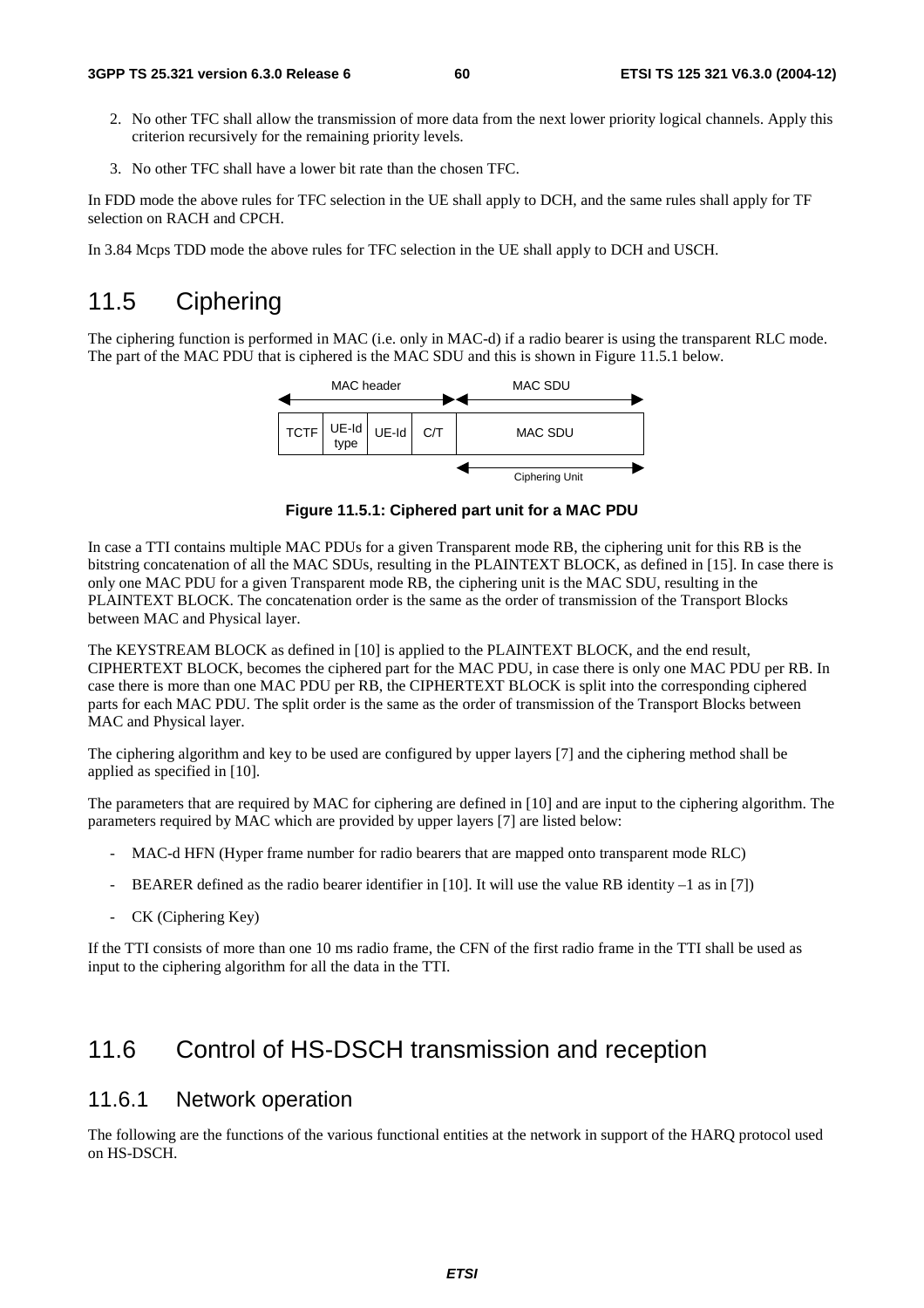2. No other TFC shall allow the transmission of more data from the next lower priority logical channels. Apply this criterion recursively for the remaining priority levels.

3. No other TFC shall have a lower bit rate than the chosen TFC.

In FDD mode the above rules for TFC selection in the UE shall apply to DCH, and the same rules shall apply for TF selection on RACH and CPCH.

In 3.84 Mcps TDD mode the above rules for TFC selection in the UE shall apply to DCH and USCH.

# 11.5 Ciphering

The ciphering function is performed in MAC (i.e. only in MAC-d) if a radio bearer is using the transparent RLC mode. The part of the MAC PDU that is ciphered is the MAC SDU and this is shown in Figure 11.5.1 below.

| MAC header | | | | MAC SDU |
|---|---|---|---|---|
| TCTF | UE-Id type | UE-Id | C/T | MAC SDU |
| | | | | Ciphering Unit |

**Figure 11.5.1: Ciphered part unit for a MAC PDU**

In case a TTI contains multiple MAC PDUs for a given Transparent mode RB, the ciphering unit for this RB is the bitstring concatenation of all the MAC SDUs, resulting in the PLAINTEXT BLOCK, as defined in [15]. In case there is only one MAC PDU for a given Transparent mode RB, the ciphering unit is the MAC SDU, resulting in the PLAINTEXT BLOCK. The concatenation order is the same as the order of transmission of the Transport Blocks between MAC and Physical layer.

The KEYSTREAM BLOCK as defined in [10] is applied to the PLAINTEXT BLOCK, and the end result, CIPHERTEXT BLOCK, becomes the ciphered part for the MAC PDU, in case there is only one MAC PDU per RB. In case there is more than one MAC PDU per RB, the CIPHERTEXT BLOCK is split into the corresponding ciphered parts for each MAC PDU. The split order is the same as the order of transmission of the Transport Blocks between MAC and Physical layer.

The ciphering algorithm and key to be used are configured by upper layers [7] and the ciphering method shall be applied as specified in [10].

The parameters that are required by MAC for ciphering are defined in [10] and are input to the ciphering algorithm. The parameters required by MAC which are provided by upper layers [7] are listed below:

- MAC-d HFN (Hyper frame number for radio bearers that are mapped onto transparent mode RLC)
- BEARER defined as the radio bearer identifier in [10]. It will use the value RB identity –1 as in [7])
- CK (Ciphering Key)

If the TTI consists of more than one 10 ms radio frame, the CFN of the first radio frame in the TTI shall be used as input to the ciphering algorithm for all the data in the TTI.

# 11.6 Control of HS-DSCH transmission and reception

## 11.6.1 Network operation

The following are the functions of the various functional entities at the network in support of the HARQ protocol used on HS-DSCH.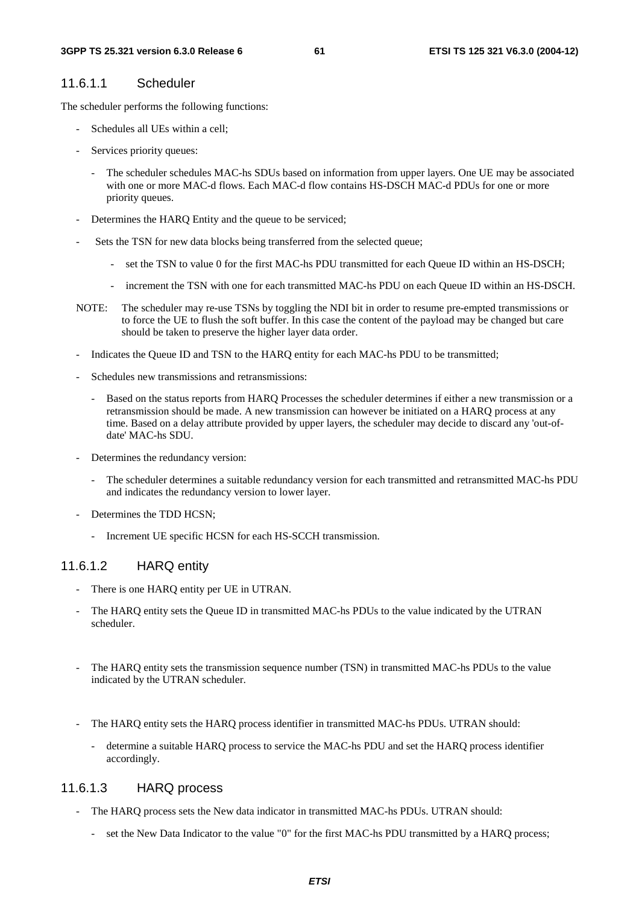#### 11.6.1.1 Scheduler

The scheduler performs the following functions:

- Schedules all UEs within a cell;
- Services priority queues:
  - The scheduler schedules MAC-hs SDUs based on information from upper layers. One UE may be associated with one or more MAC-d flows. Each MAC-d flow contains HS-DSCH MAC-d PDUs for one or more priority queues.
- Determines the HARQ Entity and the queue to be serviced;
- Sets the TSN for new data blocks being transferred from the selected queue;
  - set the TSN to value 0 for the first MAC-hs PDU transmitted for each Queue ID within an HS-DSCH;
  - increment the TSN with one for each transmitted MAC-hs PDU on each Queue ID within an HS-DSCH.

NOTE: The scheduler may re-use TSNs by toggling the NDI bit in order to resume pre-empted transmissions or to force the UE to flush the soft buffer. In this case the content of the payload may be changed but care should be taken to preserve the higher layer data order.

- Indicates the Queue ID and TSN to the HARQ entity for each MAC-hs PDU to be transmitted;
- Schedules new transmissions and retransmissions:
  - Based on the status reports from HARQ Processes the scheduler determines if either a new transmission or a retransmission should be made. A new transmission can however be initiated on a HARQ process at any time. Based on a delay attribute provided by upper layers, the scheduler may decide to discard any 'out-of-date' MAC-hs SDU.
- Determines the redundancy version:
  - The scheduler determines a suitable redundancy version for each transmitted and retransmitted MAC-hs PDU and indicates the redundancy version to lower layer.
- Determines the TDD HCSN;
  - Increment UE specific HCSN for each HS-SCCH transmission.

#### 11.6.1.2 HARQ entity

- There is one HARQ entity per UE in UTRAN.
- The HARQ entity sets the Queue ID in transmitted MAC-hs PDUs to the value indicated by the UTRAN scheduler.
- The HARQ entity sets the transmission sequence number (TSN) in transmitted MAC-hs PDUs to the value indicated by the UTRAN scheduler.
- The HARQ entity sets the HARQ process identifier in transmitted MAC-hs PDUs. UTRAN should:
  - determine a suitable HARQ process to service the MAC-hs PDU and set the HARQ process identifier accordingly.

#### 11.6.1.3 HARQ process

- The HARQ process sets the New data indicator in transmitted MAC-hs PDUs. UTRAN should:
  - set the New Data Indicator to the value "0" for the first MAC-hs PDU transmitted by a HARQ process;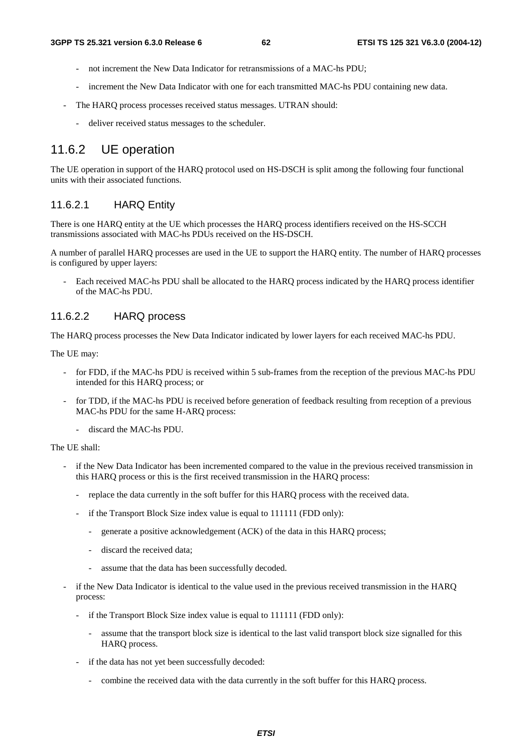- not increment the New Data Indicator for retransmissions of a MAC-hs PDU;
  - increment the New Data Indicator with one for each transmitted MAC-hs PDU containing new data.
- The HARQ process processes received status messages. UTRAN should:
  - deliver received status messages to the scheduler.

### 11.6.2 UE operation

The UE operation in support of the HARQ protocol used on HS-DSCH is split among the following four functional units with their associated functions.

#### 11.6.2.1 HARQ Entity

There is one HARQ entity at the UE which processes the HARQ process identifiers received on the HS-SCCH transmissions associated with MAC-hs PDUs received on the HS-DSCH.

A number of parallel HARQ processes are used in the UE to support the HARQ entity. The number of HARQ processes is configured by upper layers:

- Each received MAC-hs PDU shall be allocated to the HARQ process indicated by the HARQ process identifier of the MAC-hs PDU.

#### 11.6.2.2 HARQ process

The HARQ process processes the New Data Indicator indicated by lower layers for each received MAC-hs PDU.

The UE may:

- for FDD, if the MAC-hs PDU is received within 5 sub-frames from the reception of the previous MAC-hs PDU intended for this HARQ process; or
- for TDD, if the MAC-hs PDU is received before generation of feedback resulting from reception of a previous MAC-hs PDU for the same H-ARQ process:
  - discard the MAC-hs PDU.

The UE shall:

- if the New Data Indicator has been incremented compared to the value in the previous received transmission in this HARQ process or this is the first received transmission in the HARQ process:
  - replace the data currently in the soft buffer for this HARQ process with the received data.
  - if the Transport Block Size index value is equal to 111111 (FDD only):
    - generate a positive acknowledgement (ACK) of the data in this HARQ process;
    - discard the received data;
    - assume that the data has been successfully decoded.
- if the New Data Indicator is identical to the value used in the previous received transmission in the HARQ process:
  - if the Transport Block Size index value is equal to 111111 (FDD only):
    - assume that the transport block size is identical to the last valid transport block size signalled for this HARQ process.
  - if the data has not yet been successfully decoded:
    - combine the received data with the data currently in the soft buffer for this HARQ process.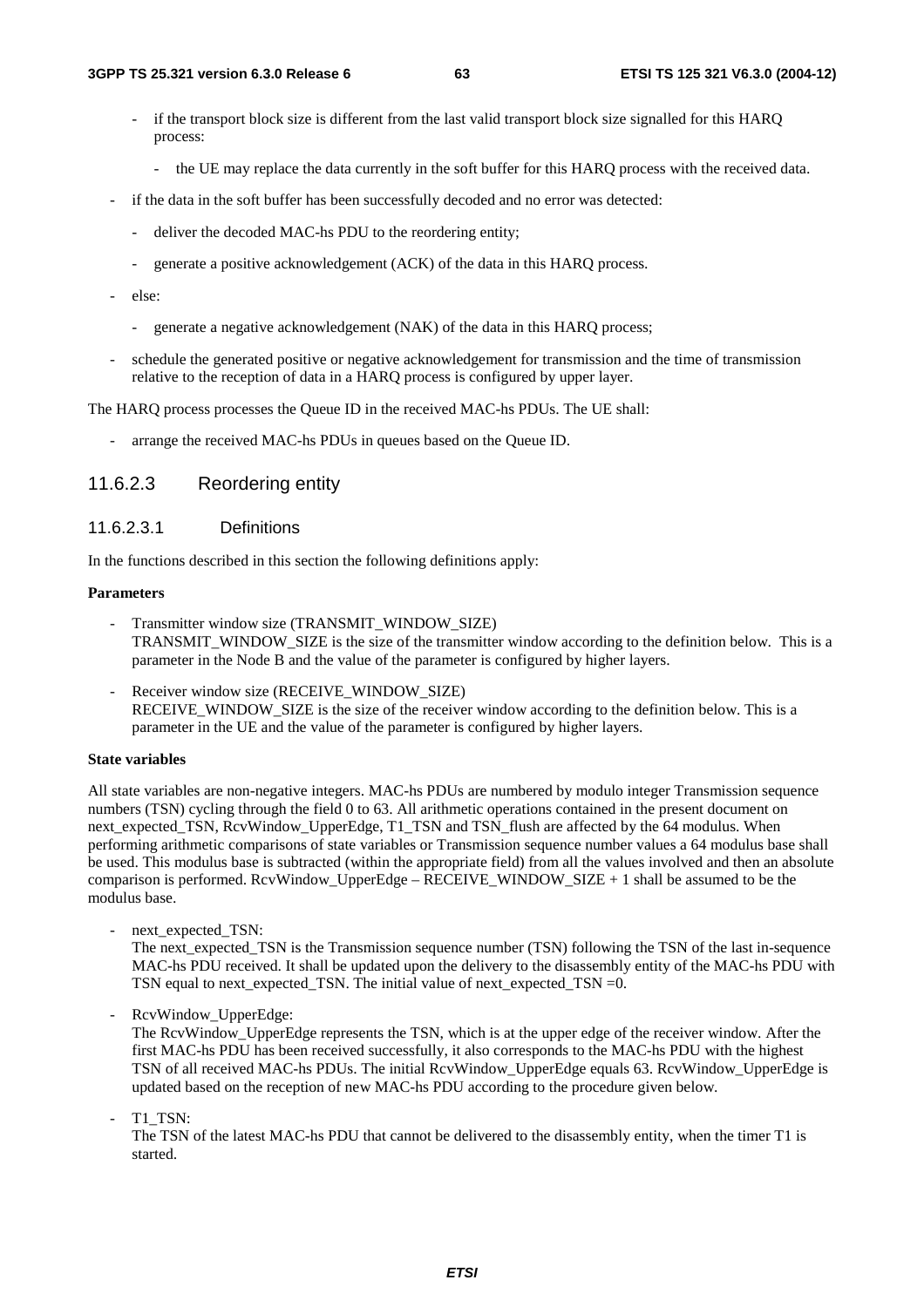- if the transport block size is different from the last valid transport block size signalled for this HARQ process:
  - the UE may replace the data currently in the soft buffer for this HARQ process with the received data.
- if the data in the soft buffer has been successfully decoded and no error was detected:
  - deliver the decoded MAC-hs PDU to the reordering entity;
  - generate a positive acknowledgement (ACK) of the data in this HARQ process.
- else:
  - generate a negative acknowledgement (NAK) of the data in this HARQ process;
- schedule the generated positive or negative acknowledgement for transmission and the time of transmission relative to the reception of data in a HARQ process is configured by upper layer.

The HARQ process processes the Queue ID in the received MAC-hs PDUs. The UE shall:

- arrange the received MAC-hs PDUs in queues based on the Queue ID.

### 11.6.2.3 Reordering entity

#### 11.6.2.3.1 Definitions

In the functions described in this section the following definitions apply:

**Parameters**

- Transmitter window size (TRANSMIT_WINDOW_SIZE)
  TRANSMIT_WINDOW_SIZE is the size of the transmitter window according to the definition below. This is a parameter in the Node B and the value of the parameter is configured by higher layers.
- Receiver window size (RECEIVE_WINDOW_SIZE)
  RECEIVE_WINDOW_SIZE is the size of the receiver window according to the definition below. This is a parameter in the UE and the value of the parameter is configured by higher layers.

**State variables**

All state variables are non-negative integers. MAC-hs PDUs are numbered by modulo integer Transmission sequence numbers (TSN) cycling through the field 0 to 63. All arithmetic operations contained in the present document on next_expected_TSN, RcvWindow_UpperEdge, T1_TSN and TSN_flush are affected by the 64 modulus. When performing arithmetic comparisons of state variables or Transmission sequence number values a 64 modulus base shall be used. This modulus base is subtracted (within the appropriate field) from all the values involved and then an absolute comparison is performed. RcvWindow_UpperEdge – RECEIVE_WINDOW_SIZE + 1 shall be assumed to be the modulus base.

- next_expected_TSN:
  The next_expected_TSN is the Transmission sequence number (TSN) following the TSN of the last in-sequence MAC-hs PDU received. It shall be updated upon the delivery to the disassembly entity of the MAC-hs PDU with TSN equal to next_expected_TSN. The initial value of next_expected_TSN =0.
- RcvWindow_UpperEdge:
  The RcvWindow_UpperEdge represents the TSN, which is at the upper edge of the receiver window. After the first MAC-hs PDU has been received successfully, it also corresponds to the MAC-hs PDU with the highest TSN of all received MAC-hs PDUs. The initial RcvWindow_UpperEdge equals 63. RcvWindow_UpperEdge is updated based on the reception of new MAC-hs PDU according to the procedure given below.
- T1_TSN:
  The TSN of the latest MAC-hs PDU that cannot be delivered to the disassembly entity, when the timer T1 is started.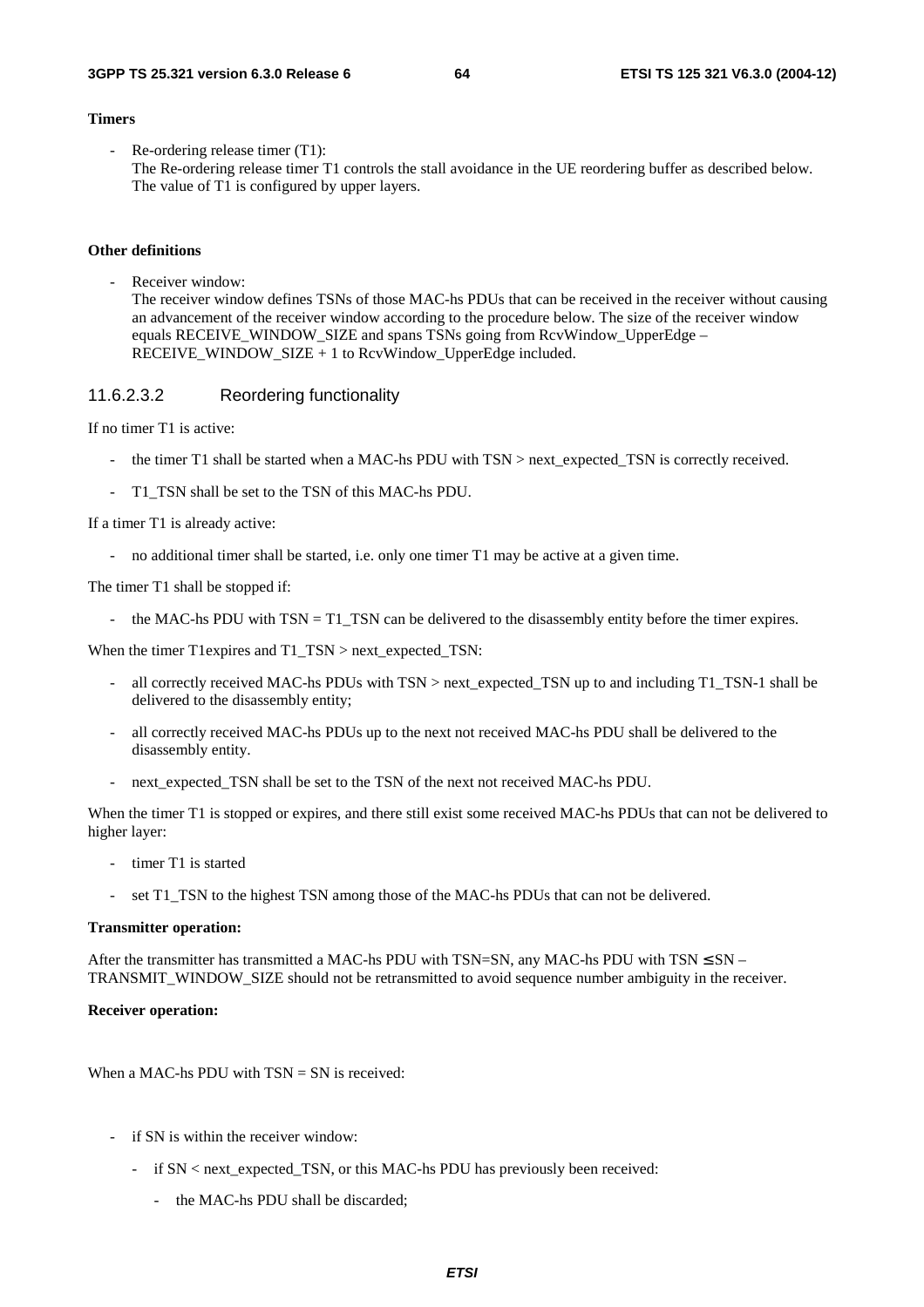**Timers**

- Re-ordering release timer (T1):
  The Re-ordering release timer T1 controls the stall avoidance in the UE reordering buffer as described below. The value of T1 is configured by upper layers.

**Other definitions**

- Receiver window:
  The receiver window defines TSNs of those MAC-hs PDUs that can be received in the receiver without causing an advancement of the receiver window according to the procedure below. The size of the receiver window equals RECEIVE_WINDOW_SIZE and spans TSNs going from RcvWindow_UpperEdge – RECEIVE_WINDOW_SIZE + 1 to RcvWindow_UpperEdge included.

#### 11.6.2.3.2 Reordering functionality

If no timer T1 is active:

- the timer T1 shall be started when a MAC-hs PDU with TSN > next_expected_TSN is correctly received.
- T1_TSN shall be set to the TSN of this MAC-hs PDU.

If a timer T1 is already active:

- no additional timer shall be started, i.e. only one timer T1 may be active at a given time.

The timer T1 shall be stopped if:

- the MAC-hs PDU with TSN = T1_TSN can be delivered to the disassembly entity before the timer expires.

When the timer T1expires and T1_TSN > next_expected_TSN:

- all correctly received MAC-hs PDUs with TSN > next_expected_TSN up to and including T1_TSN-1 shall be delivered to the disassembly entity;
- all correctly received MAC-hs PDUs up to the next not received MAC-hs PDU shall be delivered to the disassembly entity.
- next_expected_TSN shall be set to the TSN of the next not received MAC-hs PDU.

When the timer T1 is stopped or expires, and there still exist some received MAC-hs PDUs that can not be delivered to higher layer:

- timer T1 is started
- set T1_TSN to the highest TSN among those of the MAC-hs PDUs that can not be delivered.

**Transmitter operation:**

After the transmitter has transmitted a MAC-hs PDU with TSN=SN, any MAC-hs PDU with TSN ≤ SN – TRANSMIT_WINDOW_SIZE should not be retransmitted to avoid sequence number ambiguity in the receiver.

**Receiver operation:**

When a MAC-hs PDU with TSN = SN is received:

- if SN is within the receiver window:
  - if SN < next_expected_TSN, or this MAC-hs PDU has previously been received:
    - the MAC-hs PDU shall be discarded;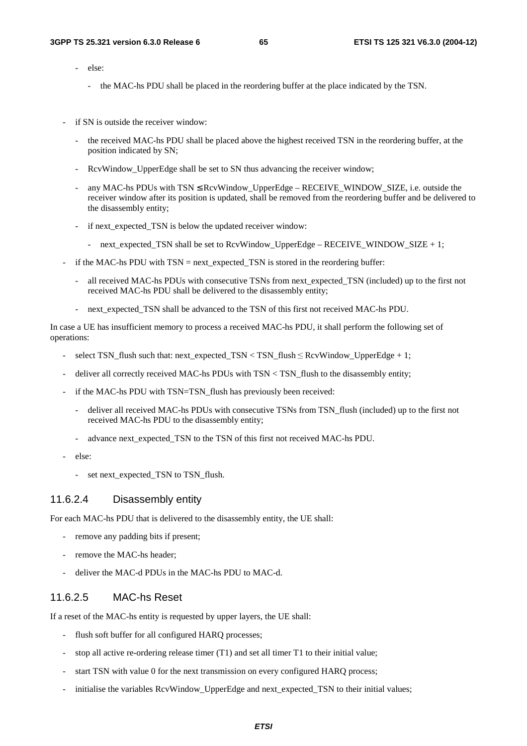- else:
  - the MAC-hs PDU shall be placed in the reordering buffer at the place indicated by the TSN.

- if SN is outside the receiver window:
  - the received MAC-hs PDU shall be placed above the highest received TSN in the reordering buffer, at the position indicated by SN;
  - RcvWindow_UpperEdge shall be set to SN thus advancing the receiver window;
  - any MAC-hs PDUs with TSN ≤ RcvWindow_UpperEdge – RECEIVE_WINDOW_SIZE, i.e. outside the receiver window after its position is updated, shall be removed from the reordering buffer and be delivered to the disassembly entity;
  - if next_expected_TSN is below the updated receiver window:
    - next_expected_TSN shall be set to RcvWindow_UpperEdge – RECEIVE_WINDOW_SIZE + 1;
- if the MAC-hs PDU with TSN = next_expected_TSN is stored in the reordering buffer:
  - all received MAC-hs PDUs with consecutive TSNs from next_expected_TSN (included) up to the first not received MAC-hs PDU shall be delivered to the disassembly entity;
  - next_expected_TSN shall be advanced to the TSN of this first not received MAC-hs PDU.

In case a UE has insufficient memory to process a received MAC-hs PDU, it shall perform the following set of operations:

- select TSN_flush such that: next_expected_TSN < TSN_flush ≤ RcvWindow_UpperEdge + 1;
- deliver all correctly received MAC-hs PDUs with TSN < TSN_flush to the disassembly entity;
- if the MAC-hs PDU with TSN=TSN_flush has previously been received:
  - deliver all received MAC-hs PDUs with consecutive TSNs from TSN_flush (included) up to the first not received MAC-hs PDU to the disassembly entity;
  - advance next_expected_TSN to the TSN of this first not received MAC-hs PDU.
- else:
  - set next_expected_TSN to TSN_flush.

### 11.6.2.4 Disassembly entity

For each MAC-hs PDU that is delivered to the disassembly entity, the UE shall:

- remove any padding bits if present;
- remove the MAC-hs header;
- deliver the MAC-d PDUs in the MAC-hs PDU to MAC-d.

### 11.6.2.5 MAC-hs Reset

If a reset of the MAC-hs entity is requested by upper layers, the UE shall:

- flush soft buffer for all configured HARQ processes;
- stop all active re-ordering release timer (T1) and set all timer T1 to their initial value;
- start TSN with value 0 for the next transmission on every configured HARQ process;
- initialise the variables RcvWindow_UpperEdge and next_expected_TSN to their initial values;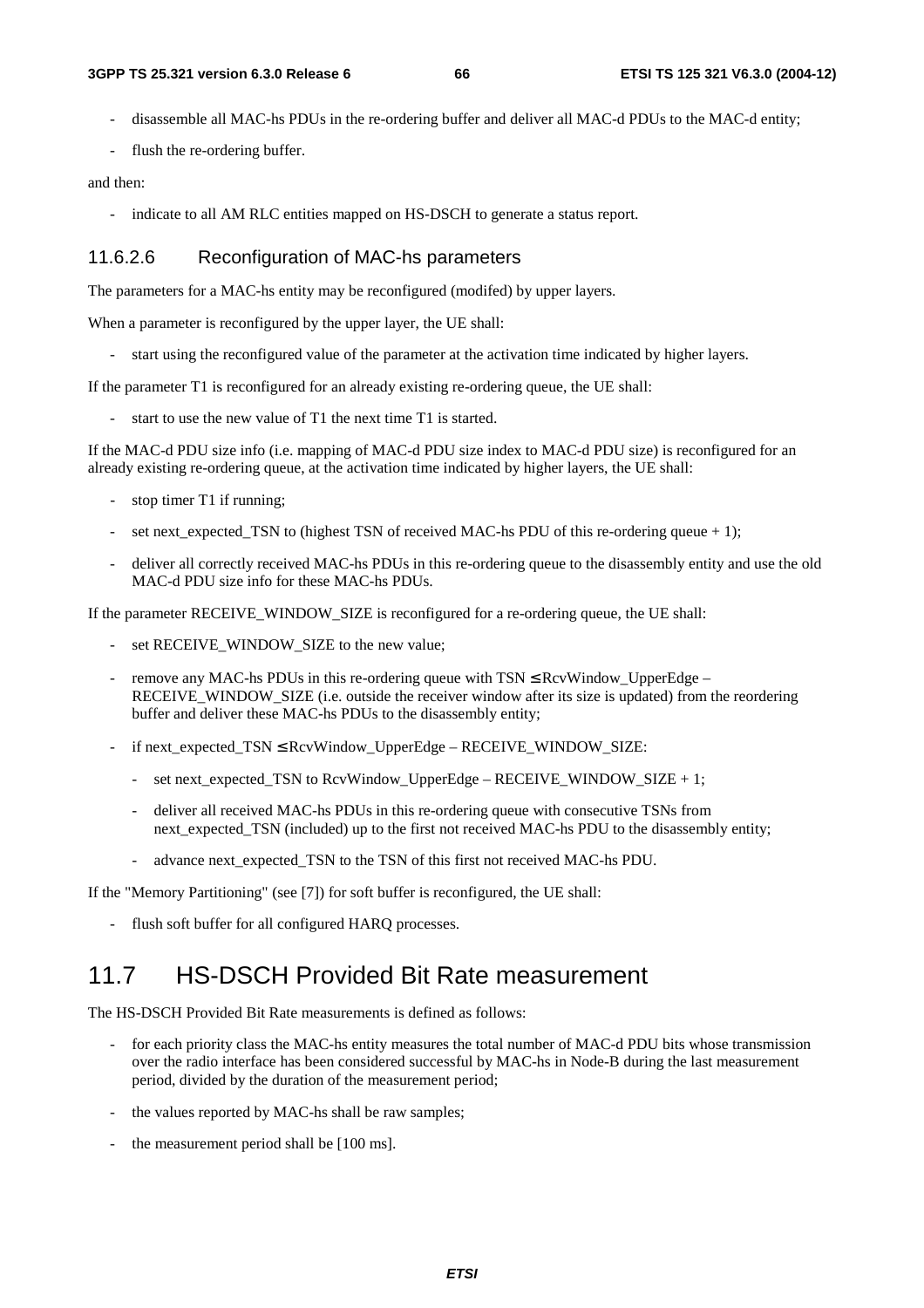- disassemble all MAC-hs PDUs in the re-ordering buffer and deliver all MAC-d PDUs to the MAC-d entity;
- flush the re-ordering buffer.

and then:

- indicate to all AM RLC entities mapped on HS-DSCH to generate a status report.

#### 11.6.2.6 Reconfiguration of MAC-hs parameters

The parameters for a MAC-hs entity may be reconfigured (modifed) by upper layers.

When a parameter is reconfigured by the upper layer, the UE shall:

- start using the reconfigured value of the parameter at the activation time indicated by higher layers.

If the parameter T1 is reconfigured for an already existing re-ordering queue, the UE shall:

- start to use the new value of T1 the next time T1 is started.

If the MAC-d PDU size info (i.e. mapping of MAC-d PDU size index to MAC-d PDU size) is reconfigured for an already existing re-ordering queue, at the activation time indicated by higher layers, the UE shall:

- stop timer T1 if running;
- set next_expected_TSN to (highest TSN of received MAC-hs PDU of this re-ordering queue + 1);
- deliver all correctly received MAC-hs PDUs in this re-ordering queue to the disassembly entity and use the old MAC-d PDU size info for these MAC-hs PDUs.

If the parameter RECEIVE_WINDOW_SIZE is reconfigured for a re-ordering queue, the UE shall:

- set RECEIVE_WINDOW_SIZE to the new value;
- remove any MAC-hs PDUs in this re-ordering queue with TSN ≤ RcvWindow_UpperEdge – RECEIVE_WINDOW_SIZE (i.e. outside the receiver window after its size is updated) from the reordering buffer and deliver these MAC-hs PDUs to the disassembly entity;
- if next_expected_TSN ≤ RcvWindow_UpperEdge – RECEIVE_WINDOW_SIZE:
  - set next_expected_TSN to RcvWindow_UpperEdge – RECEIVE_WINDOW_SIZE + 1;
  - deliver all received MAC-hs PDUs in this re-ordering queue with consecutive TSNs from next_expected_TSN (included) up to the first not received MAC-hs PDU to the disassembly entity;
  - advance next_expected_TSN to the TSN of this first not received MAC-hs PDU.

If the "Memory Partitioning" (see [7]) for soft buffer is reconfigured, the UE shall:

- flush soft buffer for all configured HARQ processes.

## 11.7 HS-DSCH Provided Bit Rate measurement

The HS-DSCH Provided Bit Rate measurements is defined as follows:

- for each priority class the MAC-hs entity measures the total number of MAC-d PDU bits whose transmission over the radio interface has been considered successful by MAC-hs in Node-B during the last measurement period, divided by the duration of the measurement period;
- the values reported by MAC-hs shall be raw samples;
- the measurement period shall be [100 ms].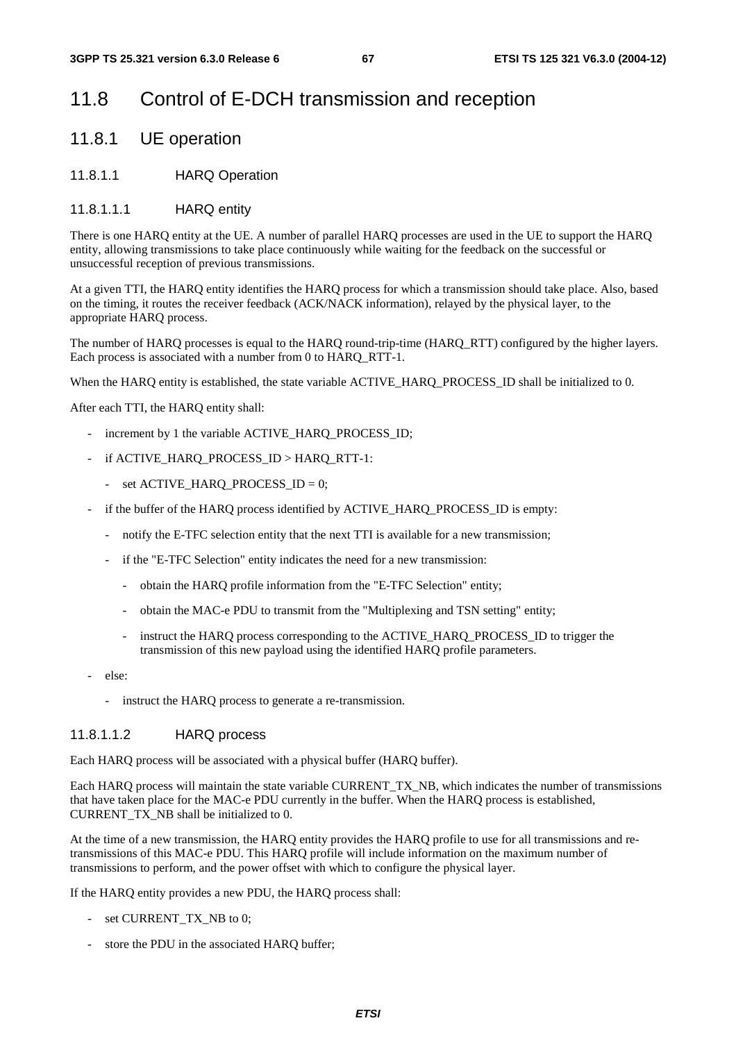# 11.8 Control of E-DCH transmission and reception

## 11.8.1 UE operation

### 11.8.1.1 HARQ Operation

#### 11.8.1.1.1 HARQ entity

There is one HARQ entity at the UE. A number of parallel HARQ processes are used in the UE to support the HARQ entity, allowing transmissions to take place continuously while waiting for the feedback on the successful or unsuccessful reception of previous transmissions.

At a given TTI, the HARQ entity identifies the HARQ process for which a transmission should take place. Also, based on the timing, it routes the receiver feedback (ACK/NACK information), relayed by the physical layer, to the appropriate HARQ process.

The number of HARQ processes is equal to the HARQ round-trip-time (HARQ_RTT) configured by the higher layers. Each process is associated with a number from 0 to HARQ_RTT-1.

When the HARQ entity is established, the state variable ACTIVE_HARQ_PROCESS_ID shall be initialized to 0.

After each TTI, the HARQ entity shall:

- increment by 1 the variable ACTIVE_HARQ_PROCESS_ID;
- if ACTIVE_HARQ_PROCESS_ID > HARQ_RTT-1:
  - set ACTIVE_HARQ_PROCESS_ID = 0;
- if the buffer of the HARQ process identified by ACTIVE_HARQ_PROCESS_ID is empty:
  - notify the E-TFC selection entity that the next TTI is available for a new transmission;
  - if the "E-TFC Selection" entity indicates the need for a new transmission:
    - obtain the HARQ profile information from the "E-TFC Selection" entity;
    - obtain the MAC-e PDU to transmit from the "Multiplexing and TSN setting" entity;
    - instruct the HARQ process corresponding to the ACTIVE_HARQ_PROCESS_ID to trigger the transmission of this new payload using the identified HARQ profile parameters.
- else:
  - instruct the HARQ process to generate a re-transmission.

#### 11.8.1.1.2 HARQ process

Each HARQ process will be associated with a physical buffer (HARQ buffer).

Each HARQ process will maintain the state variable CURRENT_TX_NB, which indicates the number of transmissions that have taken place for the MAC-e PDU currently in the buffer. When the HARQ process is established, CURRENT_TX_NB shall be initialized to 0.

At the time of a new transmission, the HARQ entity provides the HARQ profile to use for all transmissions and re-transmissions of this MAC-e PDU. This HARQ profile will include information on the maximum number of transmissions to perform, and the power offset with which to configure the physical layer.

If the HARQ entity provides a new PDU, the HARQ process shall:

- set CURRENT_TX_NB to 0;
- store the PDU in the associated HARQ buffer;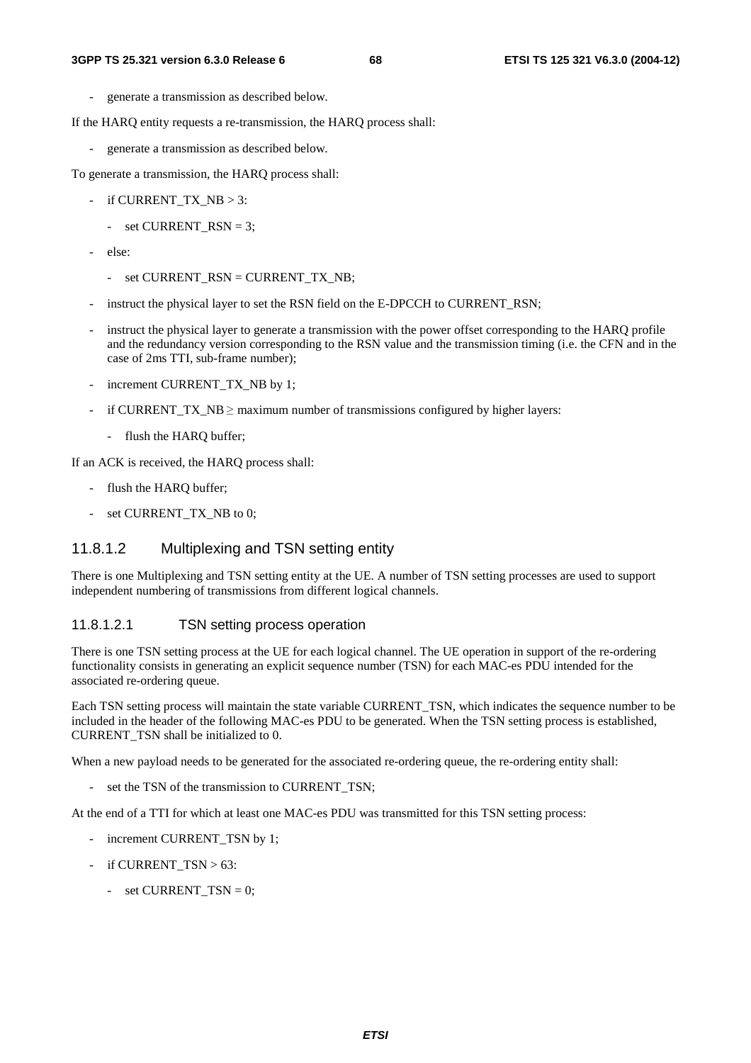- generate a transmission as described below.

If the HARQ entity requests a re-transmission, the HARQ process shall:

- generate a transmission as described below.

To generate a transmission, the HARQ process shall:

- if CURRENT_TX_NB > 3:
  - set CURRENT_RSN = 3;
- else:
  - set CURRENT_RSN = CURRENT_TX_NB;
- instruct the physical layer to set the RSN field on the E-DPCCH to CURRENT_RSN;
- instruct the physical layer to generate a transmission with the power offset corresponding to the HARQ profile and the redundancy version corresponding to the RSN value and the transmission timing (i.e. the CFN and in the case of 2ms TTI, sub-frame number);
- increment CURRENT_TX_NB by 1;
- if CURRENT_TX_NB ≥ maximum number of transmissions configured by higher layers:
  - flush the HARQ buffer;

If an ACK is received, the HARQ process shall:

- flush the HARQ buffer;
- set CURRENT_TX_NB to 0;

### 11.8.1.2 Multiplexing and TSN setting entity

There is one Multiplexing and TSN setting entity at the UE. A number of TSN setting processes are used to support independent numbering of transmissions from different logical channels.

#### 11.8.1.2.1 TSN setting process operation

There is one TSN setting process at the UE for each logical channel. The UE operation in support of the re-ordering functionality consists in generating an explicit sequence number (TSN) for each MAC-es PDU intended for the associated re-ordering queue.

Each TSN setting process will maintain the state variable CURRENT_TSN, which indicates the sequence number to be included in the header of the following MAC-es PDU to be generated. When the TSN setting process is established, CURRENT_TSN shall be initialized to 0.

When a new payload needs to be generated for the associated re-ordering queue, the re-ordering entity shall:

- set the TSN of the transmission to CURRENT_TSN;

At the end of a TTI for which at least one MAC-es PDU was transmitted for this TSN setting process:

- increment CURRENT_TSN by 1;
- if CURRENT_TSN > 63:
  - set CURRENT_TSN = 0;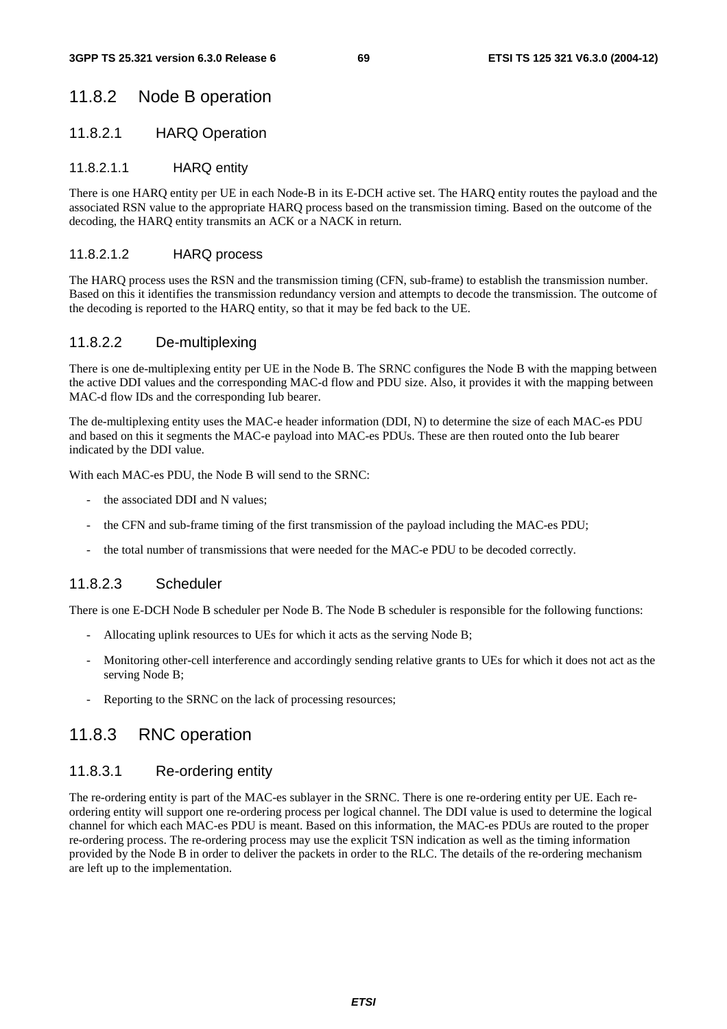### 11.8.2 Node B operation

#### 11.8.2.1 HARQ Operation

##### 11.8.2.1.1 HARQ entity

There is one HARQ entity per UE in each Node-B in its E-DCH active set. The HARQ entity routes the payload and the associated RSN value to the appropriate HARQ process based on the transmission timing. Based on the outcome of the decoding, the HARQ entity transmits an ACK or a NACK in return.

##### 11.8.2.1.2 HARQ process

The HARQ process uses the RSN and the transmission timing (CFN, sub-frame) to establish the transmission number. Based on this it identifies the transmission redundancy version and attempts to decode the transmission. The outcome of the decoding is reported to the HARQ entity, so that it may be fed back to the UE.

#### 11.8.2.2 De-multiplexing

There is one de-multiplexing entity per UE in the Node B. The SRNC configures the Node B with the mapping between the active DDI values and the corresponding MAC-d flow and PDU size. Also, it provides it with the mapping between MAC-d flow IDs and the corresponding Iub bearer.

The de-multiplexing entity uses the MAC-e header information (DDI, N) to determine the size of each MAC-es PDU and based on this it segments the MAC-e payload into MAC-es PDUs. These are then routed onto the Iub bearer indicated by the DDI value.

With each MAC-es PDU, the Node B will send to the SRNC:

- the associated DDI and N values;
- the CFN and sub-frame timing of the first transmission of the payload including the MAC-es PDU;
- the total number of transmissions that were needed for the MAC-e PDU to be decoded correctly.

#### 11.8.2.3 Scheduler

There is one E-DCH Node B scheduler per Node B. The Node B scheduler is responsible for the following functions:

- Allocating uplink resources to UEs for which it acts as the serving Node B;
- Monitoring other-cell interference and accordingly sending relative grants to UEs for which it does not act as the serving Node B;
- Reporting to the SRNC on the lack of processing resources;

### 11.8.3 RNC operation

#### 11.8.3.1 Re-ordering entity

The re-ordering entity is part of the MAC-es sublayer in the SRNC. There is one re-ordering entity per UE. Each re-ordering entity will support one re-ordering process per logical channel. The DDI value is used to determine the logical channel for which each MAC-es PDU is meant. Based on this information, the MAC-es PDUs are routed to the proper re-ordering process. The re-ordering process may use the explicit TSN indication as well as the timing information provided by the Node B in order to deliver the packets in order to the RLC. The details of the re-ordering mechanism are left up to the implementation.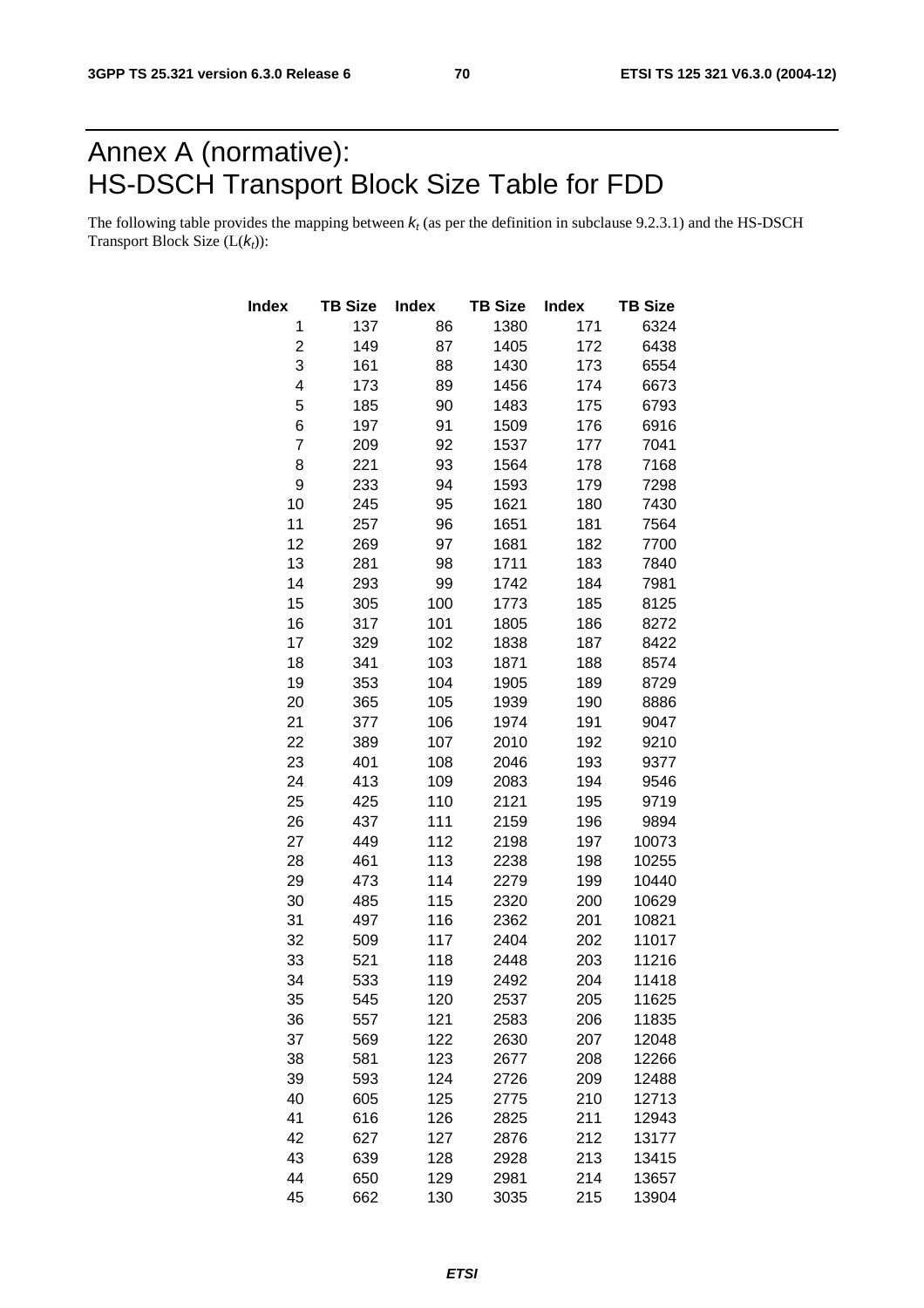# Annex A (normative): HS-DSCH Transport Block Size Table for FDD

The following table provides the mapping between $k_t$ (as per the definition in subclause 9.2.3.1) and the HS-DSCH Transport Block Size ($L(k_t)$):

| Index | TB Size | Index | TB Size | Index | TB Size |
|---|---|---|---|---|---|
| 1 | 137 | 86 | 1380 | 171 | 6324 |
| 2 | 149 | 87 | 1405 | 172 | 6438 |
| 3 | 161 | 88 | 1430 | 173 | 6554 |
| 4 | 173 | 89 | 1456 | 174 | 6673 |
| 5 | 185 | 90 | 1483 | 175 | 6793 |
| 6 | 197 | 91 | 1509 | 176 | 6916 |
| 7 | 209 | 92 | 1537 | 177 | 7041 |
| 8 | 221 | 93 | 1564 | 178 | 7168 |
| 9 | 233 | 94 | 1593 | 179 | 7298 |
| 10 | 245 | 95 | 1621 | 180 | 7430 |
| 11 | 257 | 96 | 1651 | 181 | 7564 |
| 12 | 269 | 97 | 1681 | 182 | 7700 |
| 13 | 281 | 98 | 1711 | 183 | 7840 |
| 14 | 293 | 99 | 1742 | 184 | 7981 |
| 15 | 305 | 100 | 1773 | 185 | 8125 |
| 16 | 317 | 101 | 1805 | 186 | 8272 |
| 17 | 329 | 102 | 1838 | 187 | 8422 |
| 18 | 341 | 103 | 1871 | 188 | 8574 |
| 19 | 353 | 104 | 1905 | 189 | 8729 |
| 20 | 365 | 105 | 1939 | 190 | 8886 |
| 21 | 377 | 106 | 1974 | 191 | 9047 |
| 22 | 389 | 107 | 2010 | 192 | 9210 |
| 23 | 401 | 108 | 2046 | 193 | 9377 |
| 24 | 413 | 109 | 2083 | 194 | 9546 |
| 25 | 425 | 110 | 2121 | 195 | 9719 |
| 26 | 437 | 111 | 2159 | 196 | 9894 |
| 27 | 449 | 112 | 2198 | 197 | 10073 |
| 28 | 461 | 113 | 2238 | 198 | 10255 |
| 29 | 473 | 114 | 2279 | 199 | 10440 |
| 30 | 485 | 115 | 2320 | 200 | 10629 |
| 31 | 497 | 116 | 2362 | 201 | 10821 |
| 32 | 509 | 117 | 2404 | 202 | 11017 |
| 33 | 521 | 118 | 2448 | 203 | 11216 |
| 34 | 533 | 119 | 2492 | 204 | 11418 |
| 35 | 545 | 120 | 2537 | 205 | 11625 |
| 36 | 557 | 121 | 2583 | 206 | 11835 |
| 37 | 569 | 122 | 2630 | 207 | 12048 |
| 38 | 581 | 123 | 2677 | 208 | 12266 |
| 39 | 593 | 124 | 2726 | 209 | 12488 |
| 40 | 605 | 125 | 2775 | 210 | 12713 |
| 41 | 616 | 126 | 2825 | 211 | 12943 |
| 42 | 627 | 127 | 2876 | 212 | 13177 |
| 43 | 639 | 128 | 2928 | 213 | 13415 |
| 44 | 650 | 129 | 2981 | 214 | 13657 |
| 45 | 662 | 130 | 3035 | 215 | 13904 |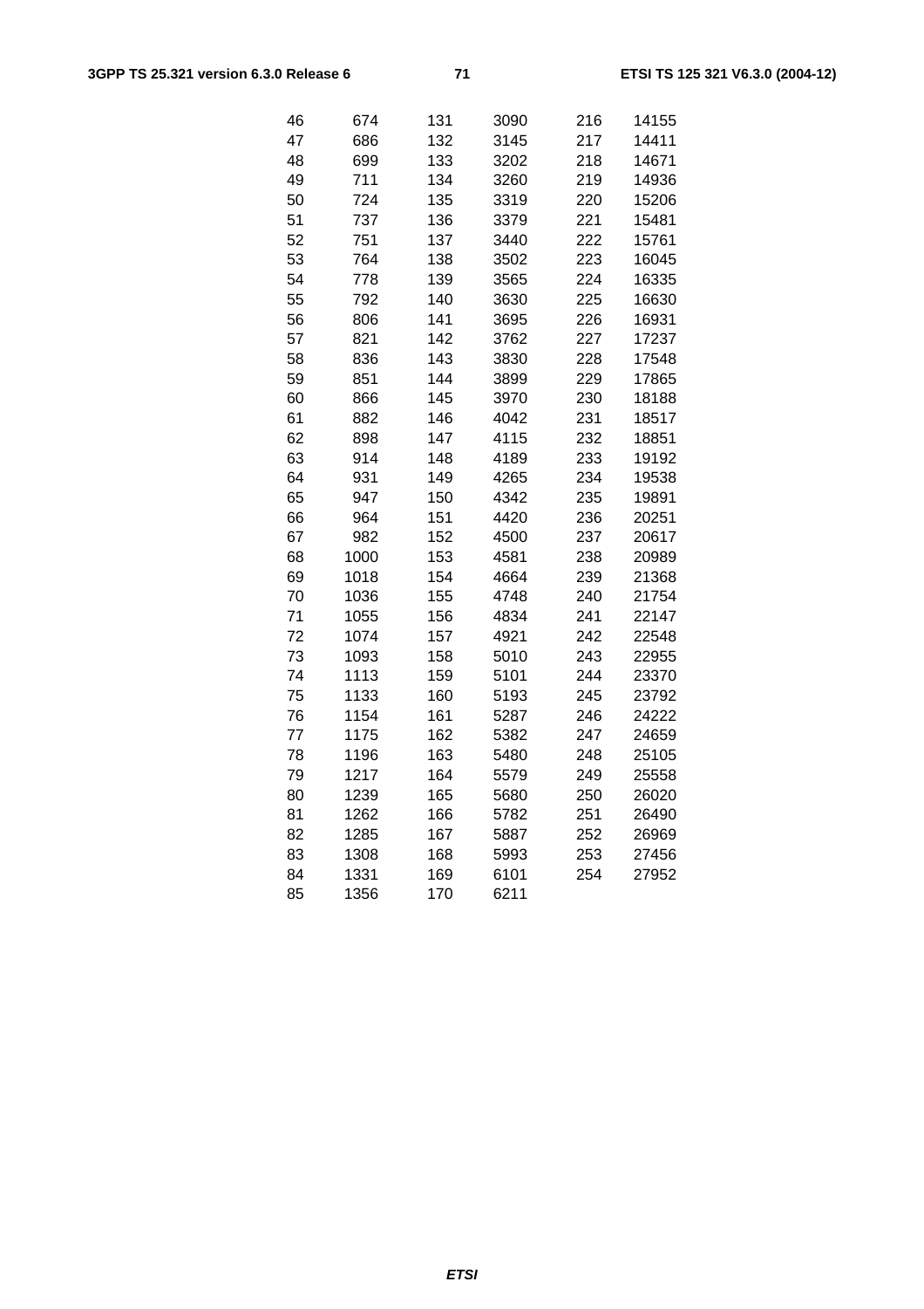| | | | | | |
|---|---|---|---|---|---|
| 46 | 674 | 131 | 3090 | 216 | 14155 |
| 47 | 686 | 132 | 3145 | 217 | 14411 |
| 48 | 699 | 133 | 3202 | 218 | 14671 |
| 49 | 711 | 134 | 3260 | 219 | 14936 |
| 50 | 724 | 135 | 3319 | 220 | 15206 |
| 51 | 737 | 136 | 3379 | 221 | 15481 |
| 52 | 751 | 137 | 3440 | 222 | 15761 |
| 53 | 764 | 138 | 3502 | 223 | 16045 |
| 54 | 778 | 139 | 3565 | 224 | 16335 |
| 55 | 792 | 140 | 3630 | 225 | 16630 |
| 56 | 806 | 141 | 3695 | 226 | 16931 |
| 57 | 821 | 142 | 3762 | 227 | 17237 |
| 58 | 836 | 143 | 3830 | 228 | 17548 |
| 59 | 851 | 144 | 3899 | 229 | 17865 |
| 60 | 866 | 145 | 3970 | 230 | 18188 |
| 61 | 882 | 146 | 4042 | 231 | 18517 |
| 62 | 898 | 147 | 4115 | 232 | 18851 |
| 63 | 914 | 148 | 4189 | 233 | 19192 |
| 64 | 931 | 149 | 4265 | 234 | 19538 |
| 65 | 947 | 150 | 4342 | 235 | 19891 |
| 66 | 964 | 151 | 4420 | 236 | 20251 |
| 67 | 982 | 152 | 4500 | 237 | 20617 |
| 68 | 1000 | 153 | 4581 | 238 | 20989 |
| 69 | 1018 | 154 | 4664 | 239 | 21368 |
| 70 | 1036 | 155 | 4748 | 240 | 21754 |
| 71 | 1055 | 156 | 4834 | 241 | 22147 |
| 72 | 1074 | 157 | 4921 | 242 | 22548 |
| 73 | 1093 | 158 | 5010 | 243 | 22955 |
| 74 | 1113 | 159 | 5101 | 244 | 23370 |
| 75 | 1133 | 160 | 5193 | 245 | 23792 |
| 76 | 1154 | 161 | 5287 | 246 | 24222 |
| 77 | 1175 | 162 | 5382 | 247 | 24659 |
| 78 | 1196 | 163 | 5480 | 248 | 25105 |
| 79 | 1217 | 164 | 5579 | 249 | 25558 |
| 80 | 1239 | 165 | 5680 | 250 | 26020 |
| 81 | 1262 | 166 | 5782 | 251 | 26490 |
| 82 | 1285 | 167 | 5887 | 252 | 26969 |
| 83 | 1308 | 168 | 5993 | 253 | 27456 |
| 84 | 1331 | 169 | 6101 | 254 | 27952 |
| 85 | 1356 | 170 | 6211 | | |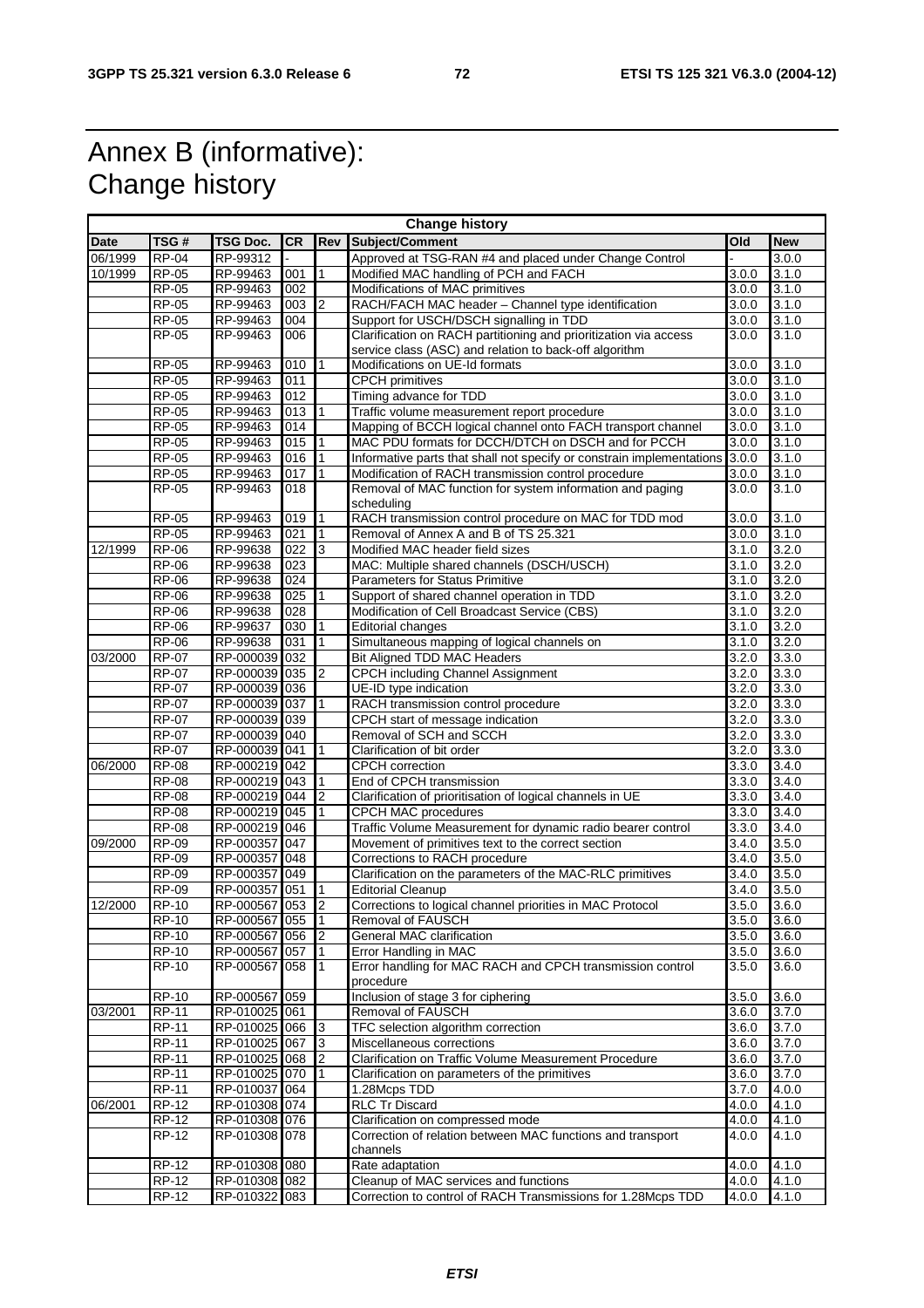# Annex B (informative): Change history

| Change history | | | | | | | |
|---|---|---|---|---|---|---|---|
| **Date** | **TSG #** | **TSG Doc.** | **CR** | **Rev** | **Subject/Comment** | **Old** | **New** |
| 06/1999 | RP-04 | RP-99312 | - | | Approved at TSG-RAN #4 and placed under Change Control | - | 3.0.0 |
| 10/1999 | RP-05 | RP-99463 | 001 | 1 | Modified MAC handling of PCH and FACH | 3.0.0 | 3.1.0 |
| | RP-05 | RP-99463 | 002 | | Modifications of MAC primitives | 3.0.0 | 3.1.0 |
| | RP-05 | RP-99463 | 003 | 2 | RACH/FACH MAC header – Channel type identification | 3.0.0 | 3.1.0 |
| | RP-05 | RP-99463 | 004 | | Support for USCH/DSCH signalling in TDD | 3.0.0 | 3.1.0 |
| | RP-05 | RP-99463 | 006 | | Clarification on RACH partitioning and prioritization via access service class (ASC) and relation to back-off algorithm | 3.0.0 | 3.1.0 |
| | RP-05 | RP-99463 | 010 | 1 | Modifications on UE-Id formats | 3.0.0 | 3.1.0 |
| | RP-05 | RP-99463 | 011 | | CPCH primitives | 3.0.0 | 3.1.0 |
| | RP-05 | RP-99463 | 012 | | Timing advance for TDD | 3.0.0 | 3.1.0 |
| | RP-05 | RP-99463 | 013 | 1 | Traffic volume measurement report procedure | 3.0.0 | 3.1.0 |
| | RP-05 | RP-99463 | 014 | | Mapping of BCCH logical channel onto FACH transport channel | 3.0.0 | 3.1.0 |
| | RP-05 | RP-99463 | 015 | 1 | MAC PDU formats for DCCH/DTCH on DSCH and for PCCH | 3.0.0 | 3.1.0 |
| | RP-05 | RP-99463 | 016 | 1 | Informative parts that shall not specify or constrain implementations | 3.0.0 | 3.1.0 |
| | RP-05 | RP-99463 | 017 | 1 | Modification of RACH transmission control procedure | 3.0.0 | 3.1.0 |
| | RP-05 | RP-99463 | 018 | | Removal of MAC function for system information and paging scheduling | 3.0.0 | 3.1.0 |
| | RP-05 | RP-99463 | 019 | 1 | RACH transmission control procedure on MAC for TDD mod | 3.0.0 | 3.1.0 |
| | RP-05 | RP-99463 | 021 | 1 | Removal of Annex A and B of TS 25.321 | 3.0.0 | 3.1.0 |
| 12/1999 | RP-06 | RP-99638 | 022 | 3 | Modified MAC header field sizes | 3.1.0 | 3.2.0 |
| | RP-06 | RP-99638 | 023 | | MAC: Multiple shared channels (DSCH/USCH) | 3.1.0 | 3.2.0 |
| | RP-06 | RP-99638 | 024 | | Parameters for Status Primitive | 3.1.0 | 3.2.0 |
| | RP-06 | RP-99638 | 025 | 1 | Support of shared channel operation in TDD | 3.1.0 | 3.2.0 |
| | RP-06 | RP-99638 | 028 | | Modification of Cell Broadcast Service (CBS) | 3.1.0 | 3.2.0 |
| | RP-06 | RP-99637 | 030 | 1 | Editorial changes | 3.1.0 | 3.2.0 |
| | RP-06 | RP-99638 | 031 | 1 | Simultaneous mapping of logical channels on | 3.1.0 | 3.2.0 |
| 03/2000 | RP-07 | RP-000039 | 032 | | Bit Aligned TDD MAC Headers | 3.2.0 | 3.3.0 |
| | RP-07 | RP-000039 | 035 | 2 | CPCH including Channel Assignment | 3.2.0 | 3.3.0 |
| | RP-07 | RP-000039 | 036 | | UE-ID type indication | 3.2.0 | 3.3.0 |
| | RP-07 | RP-000039 | 037 | 1 | RACH transmission control procedure | 3.2.0 | 3.3.0 |
| | RP-07 | RP-000039 | 039 | | CPCH start of message indication | 3.2.0 | 3.3.0 |
| | RP-07 | RP-000039 | 040 | | Removal of SCH and SCCH | 3.2.0 | 3.3.0 |
| | RP-07 | RP-000039 | 041 | 1 | Clarification of bit order | 3.2.0 | 3.3.0 |
| 06/2000 | RP-08 | RP-000219 | 042 | | CPCH correction | 3.3.0 | 3.4.0 |
| | RP-08 | RP-000219 | 043 | 1 | End of CPCH transmission | 3.3.0 | 3.4.0 |
| | RP-08 | RP-000219 | 044 | 2 | Clarification of prioritisation of logical channels in UE | 3.3.0 | 3.4.0 |
| | RP-08 | RP-000219 | 045 | 1 | CPCH MAC procedures | 3.3.0 | 3.4.0 |
| | RP-08 | RP-000219 | 046 | | Traffic Volume Measurement for dynamic radio bearer control | 3.3.0 | 3.4.0 |
| 09/2000 | RP-09 | RP-000357 | 047 | | Movement of primitives text to the correct section | 3.4.0 | 3.5.0 |
| | RP-09 | RP-000357 | 048 | | Corrections to RACH procedure | 3.4.0 | 3.5.0 |
| | RP-09 | RP-000357 | 049 | | Clarification on the parameters of the MAC-RLC primitives | 3.4.0 | 3.5.0 |
| | RP-09 | RP-000357 | 051 | 1 | Editorial Cleanup | 3.4.0 | 3.5.0 |
| 12/2000 | RP-10 | RP-000567 | 053 | 2 | Corrections to logical channel priorities in MAC Protocol | 3.5.0 | 3.6.0 |
| | RP-10 | RP-000567 | 055 | 1 | Removal of FAUSCH | 3.5.0 | 3.6.0 |
| | RP-10 | RP-000567 | 056 | 2 | General MAC clarification | 3.5.0 | 3.6.0 |
| | RP-10 | RP-000567 | 057 | 1 | Error Handling in MAC | 3.5.0 | 3.6.0 |
| | RP-10 | RP-000567 | 058 | 1 | Error handling for MAC RACH and CPCH transmission control procedure | 3.5.0 | 3.6.0 |
| | RP-10 | RP-000567 | 059 | | Inclusion of stage 3 for ciphering | 3.5.0 | 3.6.0 |
| 03/2001 | RP-11 | RP-010025 | 061 | | Removal of FAUSCH | 3.6.0 | 3.7.0 |
| | RP-11 | RP-010025 | 066 | 3 | TFC selection algorithm correction | 3.6.0 | 3.7.0 |
| | RP-11 | RP-010025 | 067 | 3 | Miscellaneous corrections | 3.6.0 | 3.7.0 |
| | RP-11 | RP-010025 | 068 | 2 | Clarification on Traffic Volume Measurement Procedure | 3.6.0 | 3.7.0 |
| | RP-11 | RP-010025 | 070 | 1 | Clarification on parameters of the primitives | 3.6.0 | 3.7.0 |
| | RP-11 | RP-010037 | 064 | | 1.28Mcps TDD | 3.7.0 | 4.0.0 |
| 06/2001 | RP-12 | RP-010308 | 074 | | RLC Tr Discard | 4.0.0 | 4.1.0 |
| | RP-12 | RP-010308 | 076 | | Clarification on compressed mode | 4.0.0 | 4.1.0 |
| | RP-12 | RP-010308 | 078 | | Correction of relation between MAC functions and transport channels | 4.0.0 | 4.1.0 |
| | RP-12 | RP-010308 | 080 | | Rate adaptation | 4.0.0 | 4.1.0 |
| | RP-12 | RP-010308 | 082 | | Cleanup of MAC services and functions | 4.0.0 | 4.1.0 |
| | RP-12 | RP-010322 | 083 | | Correction to control of RACH Transmissions for 1.28Mcps TDD | 4.0.0 | 4.1.0 |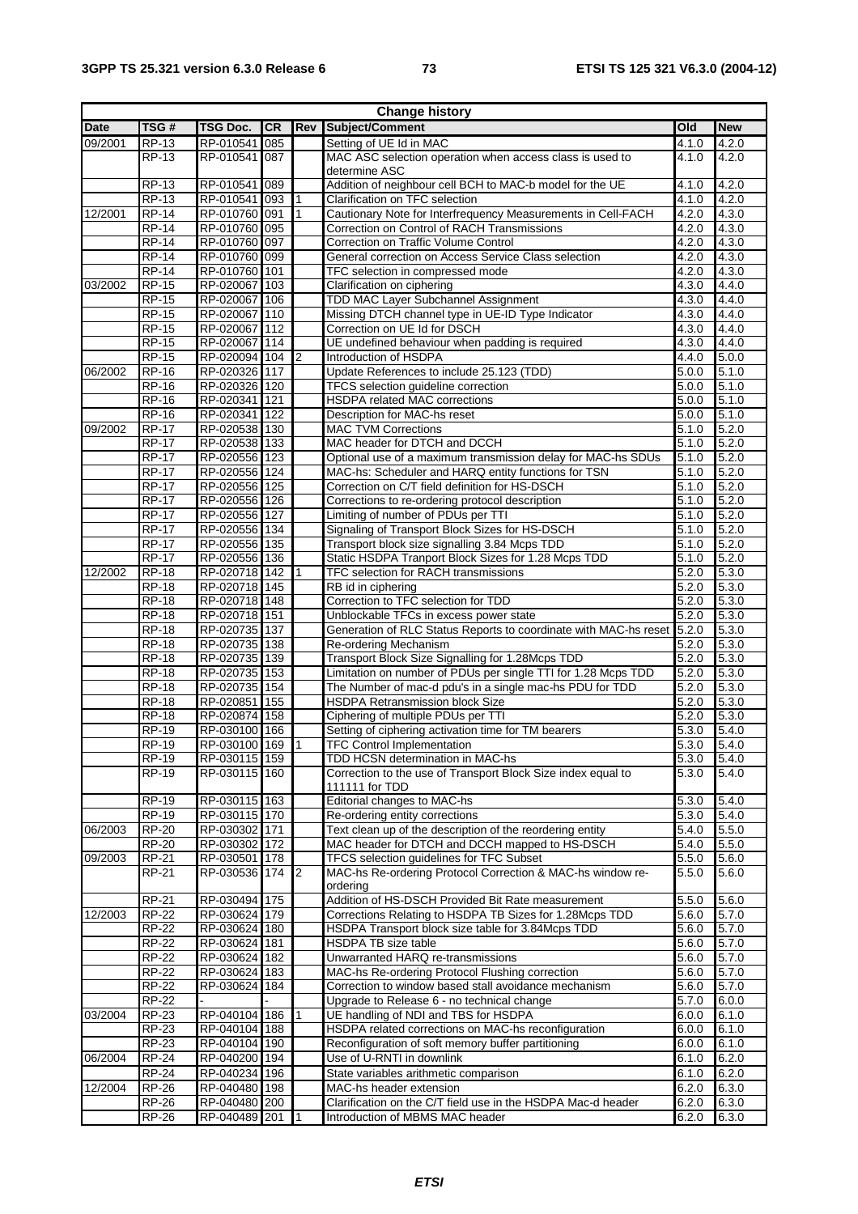| Change history | | | | | | | |
|---|---|---|---|---|---|---|---|
| **Date** | **TSG #** | **TSG Doc.** | **CR** | **Rev** | **Subject/Comment** | **Old** | **New** |
| 09/2001 | RP-13 | RP-010541 | 085 | | Setting of UE Id in MAC | 4.1.0 | 4.2.0 |
| | RP-13 | RP-010541 | 087 | | MAC ASC selection operation when access class is used to determine ASC | 4.1.0 | 4.2.0 |
| | RP-13 | RP-010541 | 089 | | Addition of neighbour cell BCH to MAC-b model for the UE | 4.1.0 | 4.2.0 |
| | RP-13 | RP-010541 | 093 | 1 | Clarification on TFC selection | 4.1.0 | 4.2.0 |
| 12/2001 | RP-14 | RP-010760 | 091 | 1 | Cautionary Note for Interfrequency Measurements in Cell-FACH | 4.2.0 | 4.3.0 |
| | RP-14 | RP-010760 | 095 | | Correction on Control of RACH Transmissions | 4.2.0 | 4.3.0 |
| | RP-14 | RP-010760 | 097 | | Correction on Traffic Volume Control | 4.2.0 | 4.3.0 |
| | RP-14 | RP-010760 | 099 | | General correction on Access Service Class selection | 4.2.0 | 4.3.0 |
| | RP-14 | RP-010760 | 101 | | TFC selection in compressed mode | 4.2.0 | 4.3.0 |
| 03/2002 | RP-15 | RP-020067 | 103 | | Clarification on ciphering | 4.3.0 | 4.4.0 |
| | RP-15 | RP-020067 | 106 | | TDD MAC Layer Subchannel Assignment | 4.3.0 | 4.4.0 |
| | RP-15 | RP-020067 | 110 | | Missing DTCH channel type in UE-ID Type Indicator | 4.3.0 | 4.4.0 |
| | RP-15 | RP-020067 | 112 | | Correction on UE Id for DSCH | 4.3.0 | 4.4.0 |
| | RP-15 | RP-020067 | 114 | | UE undefined behaviour when padding is required | 4.3.0 | 4.4.0 |
| | RP-15 | RP-020094 | 104 | 2 | Introduction of HSDPA | 4.4.0 | 5.0.0 |
| 06/2002 | RP-16 | RP-020326 | 117 | | Update References to include 25.123 (TDD) | 5.0.0 | 5.1.0 |
| | RP-16 | RP-020326 | 120 | | TFCS selection guideline correction | 5.0.0 | 5.1.0 |
| | RP-16 | RP-020341 | 121 | | HSDPA related MAC corrections | 5.0.0 | 5.1.0 |
| | RP-16 | RP-020341 | 122 | | Description for MAC-hs reset | 5.0.0 | 5.1.0 |
| 09/2002 | RP-17 | RP-020538 | 130 | | MAC TVM Corrections | 5.1.0 | 5.2.0 |
| | RP-17 | RP-020538 | 133 | | MAC header for DTCH and DCCH | 5.1.0 | 5.2.0 |
| | RP-17 | RP-020556 | 123 | | Optional use of a maximum transmission delay for MAC-hs SDUs | 5.1.0 | 5.2.0 |
| | RP-17 | RP-020556 | 124 | | MAC-hs: Scheduler and HARQ entity functions for TSN | 5.1.0 | 5.2.0 |
| | RP-17 | RP-020556 | 125 | | Correction on C/T field definition for HS-DSCH | 5.1.0 | 5.2.0 |
| | RP-17 | RP-020556 | 126 | | Corrections to re-ordering protocol description | 5.1.0 | 5.2.0 |
| | RP-17 | RP-020556 | 127 | | Limiting of number of PDUs per TTI | 5.1.0 | 5.2.0 |
| | RP-17 | RP-020556 | 134 | | Signaling of Transport Block Sizes for HS-DSCH | 5.1.0 | 5.2.0 |
| | RP-17 | RP-020556 | 135 | | Transport block size signalling 3.84 Mcps TDD | 5.1.0 | 5.2.0 |
| | RP-17 | RP-020556 | 136 | | Static HSDPA Tranport Block Sizes for 1.28 Mcps TDD | 5.1.0 | 5.2.0 |
| 12/2002 | RP-18 | RP-020718 | 142 | 1 | TFC selection for RACH transmissions | 5.2.0 | 5.3.0 |
| | RP-18 | RP-020718 | 145 | | RB id in ciphering | 5.2.0 | 5.3.0 |
| | RP-18 | RP-020718 | 148 | | Correction to TFC selection for TDD | 5.2.0 | 5.3.0 |
| | RP-18 | RP-020718 | 151 | | Unblockable TFCs in excess power state | 5.2.0 | 5.3.0 |
| | RP-18 | RP-020735 | 137 | | Generation of RLC Status Reports to coordinate with MAC-hs reset | 5.2.0 | 5.3.0 |
| | RP-18 | RP-020735 | 138 | | Re-ordering Mechanism | 5.2.0 | 5.3.0 |
| | RP-18 | RP-020735 | 139 | | Transport Block Size Signalling for 1.28Mcps TDD | 5.2.0 | 5.3.0 |
| | RP-18 | RP-020735 | 153 | | Limitation on number of PDUs per single TTI for 1.28 Mcps TDD | 5.2.0 | 5.3.0 |
| | RP-18 | RP-020735 | 154 | | The Number of mac-d pdu's in a single mac-hs PDU for TDD | 5.2.0 | 5.3.0 |
| | RP-18 | RP-020851 | 155 | | HSDPA Retransmission block Size | 5.2.0 | 5.3.0 |
| | RP-18 | RP-020874 | 158 | | Ciphering of multiple PDUs per TTI | 5.2.0 | 5.3.0 |
| | RP-19 | RP-030100 | 166 | | Setting of ciphering activation time for TM bearers | 5.3.0 | 5.4.0 |
| | RP-19 | RP-030100 | 169 | 1 | TFC Control Implementation | 5.3.0 | 5.4.0 |
| | RP-19 | RP-030115 | 159 | | TDD HCSN determination in MAC-hs | 5.3.0 | 5.4.0 |
| | RP-19 | RP-030115 | 160 | | Correction to the use of Transport Block Size index equal to 111111 for TDD | 5.3.0 | 5.4.0 |
| | RP-19 | RP-030115 | 163 | | Editorial changes to MAC-hs | 5.3.0 | 5.4.0 |
| | RP-19 | RP-030115 | 170 | | Re-ordering entity corrections | 5.3.0 | 5.4.0 |
| 06/2003 | RP-20 | RP-030302 | 171 | | Text clean up of the description of the reordering entity | 5.4.0 | 5.5.0 |
| | RP-20 | RP-030302 | 172 | | MAC header for DTCH and DCCH mapped to HS-DSCH | 5.4.0 | 5.5.0 |
| 09/2003 | RP-21 | RP-030501 | 178 | | TFCS selection guidelines for TFC Subset | 5.5.0 | 5.6.0 |
| | RP-21 | RP-030536 | 174 | 2 | MAC-hs Re-ordering Protocol Correction & MAC-hs window re-ordering | 5.5.0 | 5.6.0 |
| | RP-21 | RP-030494 | 175 | | Addition of HS-DSCH Provided Bit Rate measurement | 5.5.0 | 5.6.0 |
| 12/2003 | RP-22 | RP-030624 | 179 | | Corrections Relating to HSDPA TB Sizes for 1.28Mcps TDD | 5.6.0 | 5.7.0 |
| | RP-22 | RP-030624 | 180 | | HSDPA Transport block size table for 3.84Mcps TDD | 5.6.0 | 5.7.0 |
| | RP-22 | RP-030624 | 181 | | HSDPA TB size table | 5.6.0 | 5.7.0 |
| | RP-22 | RP-030624 | 182 | | Unwarranted HARQ re-transmissions | 5.6.0 | 5.7.0 |
| | RP-22 | RP-030624 | 183 | | MAC-hs Re-ordering Protocol Flushing correction | 5.6.0 | 5.7.0 |
| | RP-22 | RP-030624 | 184 | | Correction to window based stall avoidance mechanism | 5.6.0 | 5.7.0 |
| | RP-22 | - | - | | Upgrade to Release 6 - no technical change | 5.7.0 | 6.0.0 |
| 03/2004 | RP-23 | RP-040104 | 186 | 1 | UE handling of NDI and TBS for HSDPA | 6.0.0 | 6.1.0 |
| | RP-23 | RP-040104 | 188 | | HSDPA related corrections on MAC-hs reconfiguration | 6.0.0 | 6.1.0 |
| | RP-23 | RP-040104 | 190 | | Reconfiguration of soft memory buffer partitioning | 6.0.0 | 6.1.0 |
| 06/2004 | RP-24 | RP-040200 | 194 | | Use of U-RNTI in downlink | 6.1.0 | 6.2.0 |
| | RP-24 | RP-040234 | 196 | | State variables arithmetic comparison | 6.1.0 | 6.2.0 |
| 12/2004 | RP-26 | RP-040480 | 198 | | MAC-hs header extension | 6.2.0 | 6.3.0 |
| | RP-26 | RP-040480 | 200 | | Clarification on the C/T field use in the HSDPA Mac-d header | 6.2.0 | 6.3.0 |
| | RP-26 | RP-040489 | 201 | 1 | Introduction of MBMS MAC header | 6.2.0 | 6.3.0 |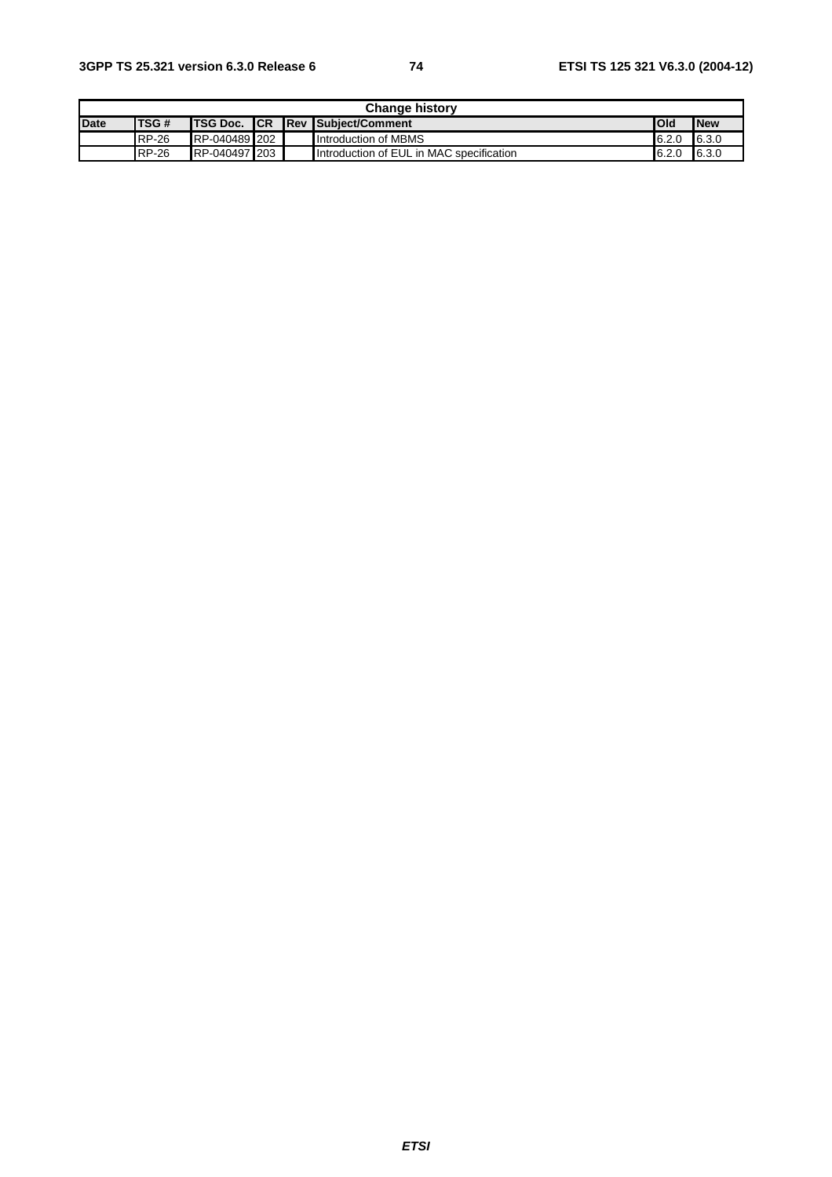| Change history | | | | | | | |
|---|---|---|---|---|---|---|---|
| Date | TSG # | TSG Doc. | CR | Rev | Subject/Comment | Old | New |
| | RP-26 | RP-040489 | 202 | | Introduction of MBMS | 6.2.0 | 6.3.0 |
| | RP-26 | RP-040497 | 203 | | Introduction of EUL in MAC specification | 6.2.0 | 6.3.0 |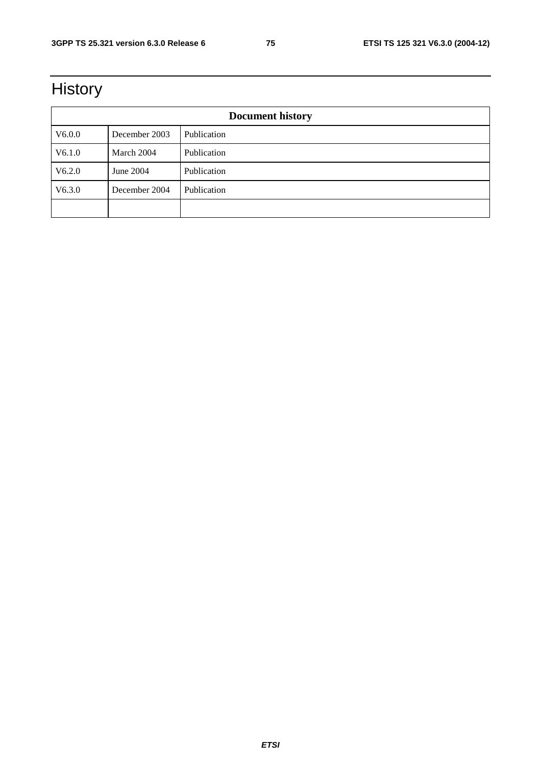# History

| Document history | | |
|---|---|---|
| V6.0.0 | December 2003 | Publication |
| V6.1.0 | March 2004 | Publication |
| V6.2.0 | June 2004 | Publication |
| V6.3.0 | December 2004 | Publication |
| | | |